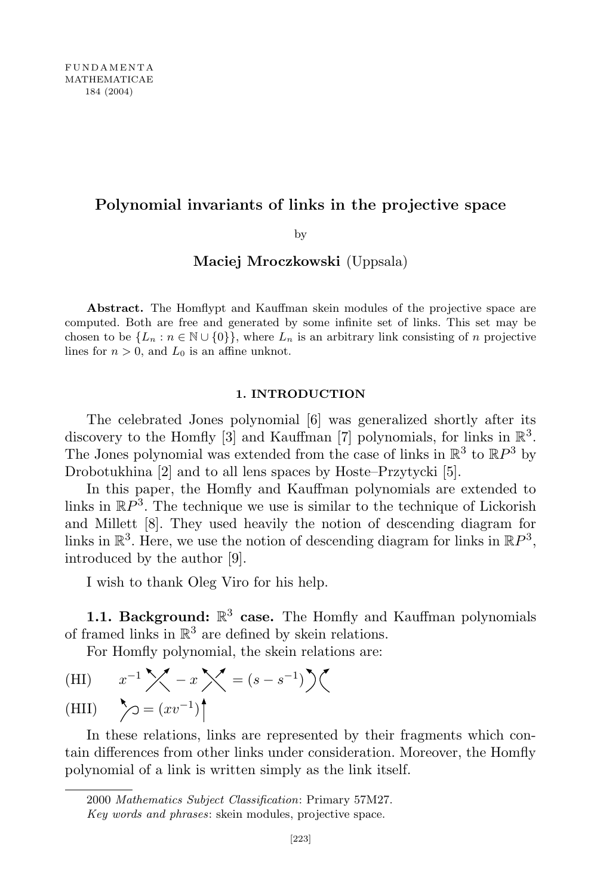FUNDAMENTA
MATHEMATICAE
184 (2004)

# Polynomial invariants of links in the projective space

by

**Maciej Mroczkowski** (Uppsala)

**Abstract.** The Homflypt and Kauffman skein modules of the projective space are computed. Both are free and generated by some infinite set of links. This set may be chosen to be $\{L_n : n \in \mathbb{N} \cup \{0\}\}$, where $L_n$ is an arbitrary link consisting of $n$ projective lines for $n > 0$, and $L_0$ is an affine unknot.

## 1. INTRODUCTION

The celebrated Jones polynomial [6] was generalized shortly after its discovery to the Homfly [3] and Kauffman [7] polynomials, for links in $\mathbb{R}^3$. The Jones polynomial was extended from the case of links in $\mathbb{R}^3$ to $\mathbb{R}P^3$ by Drobotukhina [2] and to all lens spaces by Hoste–Przytycki [5].

In this paper, the Homfly and Kauffman polynomials are extended to links in $\mathbb{R}P^3$. The technique we use is similar to the technique of Lickorish and Millett [8]. They used heavily the notion of descending diagram for links in $\mathbb{R}^3$. Here, we use the notion of descending diagram for links in $\mathbb{R}P^3$, introduced by the author [9].

I wish to thank Oleg Viro for his help.

**1.1. Background: $\mathbb{R}^3$ case.** The Homfly and Kauffman polynomials of framed links in $\mathbb{R}^3$ are defined by skein relations.

For Homfly polynomial, the skein relations are:

(HI) $\quad x^{-1}$ [positive crossing] $- x$ [negative crossing] $= (s - s^{-1})$ [smoothing]

(HII) $\quad$ [kink] $= (xv^{-1})$ [vertical strand]

In these relations, links are represented by their fragments which contain differences from other links under consideration. Moreover, the Homfly polynomial of a link is written simply as the link itself.

2000 *Mathematics Subject Classification*: Primary 57M27.

*Key words and phrases*: skein modules, projective space.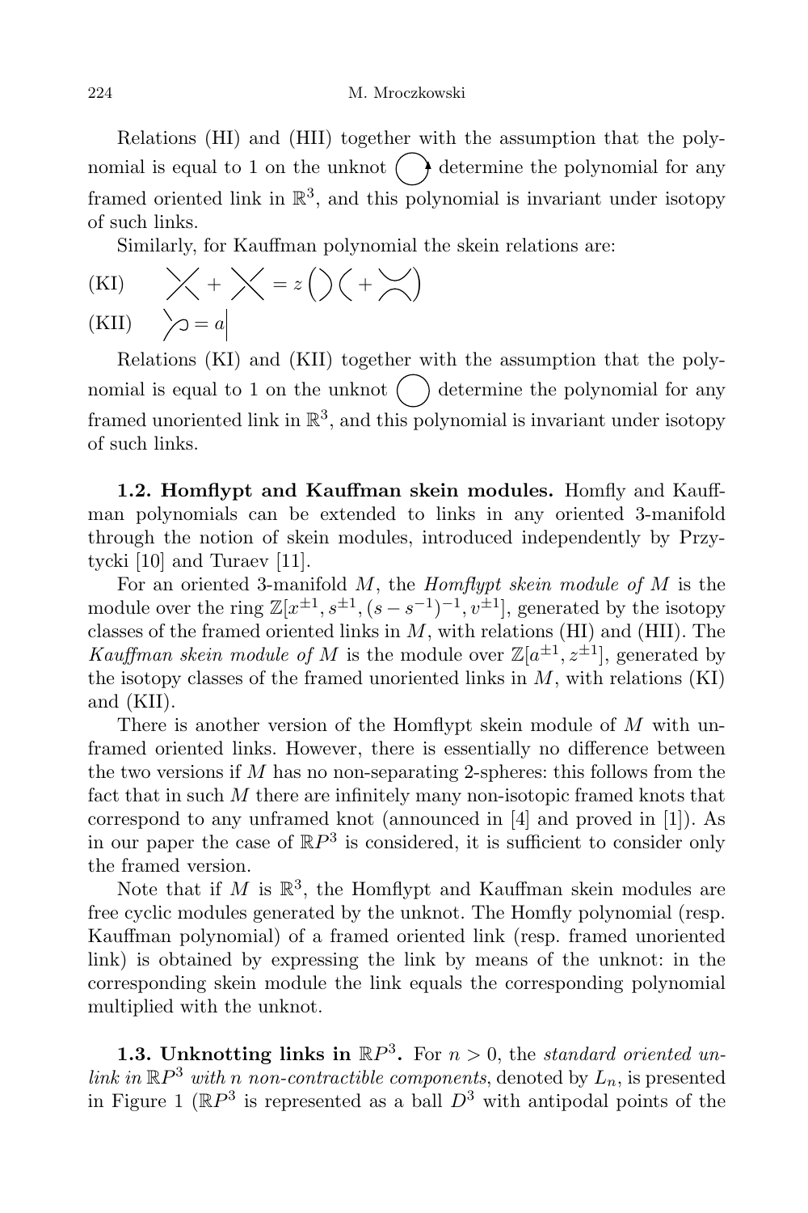Relations (HI) and (HII) together with the assumption that the polynomial is equal to 1 on the unknot determine the polynomial for any framed oriented link in $\mathbb{R}^3$, and this polynomial is invariant under isotopy of such links.

Similarly, for Kauffman polynomial the skein relations are:

(KI) $\quad \diagup\!\!\!\!\diagdown + \diagdown\!\!\!\!\diagup = z \left( \big)\big( + \asymp \right)$

(KII) $\quad \curvearrowright = a \big|$

Relations (KI) and (KII) together with the assumption that the polynomial is equal to 1 on the unknot determine the polynomial for any framed unoriented link in $\mathbb{R}^3$, and this polynomial is invariant under isotopy of such links.

**1.2. Homflypt and Kauffman skein modules.** Homfly and Kauffman polynomials can be extended to links in any oriented 3-manifold through the notion of skein modules, introduced independently by Przytycki [10] and Turaev [11].

For an oriented 3-manifold $M$, the *Homflypt skein module of* $M$ is the module over the ring $\mathbb{Z}[x^{\pm 1}, s^{\pm 1}, (s - s^{-1})^{-1}, v^{\pm 1}]$, generated by the isotopy classes of the framed oriented links in $M$, with relations (HI) and (HII). The *Kauffman skein module of* $M$ is the module over $\mathbb{Z}[a^{\pm 1}, z^{\pm 1}]$, generated by the isotopy classes of the framed unoriented links in $M$, with relations (KI) and (KII).

There is another version of the Homflypt skein module of $M$ with unframed oriented links. However, there is essentially no difference between the two versions if $M$ has no non-separating 2-spheres: this follows from the fact that in such $M$ there are infinitely many non-isotopic framed knots that correspond to any unframed knot (announced in [4] and proved in [1]). As in our paper the case of $\mathbb{R}P^3$ is considered, it is sufficient to consider only the framed version.

Note that if $M$ is $\mathbb{R}^3$, the Homflypt and Kauffman skein modules are free cyclic modules generated by the unknot. The Homfly polynomial (resp. Kauffman polynomial) of a framed oriented link (resp. framed unoriented link) is obtained by expressing the link by means of the unknot: in the corresponding skein module the link equals the corresponding polynomial multiplied with the unknot.

**1.3. Unknotting links in $\mathbb{R}P^3$.** For $n > 0$, the *standard oriented unlink in* $\mathbb{R}P^3$ *with* $n$ *non-contractible components*, denoted by $L_n$, is presented in Figure 1 ($\mathbb{R}P^3$ is represented as a ball $D^3$ with antipodal points of the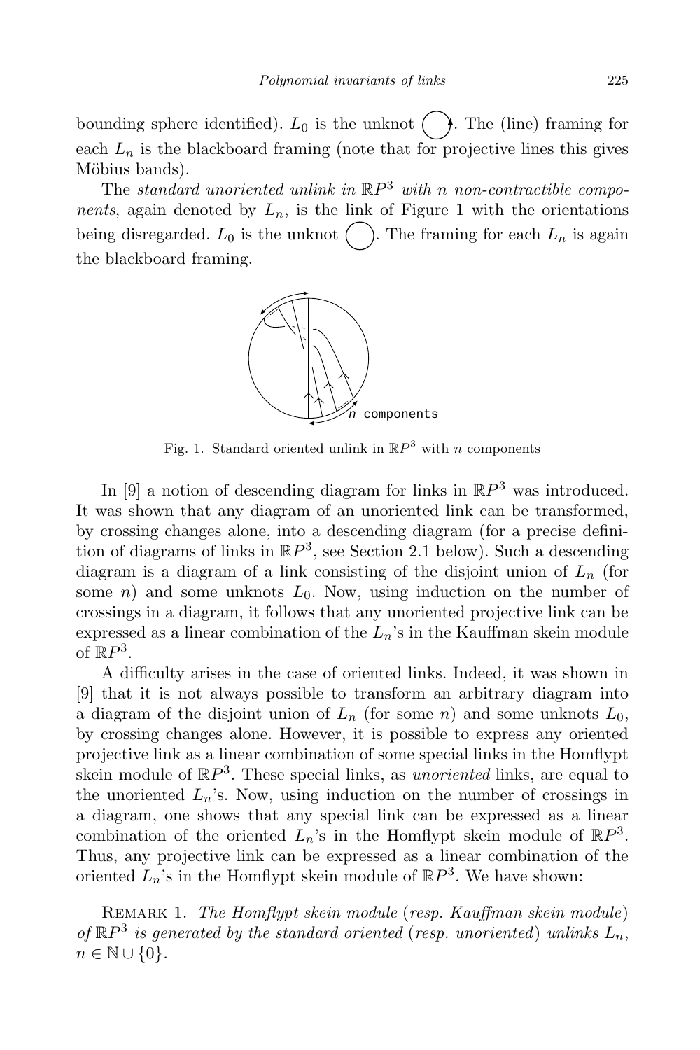bounding sphere identified). $L_0$ is the unknot ◯. The (line) framing for each $L_n$ is the blackboard framing (note that for projective lines this gives Möbius bands).

The *standard unoriented unlink in* $\mathbb{R}P^3$ *with* $n$ *non-contractible components*, again denoted by $L_n$, is the link of Figure 1 with the orientations being disregarded. $L_0$ is the unknot ◯. The framing for each $L_n$ is again the blackboard framing.

Fig. 1. Standard oriented unlink in $\mathbb{R}P^3$ with $n$ components

In [9] a notion of descending diagram for links in $\mathbb{R}P^3$ was introduced. It was shown that any diagram of an unoriented link can be transformed, by crossing changes alone, into a descending diagram (for a precise definition of diagrams of links in $\mathbb{R}P^3$, see Section 2.1 below). Such a descending diagram is a diagram of a link consisting of the disjoint union of $L_n$ (for some $n$) and some unknots $L_0$. Now, using induction on the number of crossings in a diagram, it follows that any unoriented projective link can be expressed as a linear combination of the $L_n$'s in the Kauffman skein module of $\mathbb{R}P^3$.

A difficulty arises in the case of oriented links. Indeed, it was shown in [9] that it is not always possible to transform an arbitrary diagram into a diagram of the disjoint union of $L_n$ (for some $n$) and some unknots $L_0$, by crossing changes alone. However, it is possible to express any oriented projective link as a linear combination of some special links in the Homflypt skein module of $\mathbb{R}P^3$. These special links, as *unoriented* links, are equal to the unoriented $L_n$'s. Now, using induction on the number of crossings in a diagram, one shows that any special link can be expressed as a linear combination of the oriented $L_n$'s in the Homflypt skein module of $\mathbb{R}P^3$. Thus, any projective link can be expressed as a linear combination of the oriented $L_n$'s in the Homflypt skein module of $\mathbb{R}P^3$. We have shown:

Remark 1. *The Homflypt skein module* (*resp. Kauffman skein module*) *of* $\mathbb{R}P^3$ *is generated by the standard oriented* (*resp. unoriented*) *unlinks* $L_n$, $n \in \mathbb{N} \cup \{0\}$.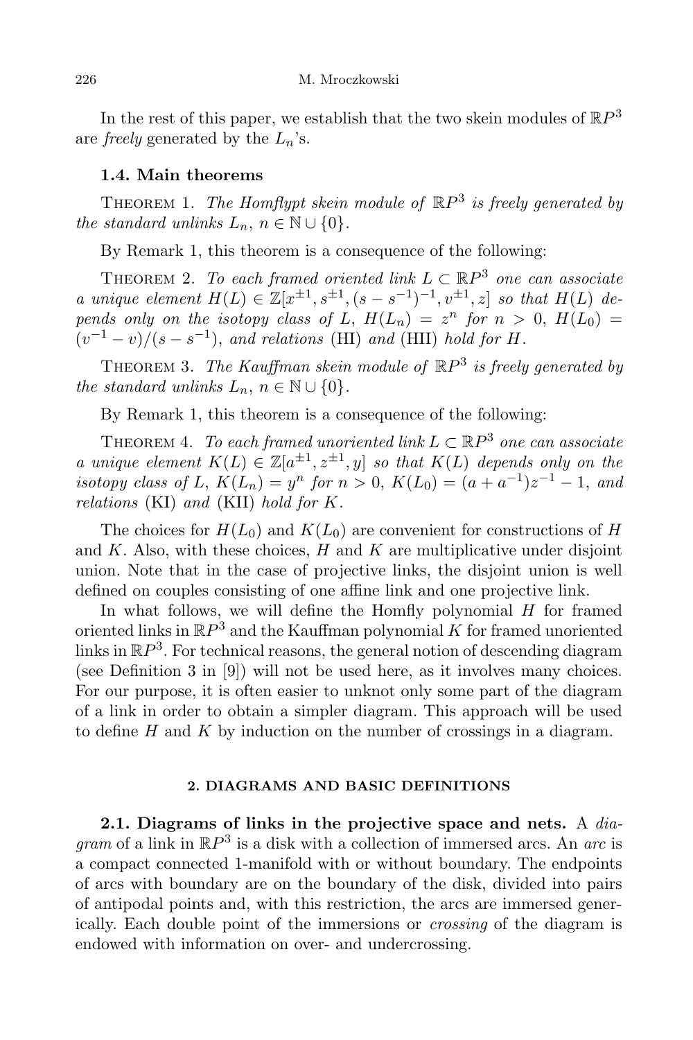In the rest of this paper, we establish that the two skein modules of $\mathbb{R}P^3$ are *freely* generated by the $L_n$'s.

### 1.4. Main theorems

Theorem 1. *The Homflypt skein module of $\mathbb{R}P^3$ is freely generated by the standard unlinks $L_n$, $n \in \mathbb{N} \cup \{0\}$.*

By Remark 1, this theorem is a consequence of the following:

Theorem 2. *To each framed oriented link $L \subset \mathbb{R}P^3$ one can associate a unique element $H(L) \in \mathbb{Z}[x^{\pm 1}, s^{\pm 1}, (s - s^{-1})^{-1}, v^{\pm 1}, z]$ so that $H(L)$ depends only on the isotopy class of $L$, $H(L_n) = z^n$ for $n > 0$, $H(L_0) = (v^{-1} - v)/(s - s^{-1})$, and relations* (HI) *and* (HII) *hold for $H$.*

Theorem 3. *The Kauffman skein module of $\mathbb{R}P^3$ is freely generated by the standard unlinks $L_n$, $n \in \mathbb{N} \cup \{0\}$.*

By Remark 1, this theorem is a consequence of the following:

Theorem 4. *To each framed unoriented link $L \subset \mathbb{R}P^3$ one can associate a unique element $K(L) \in \mathbb{Z}[a^{\pm 1}, z^{\pm 1}, y]$ so that $K(L)$ depends only on the isotopy class of $L$, $K(L_n) = y^n$ for $n > 0$, $K(L_0) = (a + a^{-1})z^{-1} - 1$, and relations* (KI) *and* (KII) *hold for $K$.*

The choices for $H(L_0)$ and $K(L_0)$ are convenient for constructions of $H$ and $K$. Also, with these choices, $H$ and $K$ are multiplicative under disjoint union. Note that in the case of projective links, the disjoint union is well defined on couples consisting of one affine link and one projective link.

In what follows, we will define the Homfly polynomial $H$ for framed oriented links in $\mathbb{R}P^3$ and the Kauffman polynomial $K$ for framed unoriented links in $\mathbb{R}P^3$. For technical reasons, the general notion of descending diagram (see Definition 3 in [9]) will not be used here, as it involves many choices. For our purpose, it is often easier to unknot only some part of the diagram of a link in order to obtain a simpler diagram. This approach will be used to define $H$ and $K$ by induction on the number of crossings in a diagram.

## 2. DIAGRAMS AND BASIC DEFINITIONS

**2.1. Diagrams of links in the projective space and nets.** A *diagram* of a link in $\mathbb{R}P^3$ is a disk with a collection of immersed arcs. An *arc* is a compact connected 1-manifold with or without boundary. The endpoints of arcs with boundary are on the boundary of the disk, divided into pairs of antipodal points and, with this restriction, the arcs are immersed generically. Each double point of the immersions or *crossing* of the diagram is endowed with information on over- and undercrossing.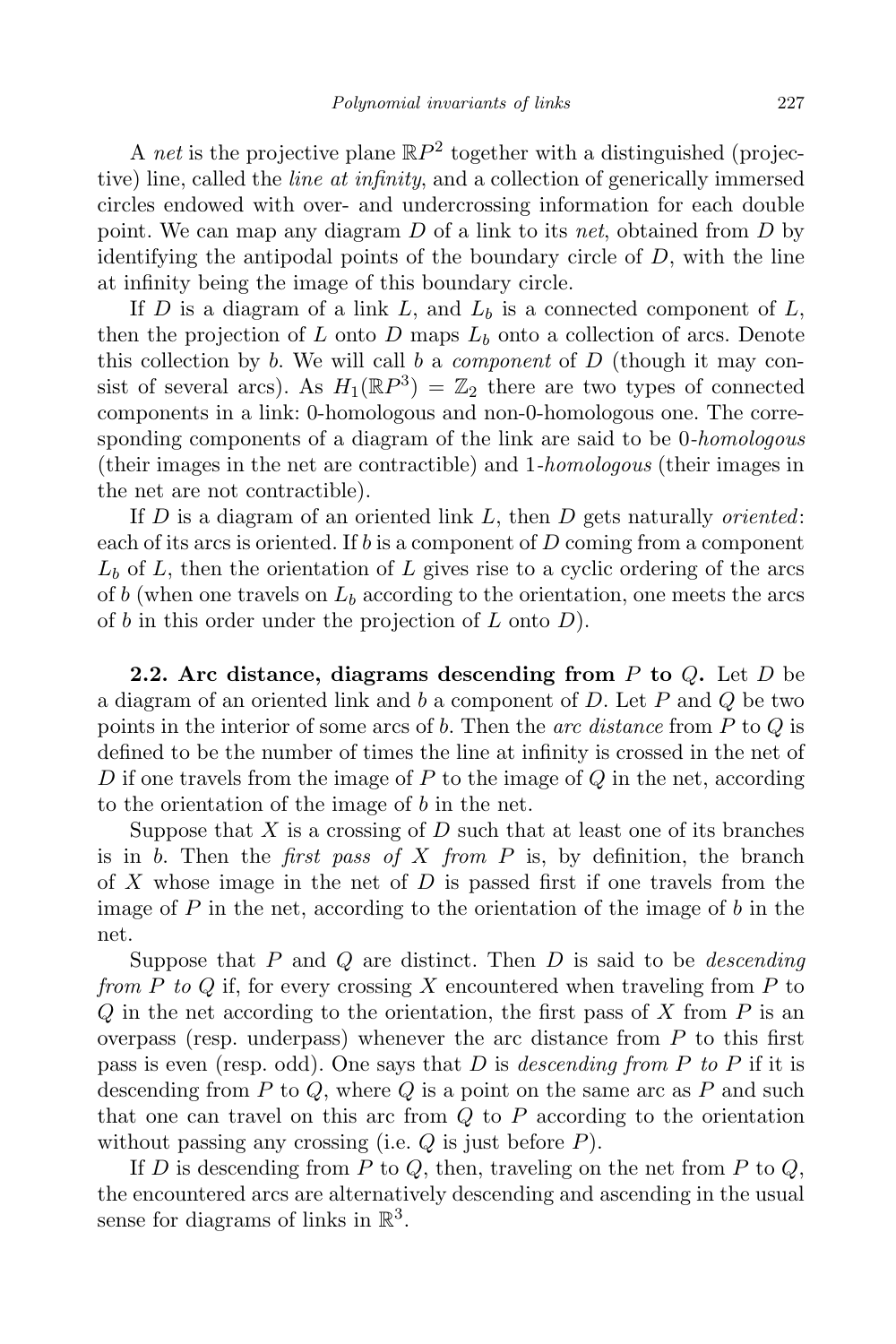A *net* is the projective plane $\mathbb{R}P^2$ together with a distinguished (projective) line, called the *line at infinity*, and a collection of generically immersed circles endowed with over- and undercrossing information for each double point. We can map any diagram $D$ of a link to its *net*, obtained from $D$ by identifying the antipodal points of the boundary circle of $D$, with the line at infinity being the image of this boundary circle.

If $D$ is a diagram of a link $L$, and $L_b$ is a connected component of $L$, then the projection of $L$ onto $D$ maps $L_b$ onto a collection of arcs. Denote this collection by $b$. We will call $b$ a *component* of $D$ (though it may consist of several arcs). As $H_1(\mathbb{R}P^3) = \mathbb{Z}_2$ there are two types of connected components in a link: 0-homologous and non-0-homologous one. The corresponding components of a diagram of the link are said to be *0-homologous* (their images in the net are contractible) and *1-homologous* (their images in the net are not contractible).

If $D$ is a diagram of an oriented link $L$, then $D$ gets naturally *oriented*: each of its arcs is oriented. If $b$ is a component of $D$ coming from a component $L_b$ of $L$, then the orientation of $L$ gives rise to a cyclic ordering of the arcs of $b$ (when one travels on $L_b$ according to the orientation, one meets the arcs of $b$ in this order under the projection of $L$ onto $D$).

**2.2. Arc distance, diagrams descending from $P$ to $Q$.** Let $D$ be a diagram of an oriented link and $b$ a component of $D$. Let $P$ and $Q$ be two points in the interior of some arcs of $b$. Then the *arc distance* from $P$ to $Q$ is defined to be the number of times the line at infinity is crossed in the net of $D$ if one travels from the image of $P$ to the image of $Q$ in the net, according to the orientation of the image of $b$ in the net.

Suppose that $X$ is a crossing of $D$ such that at least one of its branches is in $b$. Then the *first pass of $X$ from $P$* is, by definition, the branch of $X$ whose image in the net of $D$ is passed first if one travels from the image of $P$ in the net, according to the orientation of the image of $b$ in the net.

Suppose that $P$ and $Q$ are distinct. Then $D$ is said to be *descending from $P$ to $Q$* if, for every crossing $X$ encountered when traveling from $P$ to $Q$ in the net according to the orientation, the first pass of $X$ from $P$ is an overpass (resp. underpass) whenever the arc distance from $P$ to this first pass is even (resp. odd). One says that $D$ is *descending from $P$ to $P$* if it is descending from $P$ to $Q$, where $Q$ is a point on the same arc as $P$ and such that one can travel on this arc from $Q$ to $P$ according to the orientation without passing any crossing (i.e. $Q$ is just before $P$).

If $D$ is descending from $P$ to $Q$, then, traveling on the net from $P$ to $Q$, the encountered arcs are alternatively descending and ascending in the usual sense for diagrams of links in $\mathbb{R}^3$.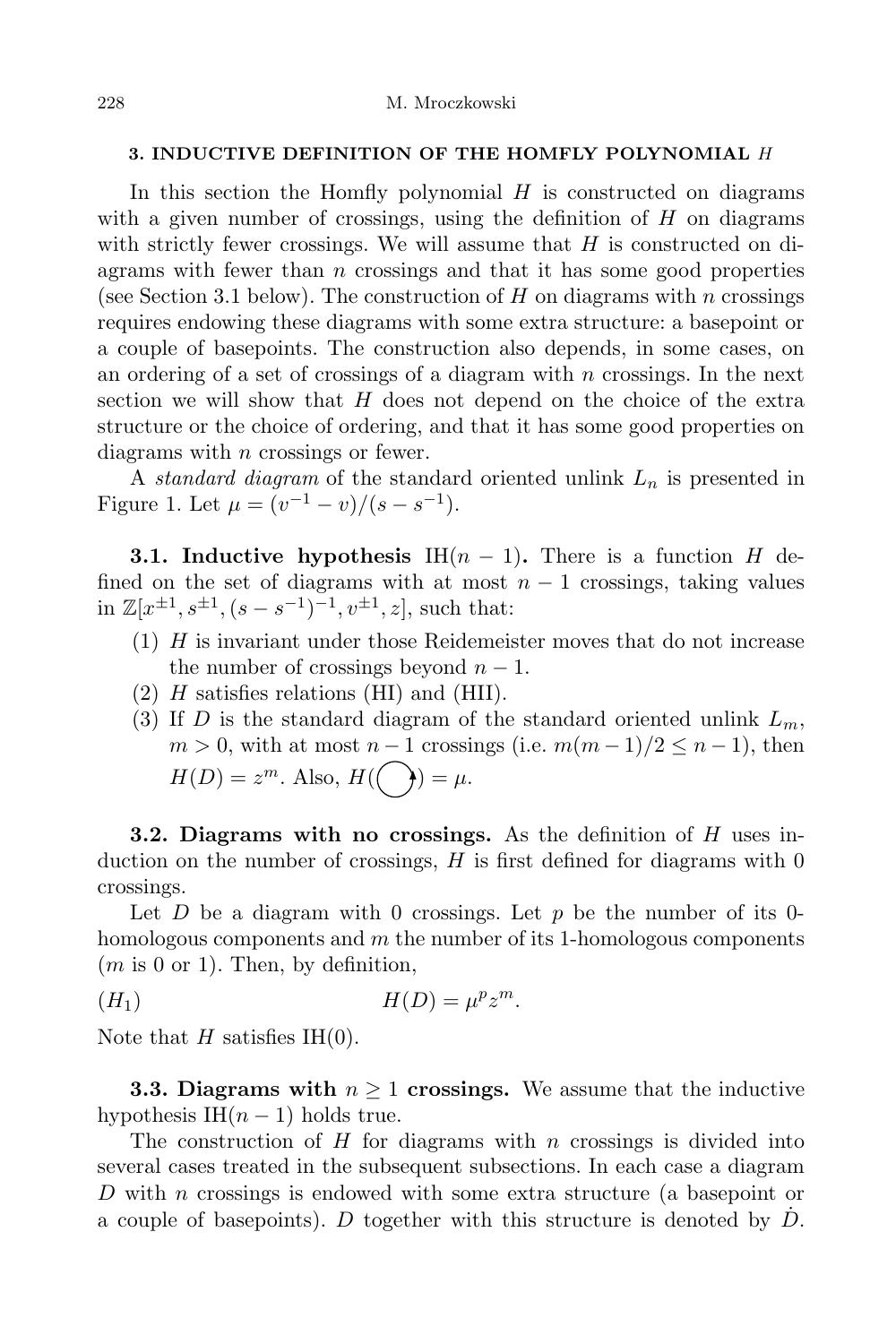### 3. INDUCTIVE DEFINITION OF THE HOMFLY POLYNOMIAL $H$

In this section the Homfly polynomial $H$ is constructed on diagrams with a given number of crossings, using the definition of $H$ on diagrams with strictly fewer crossings. We will assume that $H$ is constructed on diagrams with fewer than $n$ crossings and that it has some good properties (see Section 3.1 below). The construction of $H$ on diagrams with $n$ crossings requires endowing these diagrams with some extra structure: a basepoint or a couple of basepoints. The construction also depends, in some cases, on an ordering of a set of crossings of a diagram with $n$ crossings. In the next section we will show that $H$ does not depend on the choice of the extra structure or the choice of ordering, and that it has some good properties on diagrams with $n$ crossings or fewer.

A *standard diagram* of the standard oriented unlink $L_n$ is presented in Figure 1. Let $\mu = (v^{-1} - v)/(s - s^{-1})$.

**3.1. Inductive hypothesis** IH$(n-1)$**.** There is a function $H$ defined on the set of diagrams with at most $n-1$ crossings, taking values in $\mathbb{Z}[x^{\pm 1}, s^{\pm 1}, (s-s^{-1})^{-1}, v^{\pm 1}, z]$, such that:

1. $H$ is invariant under those Reidemeister moves that do not increase the number of crossings beyond $n-1$.
2. $H$ satisfies relations (HI) and (HII).
3. If $D$ is the standard diagram of the standard oriented unlink $L_m$, $m > 0$, with at most $n-1$ crossings (i.e. $m(m-1)/2 \leq n-1$), then $H(D) = z^m$. Also, $H(\bigcirc) = \mu$.

**3.2. Diagrams with no crossings.** As the definition of $H$ uses induction on the number of crossings, $H$ is first defined for diagrams with 0 crossings.

Let $D$ be a diagram with 0 crossings. Let $p$ be the number of its 0-homologous components and $m$ the number of its 1-homologous components ($m$ is 0 or 1). Then, by definition,

$$(H_1) \qquad\qquad H(D) = \mu^p z^m.$$

Note that $H$ satisfies IH(0).

**3.3. Diagrams with $n \geq 1$ crossings.** We assume that the inductive hypothesis IH$(n-1)$ holds true.

The construction of $H$ for diagrams with $n$ crossings is divided into several cases treated in the subsequent subsections. In each case a diagram $D$ with $n$ crossings is endowed with some extra structure (a basepoint or a couple of basepoints). $D$ together with this structure is denoted by $\dot{D}$.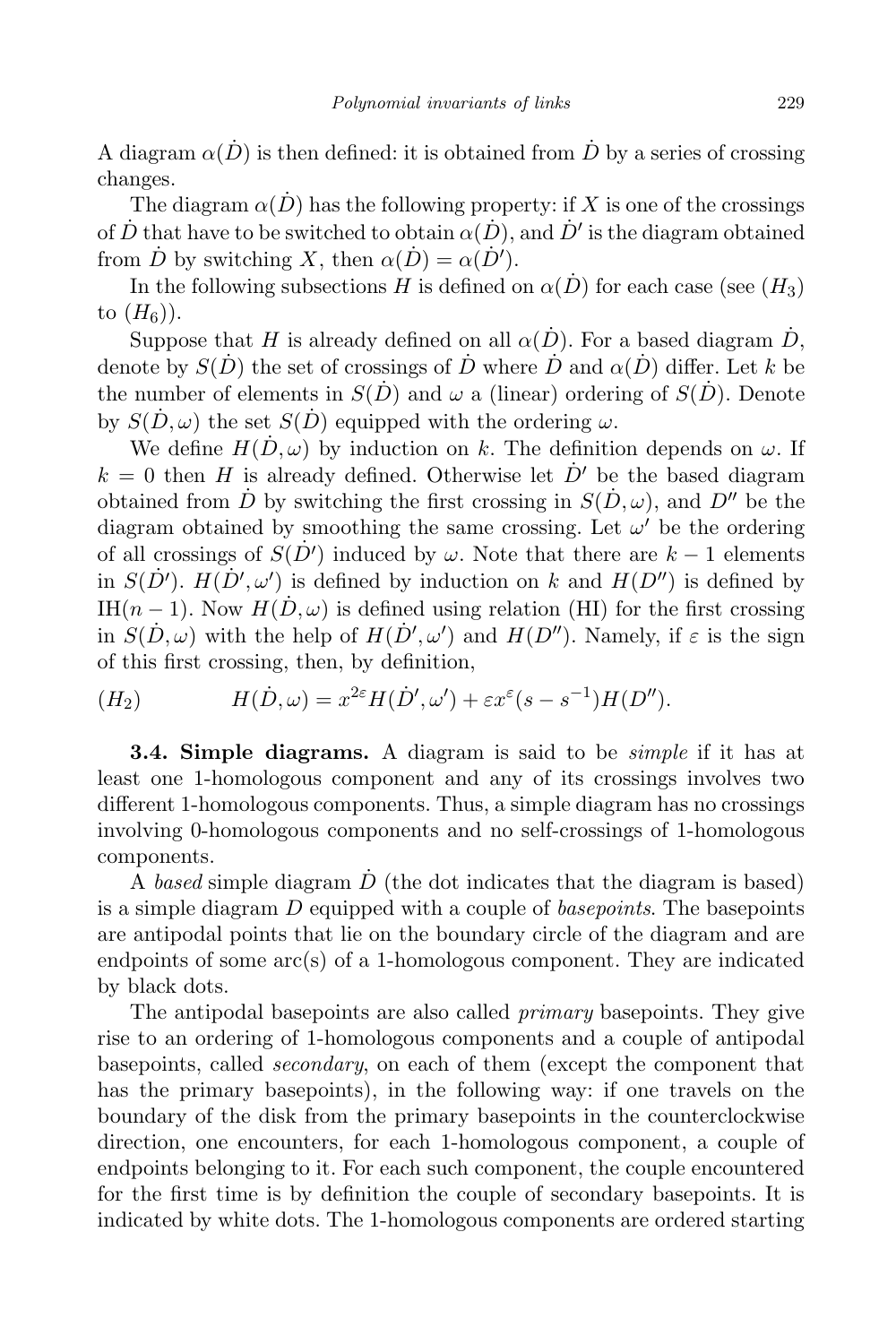A diagram $\alpha(\dot{D})$ is then defined: it is obtained from $\dot{D}$ by a series of crossing changes.

The diagram $\alpha(\dot{D})$ has the following property: if $X$ is one of the crossings of $\dot{D}$ that have to be switched to obtain $\alpha(\dot{D})$, and $\dot{D}'$ is the diagram obtained from $\dot{D}$ by switching $X$, then $\alpha(\dot{D}) = \alpha(\dot{D}')$.

In the following subsections $H$ is defined on $\alpha(\dot{D})$ for each case (see $(H_3)$ to $(H_6)$).

Suppose that $H$ is already defined on all $\alpha(\dot{D})$. For a based diagram $\dot{D}$, denote by $S(\dot{D})$ the set of crossings of $\dot{D}$ where $\dot{D}$ and $\alpha(\dot{D})$ differ. Let $k$ be the number of elements in $S(\dot{D})$ and $\omega$ a (linear) ordering of $S(\dot{D})$. Denote by $S(\dot{D}, \omega)$ the set $S(\dot{D})$ equipped with the ordering $\omega$.

We define $H(\dot{D}, \omega)$ by induction on $k$. The definition depends on $\omega$. If $k = 0$ then $H$ is already defined. Otherwise let $\dot{D}'$ be the based diagram obtained from $\dot{D}$ by switching the first crossing in $S(\dot{D}, \omega)$, and $D''$ be the diagram obtained by smoothing the same crossing. Let $\omega'$ be the ordering of all crossings of $S(\dot{D}')$ induced by $\omega$. Note that there are $k-1$ elements in $S(\dot{D}')$. $H(\dot{D}', \omega')$ is defined by induction on $k$ and $H(D'')$ is defined by IH$(n-1)$. Now $H(\dot{D}, \omega)$ is defined using relation (HI) for the first crossing in $S(\dot{D}, \omega)$ with the help of $H(\dot{D}', \omega')$ and $H(D'')$. Namely, if $\varepsilon$ is the sign of this first crossing, then, by definition,

$$(H_2) \qquad H(\dot{D}, \omega) = x^{2\varepsilon} H(\dot{D}', \omega') + \varepsilon x^{\varepsilon}(s - s^{-1}) H(D'').$$

**3.4. Simple diagrams.** A diagram is said to be *simple* if it has at least one 1-homologous component and any of its crossings involves two different 1-homologous components. Thus, a simple diagram has no crossings involving 0-homologous components and no self-crossings of 1-homologous components.

A *based* simple diagram $\dot{D}$ (the dot indicates that the diagram is based) is a simple diagram $D$ equipped with a couple of *basepoints*. The basepoints are antipodal points that lie on the boundary circle of the diagram and are endpoints of some arc(s) of a 1-homologous component. They are indicated by black dots.

The antipodal basepoints are also called *primary* basepoints. They give rise to an ordering of 1-homologous components and a couple of antipodal basepoints, called *secondary*, on each of them (except the component that has the primary basepoints), in the following way: if one travels on the boundary of the disk from the primary basepoints in the counterclockwise direction, one encounters, for each 1-homologous component, a couple of endpoints belonging to it. For each such component, the couple encountered for the first time is by definition the couple of secondary basepoints. It is indicated by white dots. The 1-homologous components are ordered starting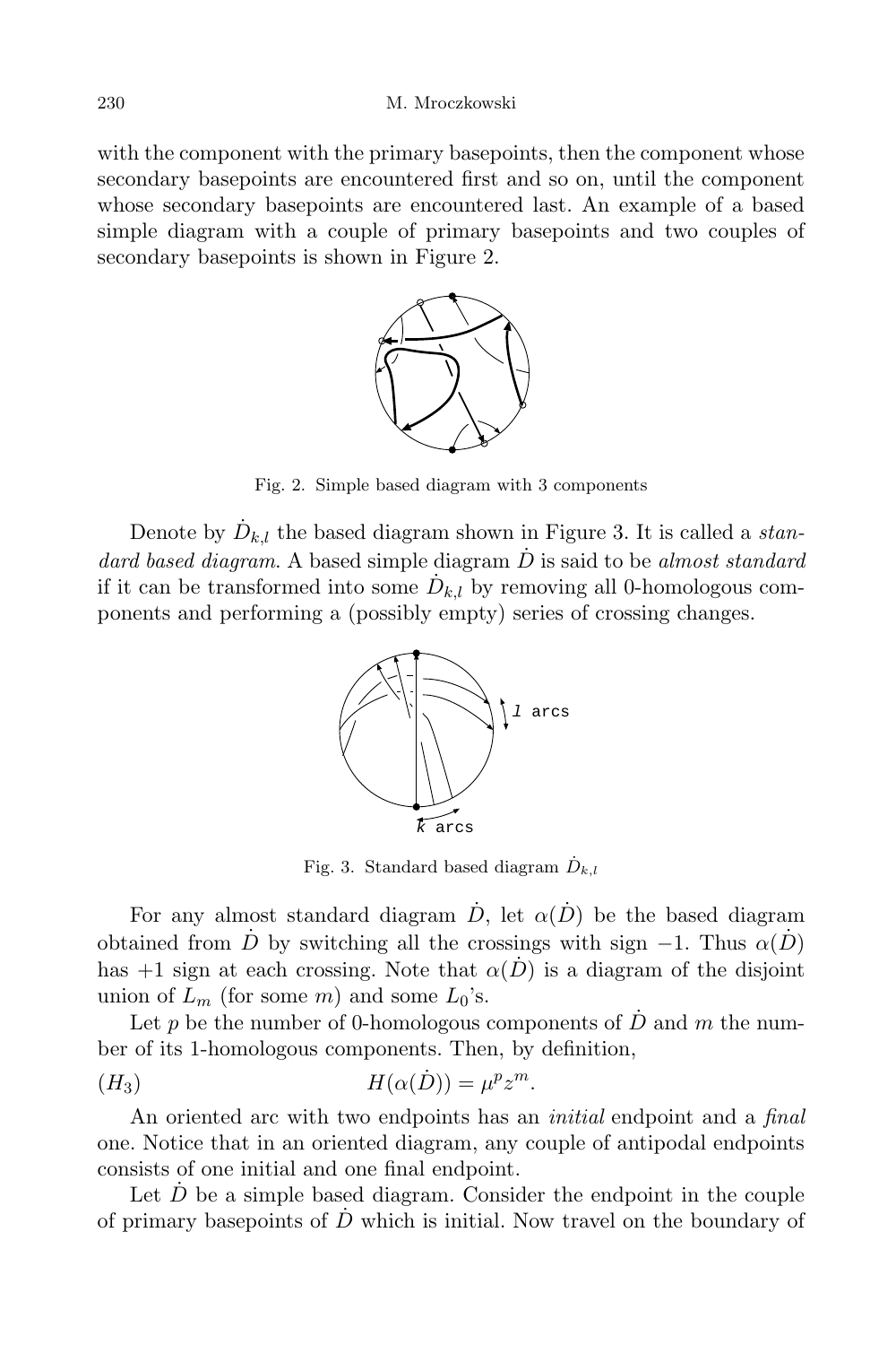with the component with the primary basepoints, then the component whose secondary basepoints are encountered first and so on, until the component whose secondary basepoints are encountered last. An example of a based simple diagram with a couple of primary basepoints and two couples of secondary basepoints is shown in Figure 2.

Fig. 2. Simple based diagram with 3 components

Denote by $\dot{D}_{k,l}$ the based diagram shown in Figure 3. It is called a *standard based diagram*. A based simple diagram $\dot{D}$ is said to be *almost standard* if it can be transformed into some $\dot{D}_{k,l}$ by removing all 0-homologous components and performing a (possibly empty) series of crossing changes.

Fig. 3. Standard based diagram $\dot{D}_{k,l}$

For any almost standard diagram $\dot{D}$, let $\alpha(\dot{D})$ be the based diagram obtained from $\dot{D}$ by switching all the crossings with sign $-1$. Thus $\alpha(\dot{D})$ has $+1$ sign at each crossing. Note that $\alpha(\dot{D})$ is a diagram of the disjoint union of $L_m$ (for some $m$) and some $L_0$'s.

Let $p$ be the number of 0-homologous components of $\dot{D}$ and $m$ the number of its 1-homologous components. Then, by definition,

$$H(\alpha(\dot{D})) = \mu^p z^m. \tag{$H_3$}$$

An oriented arc with two endpoints has an *initial* endpoint and a *final* one. Notice that in an oriented diagram, any couple of antipodal endpoints consists of one initial and one final endpoint.

Let $\dot{D}$ be a simple based diagram. Consider the endpoint in the couple of primary basepoints of $\dot{D}$ which is initial. Now travel on the boundary of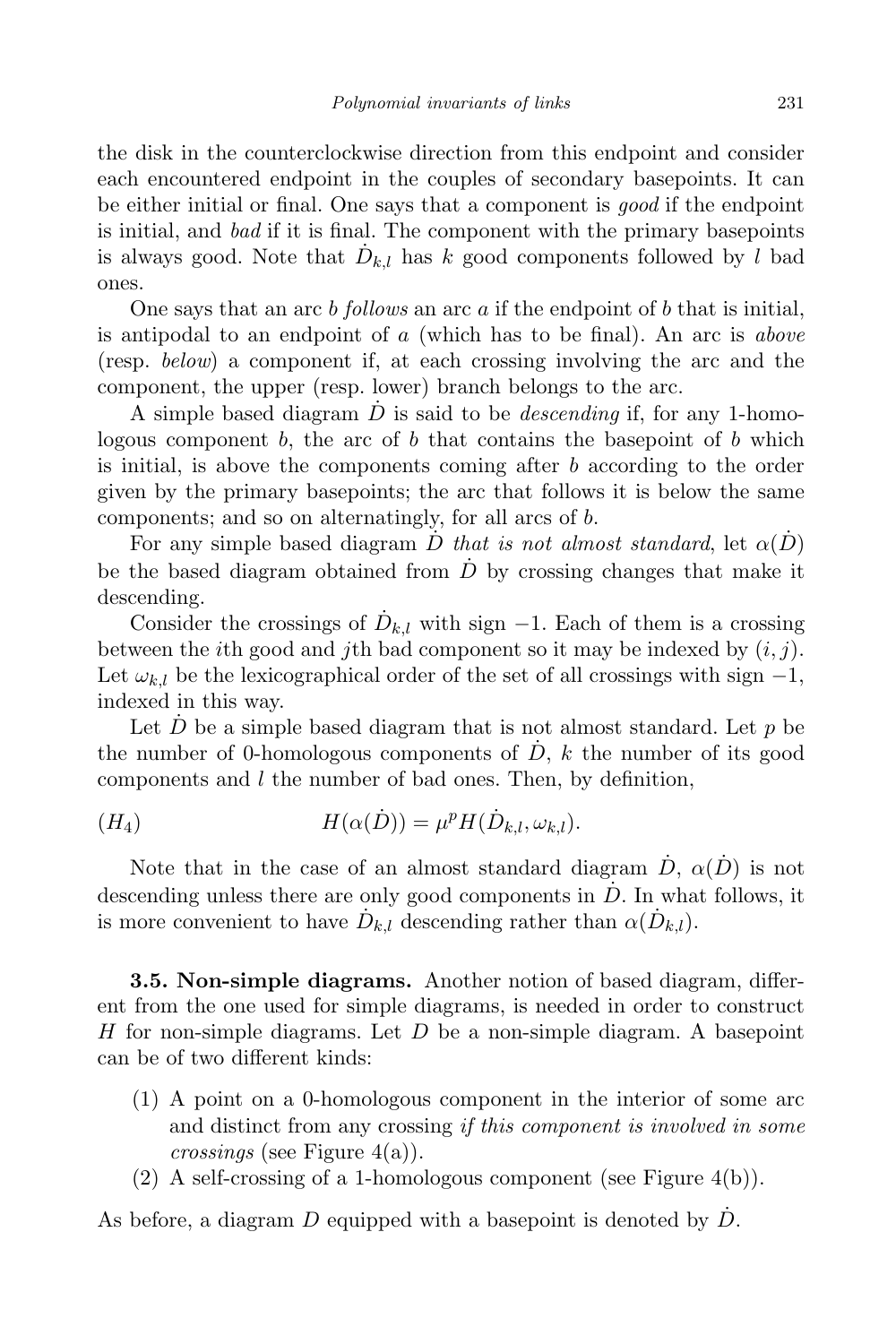the disk in the counterclockwise direction from this endpoint and consider each encountered endpoint in the couples of secondary basepoints. It can be either initial or final. One says that a component is *good* if the endpoint is initial, and *bad* if it is final. The component with the primary basepoints is always good. Note that $\dot{D}_{k,l}$ has $k$ good components followed by $l$ bad ones.

One says that an arc $b$ *follows* an arc $a$ if the endpoint of $b$ that is initial, is antipodal to an endpoint of $a$ (which has to be final). An arc is *above* (resp. *below*) a component if, at each crossing involving the arc and the component, the upper (resp. lower) branch belongs to the arc.

A simple based diagram $\dot{D}$ is said to be *descending* if, for any 1-homologous component $b$, the arc of $b$ that contains the basepoint of $b$ which is initial, is above the components coming after $b$ according to the order given by the primary basepoints; the arc that follows it is below the same components; and so on alternatingly, for all arcs of $b$.

For any simple based diagram $\dot{D}$ *that is not almost standard*, let $\alpha(\dot{D})$ be the based diagram obtained from $\dot{D}$ by crossing changes that make it descending.

Consider the crossings of $\dot{D}_{k,l}$ with sign $-1$. Each of them is a crossing between the $i$th good and $j$th bad component so it may be indexed by $(i, j)$. Let $\omega_{k,l}$ be the lexicographical order of the set of all crossings with sign $-1$, indexed in this way.

Let $\dot{D}$ be a simple based diagram that is not almost standard. Let $p$ be the number of 0-homologous components of $\dot{D}$, $k$ the number of its good components and $l$ the number of bad ones. Then, by definition,

$$(H_4) \qquad\qquad H(\alpha(\dot{D})) = \mu^p H(\dot{D}_{k,l}, \omega_{k,l}).$$

Note that in the case of an almost standard diagram $\dot{D}$, $\alpha(\dot{D})$ is not descending unless there are only good components in $\dot{D}$. In what follows, it is more convenient to have $\dot{D}_{k,l}$ descending rather than $\alpha(\dot{D}_{k,l})$.

**3.5. Non-simple diagrams.** Another notion of based diagram, different from the one used for simple diagrams, is needed in order to construct $H$ for non-simple diagrams. Let $D$ be a non-simple diagram. A basepoint can be of two different kinds:

1. A point on a 0-homologous component in the interior of some arc and distinct from any crossing *if this component is involved in some crossings* (see Figure 4(a)).
2. A self-crossing of a 1-homologous component (see Figure 4(b)).

As before, a diagram $D$ equipped with a basepoint is denoted by $\dot{D}$.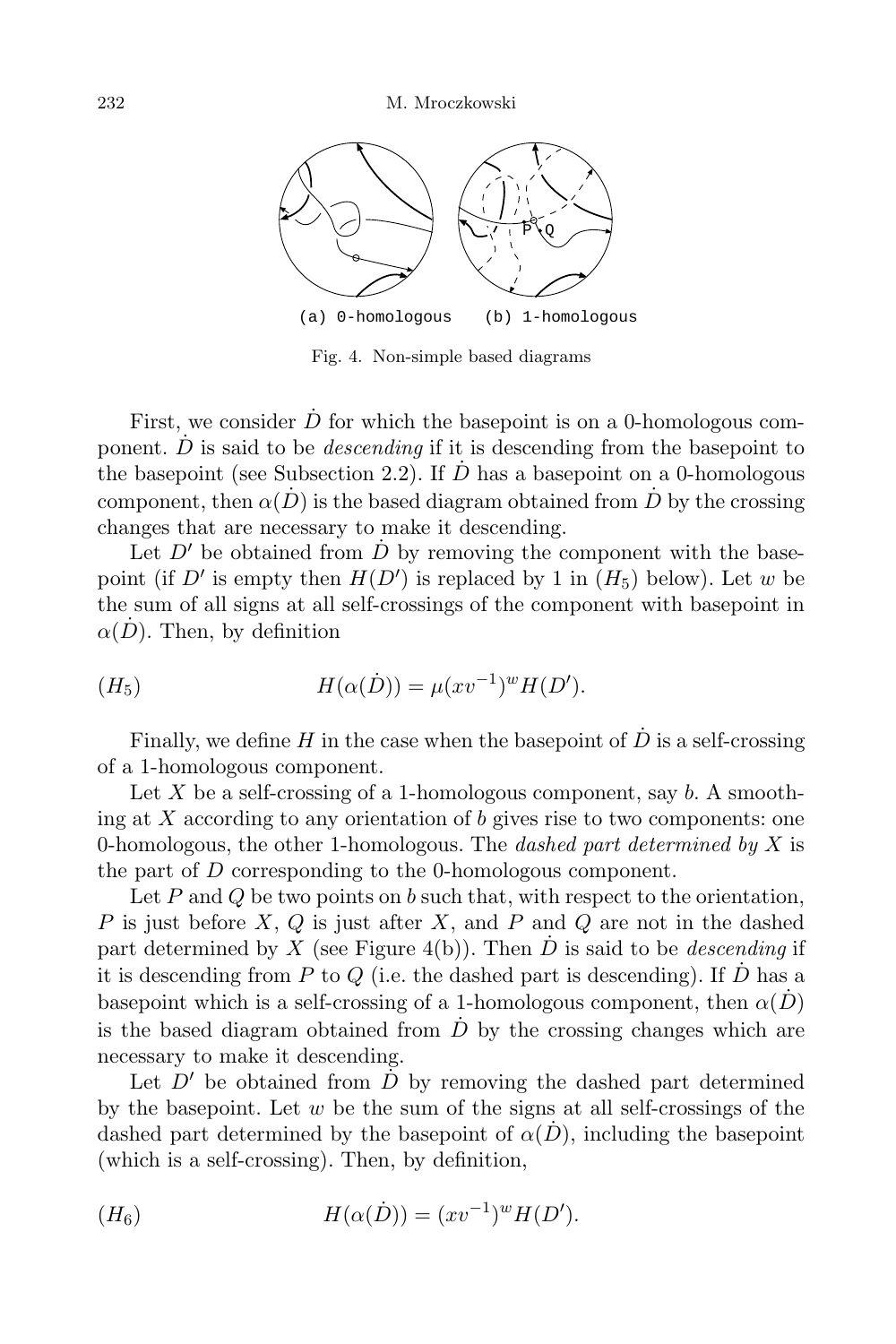(a) 0-homologous (b) 1-homologous

Fig. 4. Non-simple based diagrams

First, we consider $\dot{D}$ for which the basepoint is on a 0-homologous component. $\dot{D}$ is said to be *descending* if it is descending from the basepoint to the basepoint (see Subsection 2.2). If $\dot{D}$ has a basepoint on a 0-homologous component, then $\alpha(\dot{D})$ is the based diagram obtained from $\dot{D}$ by the crossing changes that are necessary to make it descending.

Let $D'$ be obtained from $\dot{D}$ by removing the component with the basepoint (if $D'$ is empty then $H(D')$ is replaced by 1 in $(H_5)$ below). Let $w$ be the sum of all signs at all self-crossings of the component with basepoint in $\alpha(\dot{D})$. Then, by definition

$$(H_5) \qquad H(\alpha(\dot{D})) = \mu(xv^{-1})^w H(D').$$

Finally, we define $H$ in the case when the basepoint of $\dot{D}$ is a self-crossing of a 1-homologous component.

Let $X$ be a self-crossing of a 1-homologous component, say $b$. A smoothing at $X$ according to any orientation of $b$ gives rise to two components: one 0-homologous, the other 1-homologous. The *dashed part determined by* $X$ is the part of $D$ corresponding to the 0-homologous component.

Let $P$ and $Q$ be two points on $b$ such that, with respect to the orientation, $P$ is just before $X$, $Q$ is just after $X$, and $P$ and $Q$ are not in the dashed part determined by $X$ (see Figure 4(b)). Then $\dot{D}$ is said to be *descending* if it is descending from $P$ to $Q$ (i.e. the dashed part is descending). If $\dot{D}$ has a basepoint which is a self-crossing of a 1-homologous component, then $\alpha(\dot{D})$ is the based diagram obtained from $\dot{D}$ by the crossing changes which are necessary to make it descending.

Let $D'$ be obtained from $\dot{D}$ by removing the dashed part determined by the basepoint. Let $w$ be the sum of the signs at all self-crossings of the dashed part determined by the basepoint of $\alpha(\dot{D})$, including the basepoint (which is a self-crossing). Then, by definition,

$$(H_6) \qquad H(\alpha(\dot{D})) = (xv^{-1})^w H(D').$$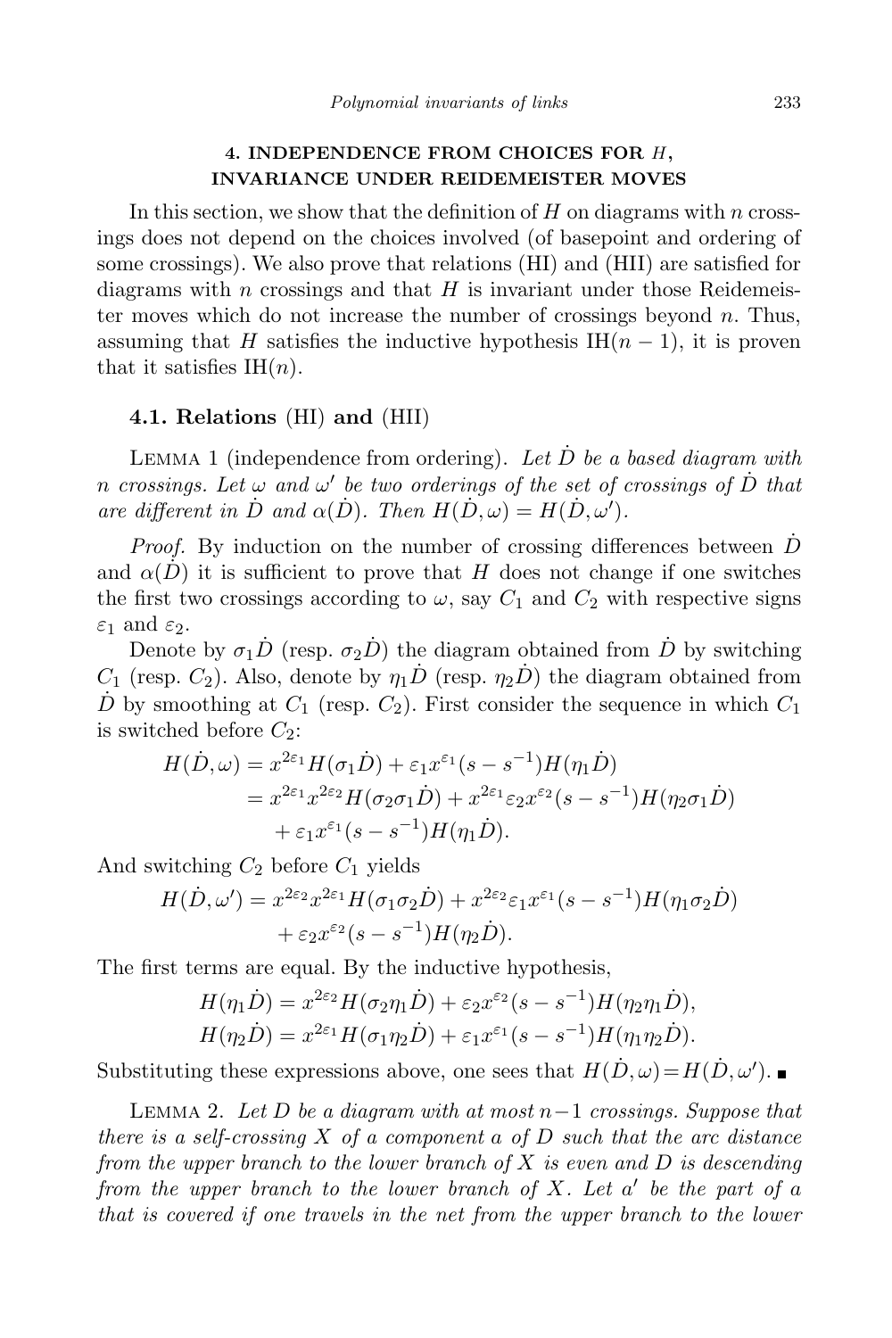## 4. INDEPENDENCE FROM CHOICES FOR $H$, INVARIANCE UNDER REIDEMEISTER MOVES

In this section, we show that the definition of $H$ on diagrams with $n$ crossings does not depend on the choices involved (of basepoint and ordering of some crossings). We also prove that relations (HI) and (HII) are satisfied for diagrams with $n$ crossings and that $H$ is invariant under those Reidemeister moves which do not increase the number of crossings beyond $n$. Thus, assuming that $H$ satisfies the inductive hypothesis $\mathrm{IH}(n-1)$, it is proven that it satisfies $\mathrm{IH}(n)$.

### 4.1. Relations (HI) and (HII)

Lemma 1 (independence from ordering). *Let $\dot{D}$ be a based diagram with $n$ crossings. Let $\omega$ and $\omega'$ be two orderings of the set of crossings of $\dot{D}$ that are different in $\dot{D}$ and $\alpha(\dot{D})$. Then $H(\dot{D}, \omega) = H(\dot{D}, \omega')$.*

*Proof.* By induction on the number of crossing differences between $\dot{D}$ and $\alpha(\dot{D})$ it is sufficient to prove that $H$ does not change if one switches the first two crossings according to $\omega$, say $C_1$ and $C_2$ with respective signs $\varepsilon_1$ and $\varepsilon_2$.

Denote by $\sigma_1\dot{D}$ (resp. $\sigma_2\dot{D}$) the diagram obtained from $\dot{D}$ by switching $C_1$ (resp. $C_2$). Also, denote by $\eta_1\dot{D}$ (resp. $\eta_2\dot{D}$) the diagram obtained from $\dot{D}$ by smoothing at $C_1$ (resp. $C_2$). First consider the sequence in which $C_1$ is switched before $C_2$:

$$
\begin{aligned}
H(\dot{D}, \omega) &= x^{2\varepsilon_1} H(\sigma_1\dot{D}) + \varepsilon_1 x^{\varepsilon_1}(s - s^{-1}) H(\eta_1\dot{D}) \\
&= x^{2\varepsilon_1} x^{2\varepsilon_2} H(\sigma_2\sigma_1\dot{D}) + x^{2\varepsilon_1}\varepsilon_2 x^{\varepsilon_2}(s - s^{-1}) H(\eta_2\sigma_1\dot{D}) \\
&\quad + \varepsilon_1 x^{\varepsilon_1}(s - s^{-1}) H(\eta_1\dot{D}).
\end{aligned}
$$

And switching $C_2$ before $C_1$ yields

$$
\begin{aligned}
H(\dot{D}, \omega') &= x^{2\varepsilon_2} x^{2\varepsilon_1} H(\sigma_1\sigma_2\dot{D}) + x^{2\varepsilon_2}\varepsilon_1 x^{\varepsilon_1}(s - s^{-1}) H(\eta_1\sigma_2\dot{D}) \\
&\quad + \varepsilon_2 x^{\varepsilon_2}(s - s^{-1}) H(\eta_2\dot{D}).
\end{aligned}
$$

The first terms are equal. By the inductive hypothesis,

$$
\begin{aligned}
H(\eta_1\dot{D}) &= x^{2\varepsilon_2} H(\sigma_2\eta_1\dot{D}) + \varepsilon_2 x^{\varepsilon_2}(s - s^{-1}) H(\eta_2\eta_1\dot{D}), \\
H(\eta_2\dot{D}) &= x^{2\varepsilon_1} H(\sigma_1\eta_2\dot{D}) + \varepsilon_1 x^{\varepsilon_1}(s - s^{-1}) H(\eta_1\eta_2\dot{D}).
\end{aligned}
$$

Substituting these expressions above, one sees that $H(\dot{D}, \omega) = H(\dot{D}, \omega')$. ■

Lemma 2. *Let $D$ be a diagram with at most $n-1$ crossings. Suppose that there is a self-crossing $X$ of a component $a$ of $D$ such that the arc distance from the upper branch to the lower branch of $X$ is even and $D$ is descending from the upper branch to the lower branch of $X$. Let $a'$ be the part of $a$ that is covered if one travels in the net from the upper branch to the lower*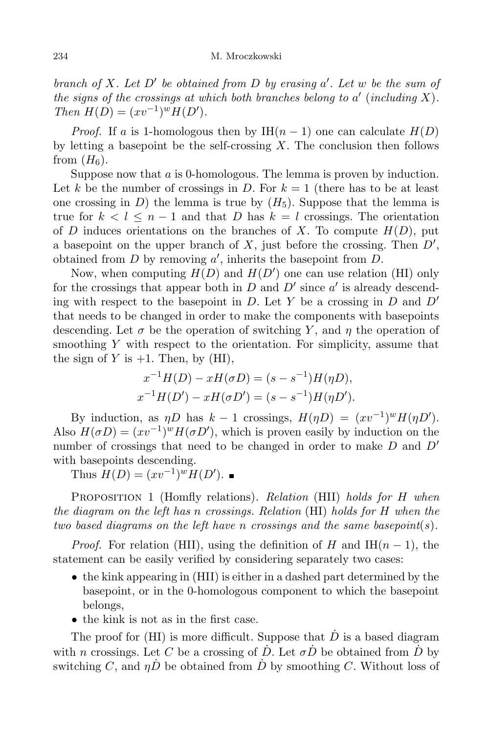*branch of $X$. Let $D'$ be obtained from $D$ by erasing $a'$. Let $w$ be the sum of the signs of the crossings at which both branches belong to $a'$ (including $X$). Then $H(D) = (xv^{-1})^w H(D')$.*

*Proof.* If $a$ is 1-homologous then by IH$(n-1)$ one can calculate $H(D)$ by letting a basepoint be the self-crossing $X$. The conclusion then follows from $(H_6)$.

Suppose now that $a$ is 0-homologous. The lemma is proven by induction. Let $k$ be the number of crossings in $D$. For $k=1$ (there has to be at least one crossing in $D$) the lemma is true by $(H_5)$. Suppose that the lemma is true for $k < l \leq n-1$ and that $D$ has $k = l$ crossings. The orientation of $D$ induces orientations on the branches of $X$. To compute $H(D)$, put a basepoint on the upper branch of $X$, just before the crossing. Then $D'$, obtained from $D$ by removing $a'$, inherits the basepoint from $D$.

Now, when computing $H(D)$ and $H(D')$ one can use relation (HI) only for the crossings that appear both in $D$ and $D'$ since $a'$ is already descending with respect to the basepoint in $D$. Let $Y$ be a crossing in $D$ and $D'$ that needs to be changed in order to make the components with basepoints descending. Let $\sigma$ be the operation of switching $Y$, and $\eta$ the operation of smoothing $Y$ with respect to the orientation. For simplicity, assume that the sign of $Y$ is $+1$. Then, by (HI),

$$x^{-1}H(D) - xH(\sigma D) = (s - s^{-1})H(\eta D),$$
$$x^{-1}H(D') - xH(\sigma D') = (s - s^{-1})H(\eta D').$$

By induction, as $\eta D$ has $k-1$ crossings, $H(\eta D) = (xv^{-1})^w H(\eta D')$. Also $H(\sigma D) = (xv^{-1})^w H(\sigma D')$, which is proven easily by induction on the number of crossings that need to be changed in order to make $D$ and $D'$ with basepoints descending.

Thus $H(D) = (xv^{-1})^w H(D')$. ∎

Proposition 1 (Homfly relations). *Relation* (HII) *holds for $H$ when the diagram on the left has $n$ crossings. Relation* (HI) *holds for $H$ when the two based diagrams on the left have $n$ crossings and the same basepoint(s).*

*Proof.* For relation (HII), using the definition of $H$ and IH$(n-1)$, the statement can be easily verified by considering separately two cases:

- the kink appearing in (HII) is either in a dashed part determined by the basepoint, or in the 0-homologous component to which the basepoint belongs,
- the kink is not as in the first case.

The proof for (HI) is more difficult. Suppose that $\dot{D}$ is a based diagram with $n$ crossings. Let $C$ be a crossing of $\dot{D}$. Let $\sigma\dot{D}$ be obtained from $\dot{D}$ by switching $C$, and $\eta\dot{D}$ be obtained from $\dot{D}$ by smoothing $C$. Without loss of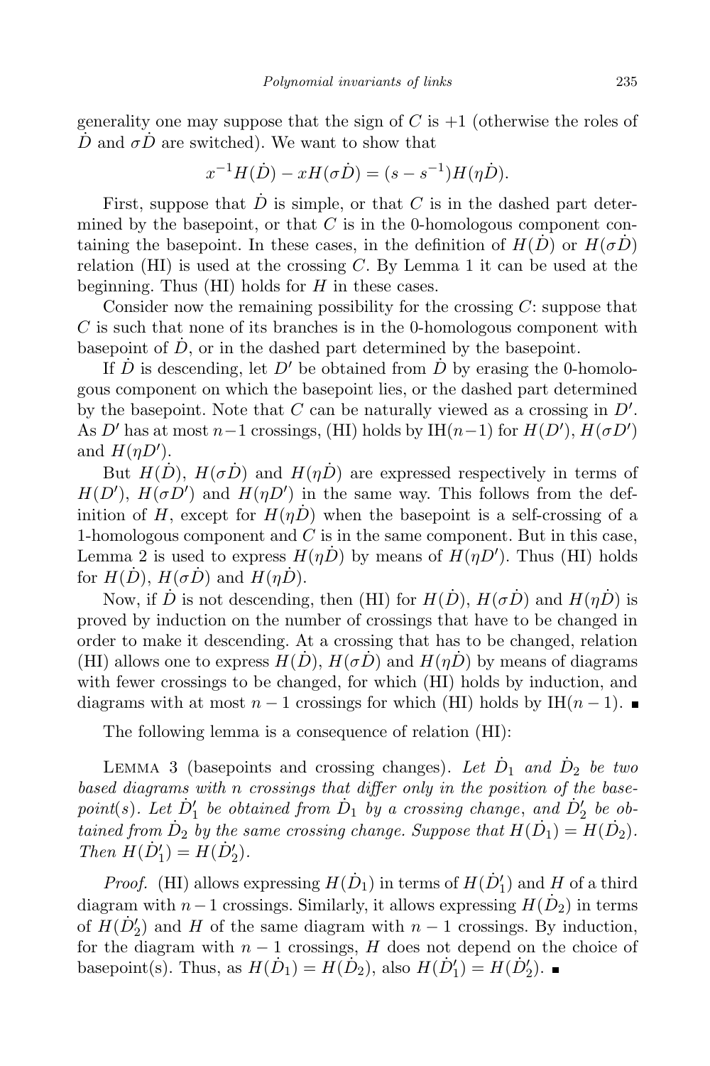generality one may suppose that the sign of $C$ is $+1$ (otherwise the roles of $\dot{D}$ and $\sigma\dot{D}$ are switched). We want to show that

$$x^{-1}H(\dot{D}) - xH(\sigma\dot{D}) = (s - s^{-1})H(\eta\dot{D}).$$

First, suppose that $\dot{D}$ is simple, or that $C$ is in the dashed part determined by the basepoint, or that $C$ is in the 0-homologous component containing the basepoint. In these cases, in the definition of $H(\dot{D})$ or $H(\sigma\dot{D})$ relation (HI) is used at the crossing $C$. By Lemma 1 it can be used at the beginning. Thus (HI) holds for $H$ in these cases.

Consider now the remaining possibility for the crossing $C$: suppose that $C$ is such that none of its branches is in the 0-homologous component with basepoint of $\dot{D}$, or in the dashed part determined by the basepoint.

If $\dot{D}$ is descending, let $D'$ be obtained from $\dot{D}$ by erasing the 0-homologous component on which the basepoint lies, or the dashed part determined by the basepoint. Note that $C$ can be naturally viewed as a crossing in $D'$. As $D'$ has at most $n-1$ crossings, (HI) holds by IH$(n-1)$ for $H(D')$, $H(\sigma D')$ and $H(\eta D')$.

But $H(\dot{D})$, $H(\sigma\dot{D})$ and $H(\eta\dot{D})$ are expressed respectively in terms of $H(D')$, $H(\sigma D')$ and $H(\eta D')$ in the same way. This follows from the definition of $H$, except for $H(\eta\dot{D})$ when the basepoint is a self-crossing of a 1-homologous component and $C$ is in the same component. But in this case, Lemma 2 is used to express $H(\eta\dot{D})$ by means of $H(\eta D')$. Thus (HI) holds for $H(\dot{D})$, $H(\sigma\dot{D})$ and $H(\eta\dot{D})$.

Now, if $\dot{D}$ is not descending, then (HI) for $H(\dot{D})$, $H(\sigma\dot{D})$ and $H(\eta\dot{D})$ is proved by induction on the number of crossings that have to be changed in order to make it descending. At a crossing that has to be changed, relation (HI) allows one to express $H(\dot{D})$, $H(\sigma\dot{D})$ and $H(\eta\dot{D})$ by means of diagrams with fewer crossings to be changed, for which (HI) holds by induction, and diagrams with at most $n-1$ crossings for which (HI) holds by IH$(n-1)$. ∎

The following lemma is a consequence of relation (HI):

Lemma 3 (basepoints and crossing changes). *Let $\dot{D}_1$ and $\dot{D}_2$ be two based diagrams with $n$ crossings that differ only in the position of the basepoint(s). Let $\dot{D}_1'$ be obtained from $\dot{D}_1$ by a crossing change, and $\dot{D}_2'$ be obtained from $\dot{D}_2$ by the same crossing change. Suppose that $H(\dot{D}_1) = H(\dot{D}_2)$. Then $H(\dot{D}_1') = H(\dot{D}_2')$.*

*Proof.* (HI) allows expressing $H(\dot{D}_1)$ in terms of $H(\dot{D}_1')$ and $H$ of a third diagram with $n-1$ crossings. Similarly, it allows expressing $H(\dot{D}_2)$ in terms of $H(\dot{D}_2')$ and $H$ of the same diagram with $n-1$ crossings. By induction, for the diagram with $n-1$ crossings, $H$ does not depend on the choice of basepoint(s). Thus, as $H(\dot{D}_1) = H(\dot{D}_2)$, also $H(\dot{D}_1') = H(\dot{D}_2')$. ∎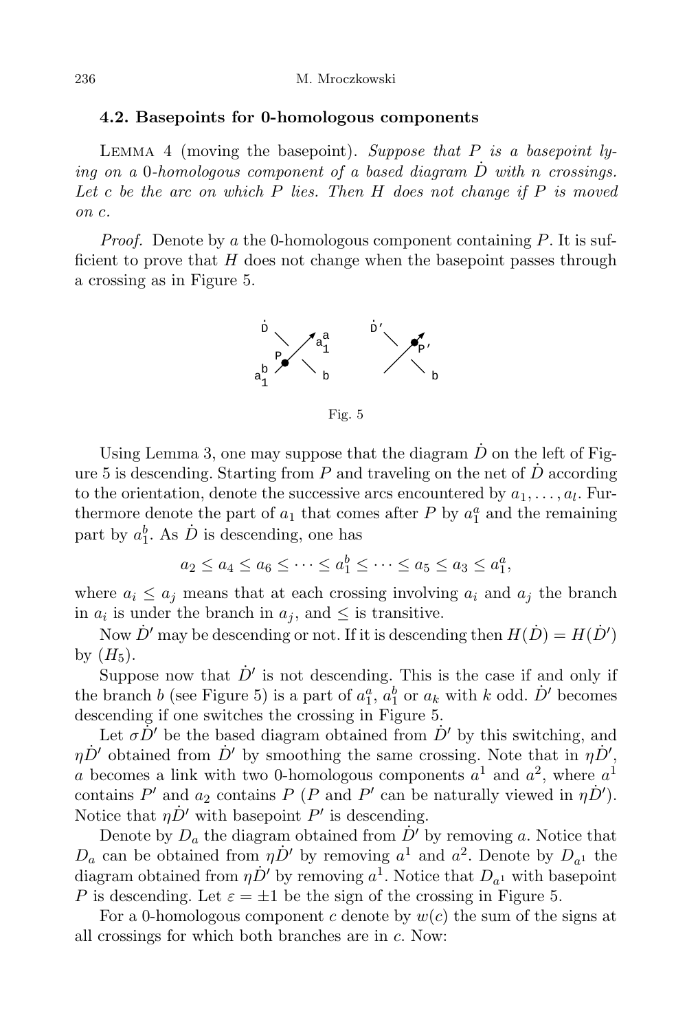### 4.2. Basepoints for 0-homologous components

Lemma 4 (moving the basepoint). *Suppose that $P$ is a basepoint lying on a 0-homologous component of a based diagram $\dot{D}$ with $n$ crossings. Let $c$ be the arc on which $P$ lies. Then $H$ does not change if $P$ is moved on $c$.*

*Proof.* Denote by $a$ the 0-homologous component containing $P$. It is sufficient to prove that $H$ does not change when the basepoint passes through a crossing as in Figure 5.

Fig. 5

Using Lemma 3, one may suppose that the diagram $\dot{D}$ on the left of Figure 5 is descending. Starting from $P$ and traveling on the net of $\dot{D}$ according to the orientation, denote the successive arcs encountered by $a_1, \ldots, a_l$. Furthermore denote the part of $a_1$ that comes after $P$ by $a_1^a$ and the remaining part by $a_1^b$. As $\dot{D}$ is descending, one has

$$a_2 \le a_4 \le a_6 \le \cdots \le a_1^b \le \cdots \le a_5 \le a_3 \le a_1^a,$$

where $a_i \le a_j$ means that at each crossing involving $a_i$ and $a_j$ the branch in $a_i$ is under the branch in $a_j$, and $\le$ is transitive.

Now $\dot{D}'$ may be descending or not. If it is descending then $H(\dot{D}) = H(\dot{D}')$ by $(H_5)$.

Suppose now that $\dot{D}'$ is not descending. This is the case if and only if the branch $b$ (see Figure 5) is a part of $a_1^a$, $a_1^b$ or $a_k$ with $k$ odd. $\dot{D}'$ becomes descending if one switches the crossing in Figure 5.

Let $\sigma\dot{D}'$ be the based diagram obtained from $\dot{D}'$ by this switching, and $\eta\dot{D}'$ obtained from $\dot{D}'$ by smoothing the same crossing. Note that in $\eta\dot{D}'$, $a$ becomes a link with two 0-homologous components $a^1$ and $a^2$, where $a^1$ contains $P'$ and $a_2$ contains $P$ ($P$ and $P'$ can be naturally viewed in $\eta\dot{D}'$). Notice that $\eta\dot{D}'$ with basepoint $P'$ is descending.

Denote by $D_a$ the diagram obtained from $\dot{D}'$ by removing $a$. Notice that $D_a$ can be obtained from $\eta\dot{D}'$ by removing $a^1$ and $a^2$. Denote by $D_{a^1}$ the diagram obtained from $\eta\dot{D}'$ by removing $a^1$. Notice that $D_{a^1}$ with basepoint $P$ is descending. Let $\varepsilon = \pm 1$ be the sign of the crossing in Figure 5.

For a 0-homologous component $c$ denote by $w(c)$ the sum of the signs at all crossings for which both branches are in $c$. Now: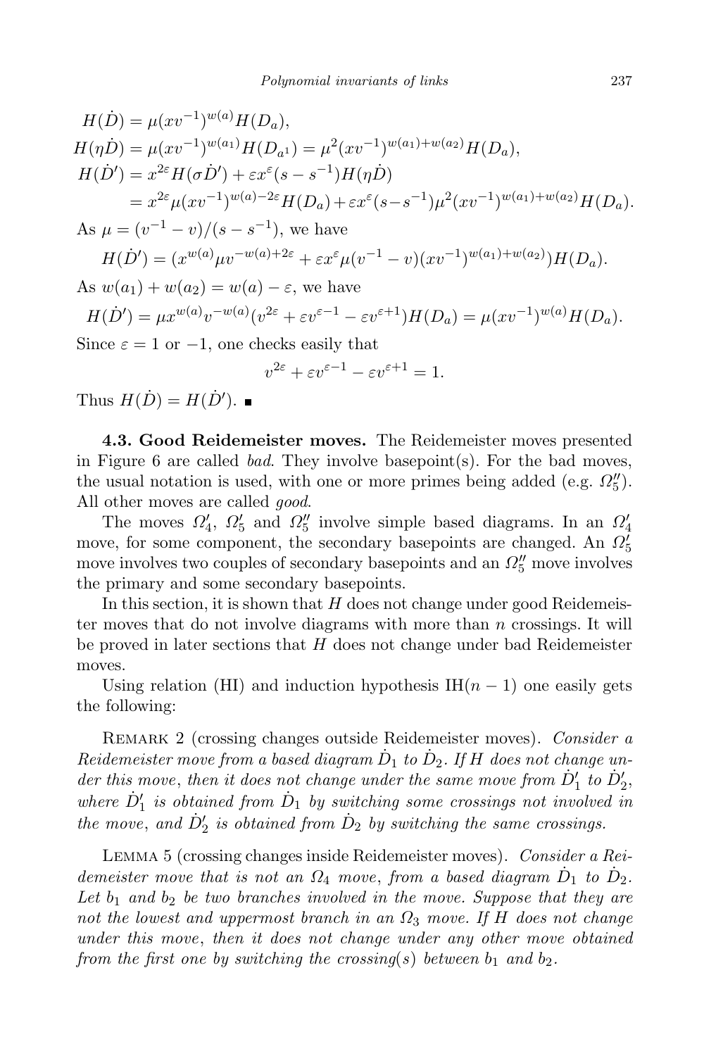$$H(\dot{D}) = \mu(xv^{-1})^{w(a)} H(D_a),$$

$$H(\eta\dot{D}) = \mu(xv^{-1})^{w(a_1)} H(D_{a^1}) = \mu^2(xv^{-1})^{w(a_1)+w(a_2)} H(D_a),$$

$$\begin{aligned} H(\dot{D}') &= x^{2\varepsilon} H(\sigma\dot{D}') + \varepsilon x^{\varepsilon}(s - s^{-1}) H(\eta\dot{D}) \\ &= x^{2\varepsilon}\mu(xv^{-1})^{w(a)-2\varepsilon} H(D_a) + \varepsilon x^{\varepsilon}(s - s^{-1})\mu^2(xv^{-1})^{w(a_1)+w(a_2)} H(D_a). \end{aligned}$$

As $\mu = (v^{-1} - v)/(s - s^{-1})$, we have

$$H(\dot{D}') = (x^{w(a)}\mu v^{-w(a)+2\varepsilon} + \varepsilon x^{\varepsilon}\mu(v^{-1} - v)(xv^{-1})^{w(a_1)+w(a_2)}) H(D_a).$$

As $w(a_1) + w(a_2) = w(a) - \varepsilon$, we have

$$H(\dot{D}') = \mu x^{w(a)} v^{-w(a)}(v^{2\varepsilon} + \varepsilon v^{\varepsilon-1} - \varepsilon v^{\varepsilon+1}) H(D_a) = \mu(xv^{-1})^{w(a)} H(D_a).$$

Since $\varepsilon = 1$ or $-1$, one checks easily that

$$v^{2\varepsilon} + \varepsilon v^{\varepsilon-1} - \varepsilon v^{\varepsilon+1} = 1.$$

Thus $H(\dot{D}) = H(\dot{D}')$. ∎

**4.3. Good Reidemeister moves.** The Reidemeister moves presented in Figure 6 are called *bad*. They involve basepoint(s). For the bad moves, the usual notation is used, with one or more primes being added (e.g. $\Omega_5''$). All other moves are called *good*.

The moves $\Omega_4'$, $\Omega_5'$ and $\Omega_5''$ involve simple based diagrams. In an $\Omega_4'$ move, for some component, the secondary basepoints are changed. An $\Omega_5'$ move involves two couples of secondary basepoints and an $\Omega_5''$ move involves the primary and some secondary basepoints.

In this section, it is shown that $H$ does not change under good Reidemeister moves that do not involve diagrams with more than $n$ crossings. It will be proved in later sections that $H$ does not change under bad Reidemeister moves.

Using relation (HI) and induction hypothesis IH$(n-1)$ one easily gets the following:

Remark 2 (crossing changes outside Reidemeister moves). *Consider a Reidemeister move from a based diagram $\dot{D}_1$ to $\dot{D}_2$. If $H$ does not change under this move, then it does not change under the same move from $\dot{D}_1'$ to $\dot{D}_2'$, where $\dot{D}_1'$ is obtained from $\dot{D}_1$ by switching some crossings not involved in the move, and $\dot{D}_2'$ is obtained from $\dot{D}_2$ by switching the same crossings.*

Lemma 5 (crossing changes inside Reidemeister moves). *Consider a Reidemeister move that is not an $\Omega_4$ move, from a based diagram $\dot{D}_1$ to $\dot{D}_2$. Let $b_1$ and $b_2$ be two branches involved in the move. Suppose that they are not the lowest and uppermost branch in an $\Omega_3$ move. If $H$ does not change under this move, then it does not change under any other move obtained from the first one by switching the crossing(s) between $b_1$ and $b_2$.*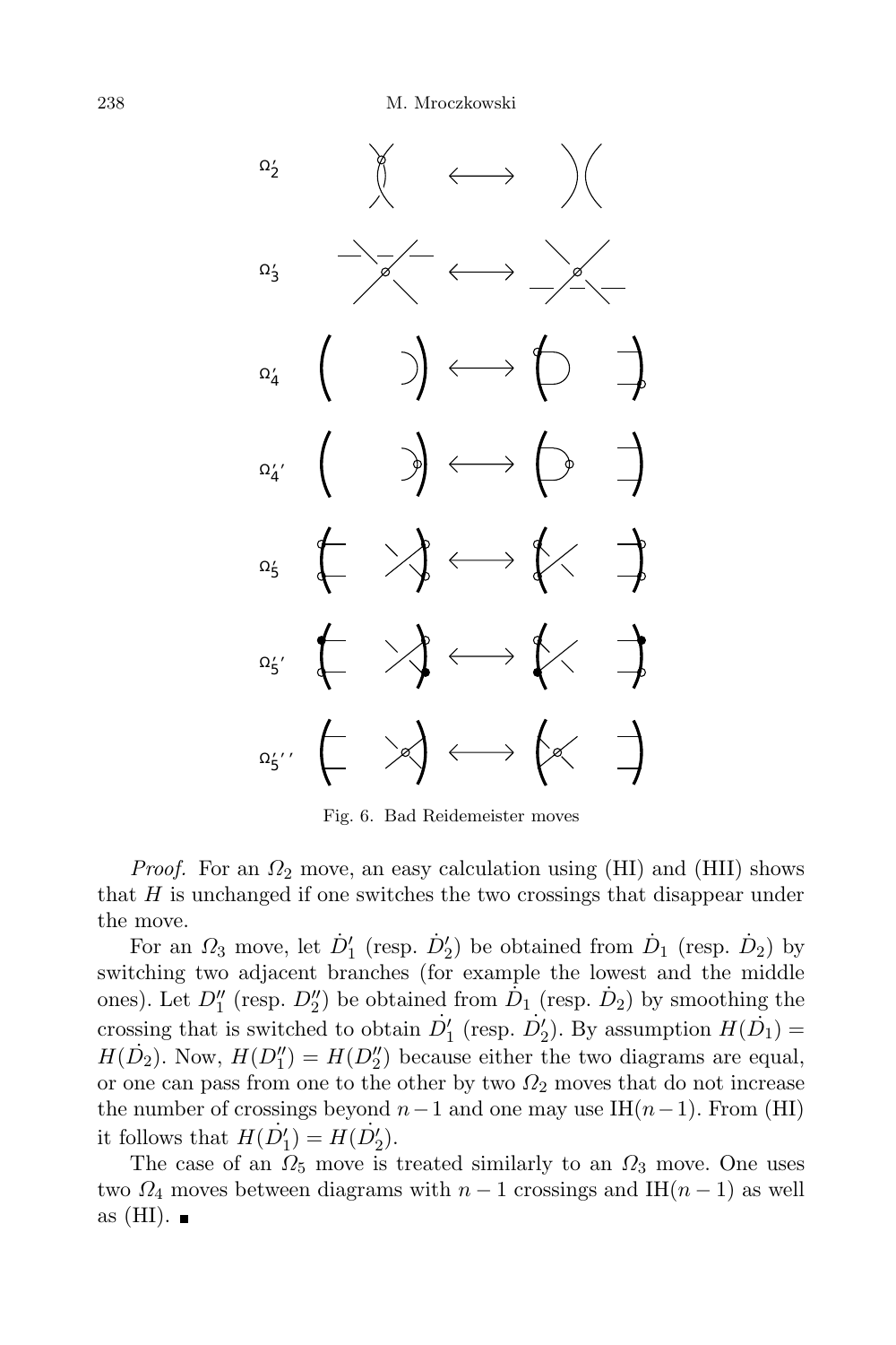Fig. 6. Bad Reidemeister moves

*Proof.* For an $\Omega_2$ move, an easy calculation using (HI) and (HII) shows that $H$ is unchanged if one switches the two crossings that disappear under the move.

For an $\Omega_3$ move, let $\dot{D}_1'$ (resp. $\dot{D}_2'$) be obtained from $\dot{D}_1$ (resp. $\dot{D}_2$) by switching two adjacent branches (for example the lowest and the middle ones). Let $D_1''$ (resp. $D_2''$) be obtained from $\dot{D}_1$ (resp. $\dot{D}_2$) by smoothing the crossing that is switched to obtain $\dot{D}_1'$ (resp. $\dot{D}_2'$). By assumption $H(\dot{D}_1) = H(\dot{D}_2)$. Now, $H(D_1'') = H(D_2'')$ because either the two diagrams are equal, or one can pass from one to the other by two $\Omega_2$ moves that do not increase the number of crossings beyond $n-1$ and one may use IH$(n-1)$. From (HI) it follows that $H(\dot{D}_1') = H(\dot{D}_2')$.

The case of an $\Omega_5$ move is treated similarly to an $\Omega_3$ move. One uses two $\Omega_4$ moves between diagrams with $n-1$ crossings and IH$(n-1)$ as well as (HI). ∎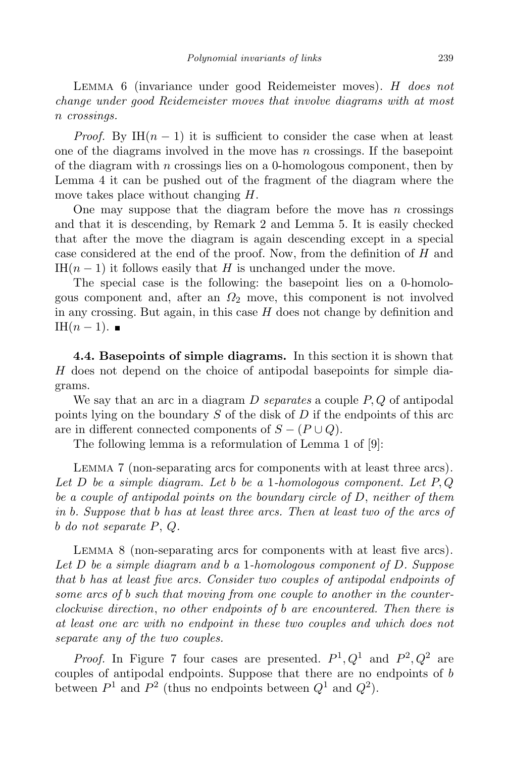Lemma 6 (invariance under good Reidemeister moves). *$H$ does not change under good Reidemeister moves that involve diagrams with at most $n$ crossings.*

*Proof.* By $\mathrm{IH}(n-1)$ it is sufficient to consider the case when at least one of the diagrams involved in the move has $n$ crossings. If the basepoint of the diagram with $n$ crossings lies on a 0-homologous component, then by Lemma 4 it can be pushed out of the fragment of the diagram where the move takes place without changing $H$.

One may suppose that the diagram before the move has $n$ crossings and that it is descending, by Remark 2 and Lemma 5. It is easily checked that after the move the diagram is again descending except in a special case considered at the end of the proof. Now, from the definition of $H$ and $\mathrm{IH}(n-1)$ it follows easily that $H$ is unchanged under the move.

The special case is the following: the basepoint lies on a 0-homologous component and, after an $\Omega_2$ move, this component is not involved in any crossing. But again, in this case $H$ does not change by definition and $\mathrm{IH}(n-1)$. ∎

**4.4. Basepoints of simple diagrams.** In this section it is shown that $H$ does not depend on the choice of antipodal basepoints for simple diagrams.

We say that an arc in a diagram $D$ *separates* a couple $P, Q$ of antipodal points lying on the boundary $S$ of the disk of $D$ if the endpoints of this arc are in different connected components of $S - (P \cup Q)$.

The following lemma is a reformulation of Lemma 1 of [9]:

Lemma 7 (non-separating arcs for components with at least three arcs). *Let $D$ be a simple diagram. Let $b$ be a 1-homologous component. Let $P, Q$ be a couple of antipodal points on the boundary circle of $D$, neither of them in $b$. Suppose that $b$ has at least three arcs. Then at least two of the arcs of $b$ do not separate $P$, $Q$.*

Lemma 8 (non-separating arcs for components with at least five arcs). *Let $D$ be a simple diagram and $b$ a 1-homologous component of $D$. Suppose that $b$ has at least five arcs. Consider two couples of antipodal endpoints of some arcs of $b$ such that moving from one couple to another in the counterclockwise direction, no other endpoints of $b$ are encountered. Then there is at least one arc with no endpoint in these two couples and which does not separate any of the two couples.*

*Proof.* In Figure 7 four cases are presented. $P^1, Q^1$ and $P^2, Q^2$ are couples of antipodal endpoints. Suppose that there are no endpoints of $b$ between $P^1$ and $P^2$ (thus no endpoints between $Q^1$ and $Q^2$).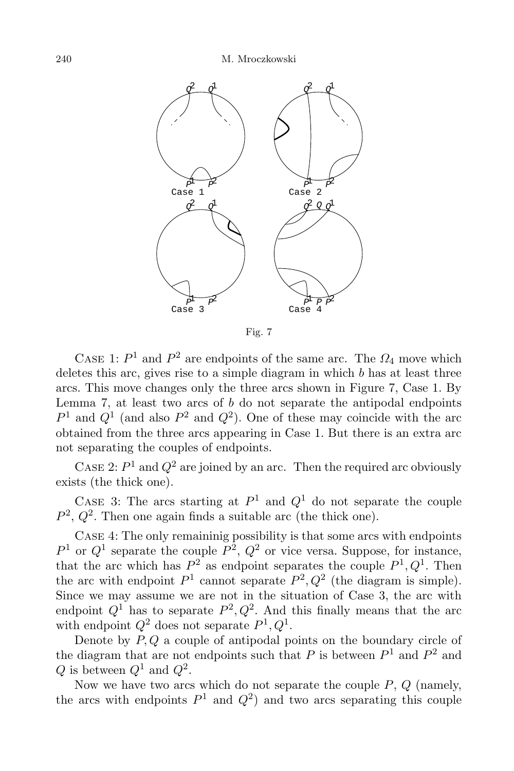Fig. 7

Case 1: $P^1$ and $P^2$ are endpoints of the same arc. The $\Omega_4$ move which deletes this arc, gives rise to a simple diagram in which $b$ has at least three arcs. This move changes only the three arcs shown in Figure 7, Case 1. By Lemma 7, at least two arcs of $b$ do not separate the antipodal endpoints $P^1$ and $Q^1$ (and also $P^2$ and $Q^2$). One of these may coincide with the arc obtained from the three arcs appearing in Case 1. But there is an extra arc not separating the couples of endpoints.

Case 2: $P^1$ and $Q^2$ are joined by an arc. Then the required arc obviously exists (the thick one).

Case 3: The arcs starting at $P^1$ and $Q^1$ do not separate the couple $P^2$, $Q^2$. Then one again finds a suitable arc (the thick one).

Case 4: The only remaininig possibility is that some arcs with endpoints $P^1$ or $Q^1$ separate the couple $P^2$, $Q^2$ or vice versa. Suppose, for instance, that the arc which has $P^2$ as endpoint separates the couple $P^1, Q^1$. Then the arc with endpoint $P^1$ cannot separate $P^2, Q^2$ (the diagram is simple). Since we may assume we are not in the situation of Case 3, the arc with endpoint $Q^1$ has to separate $P^2, Q^2$. And this finally means that the arc with endpoint $Q^2$ does not separate $P^1, Q^1$.

Denote by $P, Q$ a couple of antipodal points on the boundary circle of the diagram that are not endpoints such that $P$ is between $P^1$ and $P^2$ and $Q$ is between $Q^1$ and $Q^2$.

Now we have two arcs which do not separate the couple $P$, $Q$ (namely, the arcs with endpoints $P^1$ and $Q^2$) and two arcs separating this couple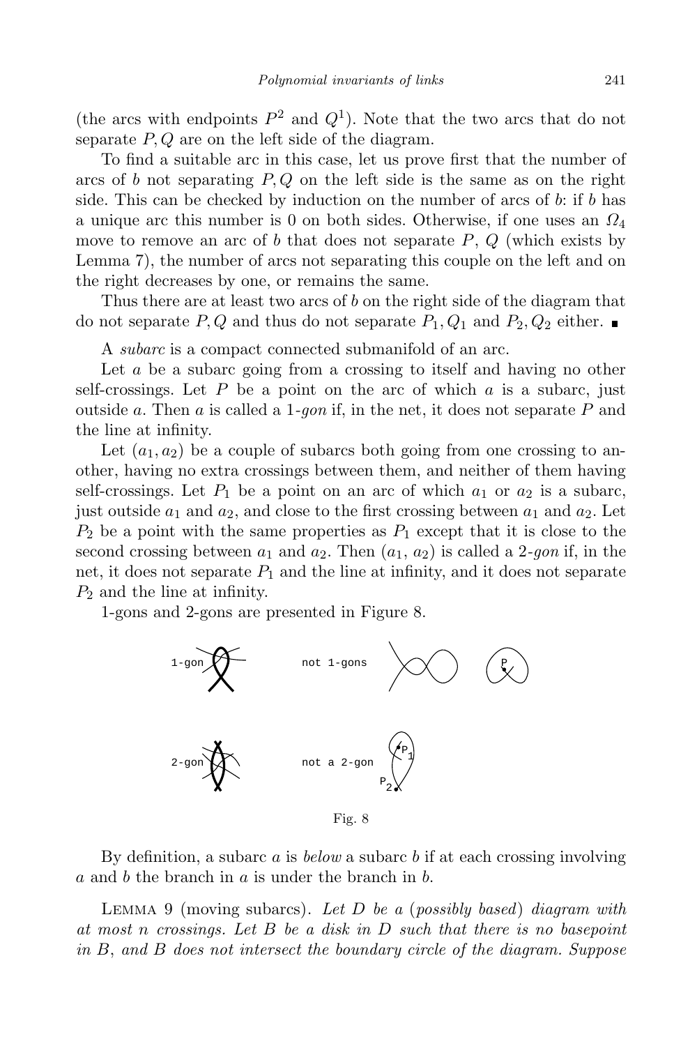(the arcs with endpoints $P^2$ and $Q^1$). Note that the two arcs that do not separate $P, Q$ are on the left side of the diagram.

To find a suitable arc in this case, let us prove first that the number of arcs of $b$ not separating $P, Q$ on the left side is the same as on the right side. This can be checked by induction on the number of arcs of $b$: if $b$ has a unique arc this number is 0 on both sides. Otherwise, if one uses an $\Omega_4$ move to remove an arc of $b$ that does not separate $P$, $Q$ (which exists by Lemma 7), the number of arcs not separating this couple on the left and on the right decreases by one, or remains the same.

Thus there are at least two arcs of $b$ on the right side of the diagram that do not separate $P, Q$ and thus do not separate $P_1, Q_1$ and $P_2, Q_2$ either. ∎

A *subarc* is a compact connected submanifold of an arc.

Let $a$ be a subarc going from a crossing to itself and having no other self-crossings. Let $P$ be a point on the arc of which $a$ is a subarc, just outside $a$. Then $a$ is called a *1-gon* if, in the net, it does not separate $P$ and the line at infinity.

Let $(a_1, a_2)$ be a couple of subarcs both going from one crossing to another, having no extra crossings between them, and neither of them having self-crossings. Let $P_1$ be a point on an arc of which $a_1$ or $a_2$ is a subarc, just outside $a_1$ and $a_2$, and close to the first crossing between $a_1$ and $a_2$. Let $P_2$ be a point with the same properties as $P_1$ except that it is close to the second crossing between $a_1$ and $a_2$. Then $(a_1, a_2)$ is called a *2-gon* if, in the net, it does not separate $P_1$ and the line at infinity, and it does not separate $P_2$ and the line at infinity.

1-gons and 2-gons are presented in Figure 8.

Fig. 8

By definition, a subarc $a$ is *below* a subarc $b$ if at each crossing involving $a$ and $b$ the branch in $a$ is under the branch in $b$.

Lemma 9 (moving subarcs). *Let $D$ be a (possibly based) diagram with at most $n$ crossings. Let $B$ be a disk in $D$ such that there is no basepoint in $B$, and $B$ does not intersect the boundary circle of the diagram. Suppose*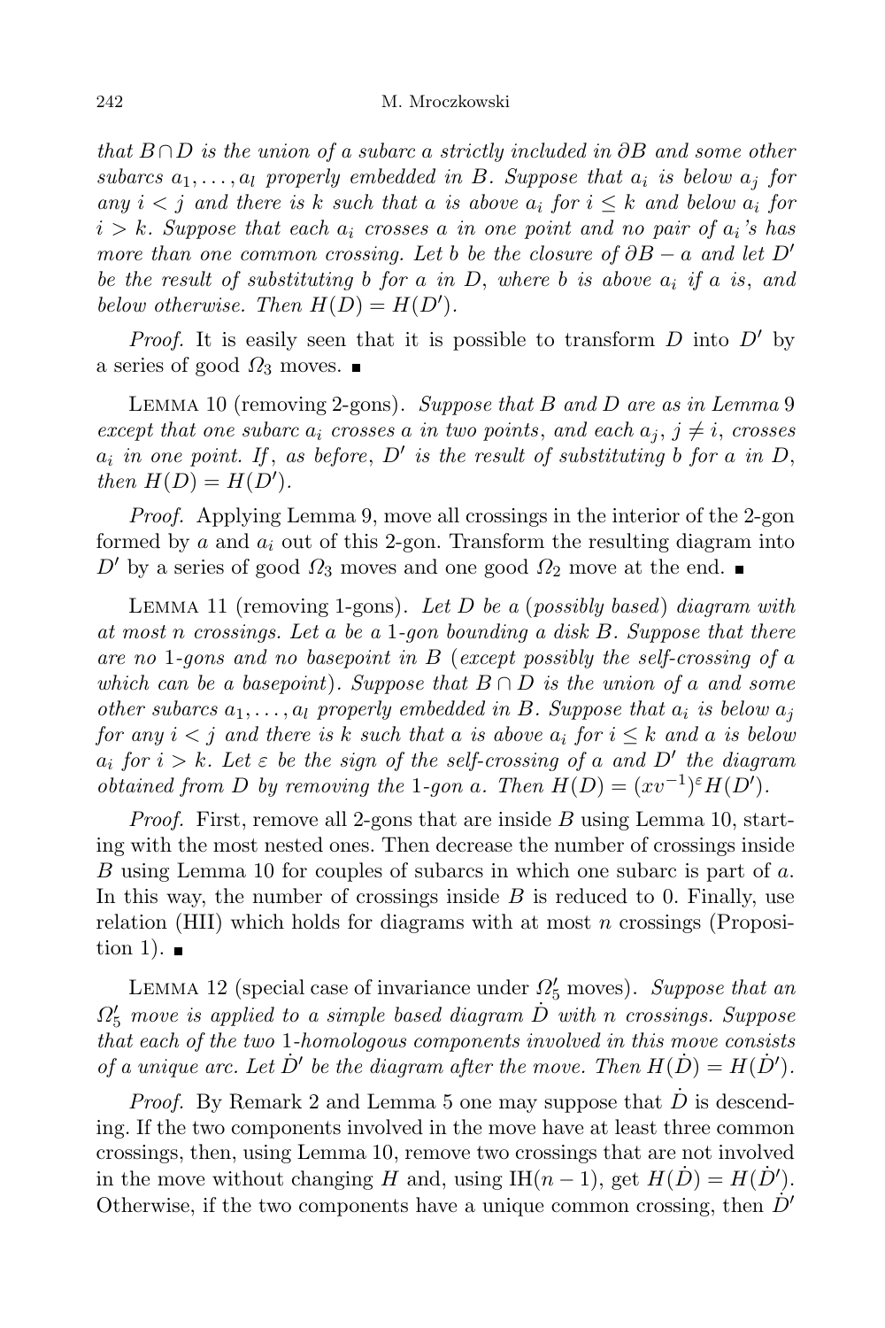*that $B \cap D$ is the union of a subarc $a$ strictly included in $\partial B$ and some other subarcs $a_1, \ldots, a_l$ properly embedded in $B$. Suppose that $a_i$ is below $a_j$ for any $i < j$ and there is $k$ such that $a$ is above $a_i$ for $i \leq k$ and below $a_i$ for $i > k$. Suppose that each $a_i$ crosses $a$ in one point and no pair of $a_i$'s has more than one common crossing. Let $b$ be the closure of $\partial B - a$ and let $D'$ be the result of substituting $b$ for $a$ in $D$, where $b$ is above $a_i$ if $a$ is, and below otherwise. Then $H(D) = H(D')$.*

*Proof.* It is easily seen that it is possible to transform $D$ into $D'$ by a series of good $\Omega_3$ moves. ∎

LEMMA 10 (removing 2-gons). *Suppose that $B$ and $D$ are as in Lemma 9 except that one subarc $a_i$ crosses $a$ in two points, and each $a_j$, $j \neq i$, crosses $a_i$ in one point. If, as before, $D'$ is the result of substituting $b$ for $a$ in $D$, then $H(D) = H(D')$.*

*Proof.* Applying Lemma 9, move all crossings in the interior of the 2-gon formed by $a$ and $a_i$ out of this 2-gon. Transform the resulting diagram into $D'$ by a series of good $\Omega_3$ moves and one good $\Omega_2$ move at the end. ∎

LEMMA 11 (removing 1-gons). *Let $D$ be a (possibly based) diagram with at most $n$ crossings. Let $a$ be a 1-gon bounding a disk $B$. Suppose that there are no 1-gons and no basepoint in $B$ (except possibly the self-crossing of $a$ which can be a basepoint). Suppose that $B \cap D$ is the union of $a$ and some other subarcs $a_1, \ldots, a_l$ properly embedded in $B$. Suppose that $a_i$ is below $a_j$ for any $i < j$ and there is $k$ such that $a$ is above $a_i$ for $i \leq k$ and $a$ is below $a_i$ for $i > k$. Let $\varepsilon$ be the sign of the self-crossing of $a$ and $D'$ the diagram obtained from $D$ by removing the 1-gon $a$. Then $H(D) = (xv^{-1})^{\varepsilon} H(D')$.*

*Proof.* First, remove all 2-gons that are inside $B$ using Lemma 10, starting with the most nested ones. Then decrease the number of crossings inside $B$ using Lemma 10 for couples of subarcs in which one subarc is part of $a$. In this way, the number of crossings inside $B$ is reduced to 0. Finally, use relation (HII) which holds for diagrams with at most $n$ crossings (Proposition 1). ∎

LEMMA 12 (special case of invariance under $\Omega_5'$ moves). *Suppose that an $\Omega_5'$ move is applied to a simple based diagram $\dot{D}$ with $n$ crossings. Suppose that each of the two 1-homologous components involved in this move consists of a unique arc. Let $\dot{D}'$ be the diagram after the move. Then $H(\dot{D}) = H(\dot{D}')$.*

*Proof.* By Remark 2 and Lemma 5 one may suppose that $\dot{D}$ is descending. If the two components involved in the move have at least three common crossings, then, using Lemma 10, remove two crossings that are not involved in the move without changing $H$ and, using IH$(n-1)$, get $H(\dot{D}) = H(\dot{D}')$. Otherwise, if the two components have a unique common crossing, then $\dot{D}'$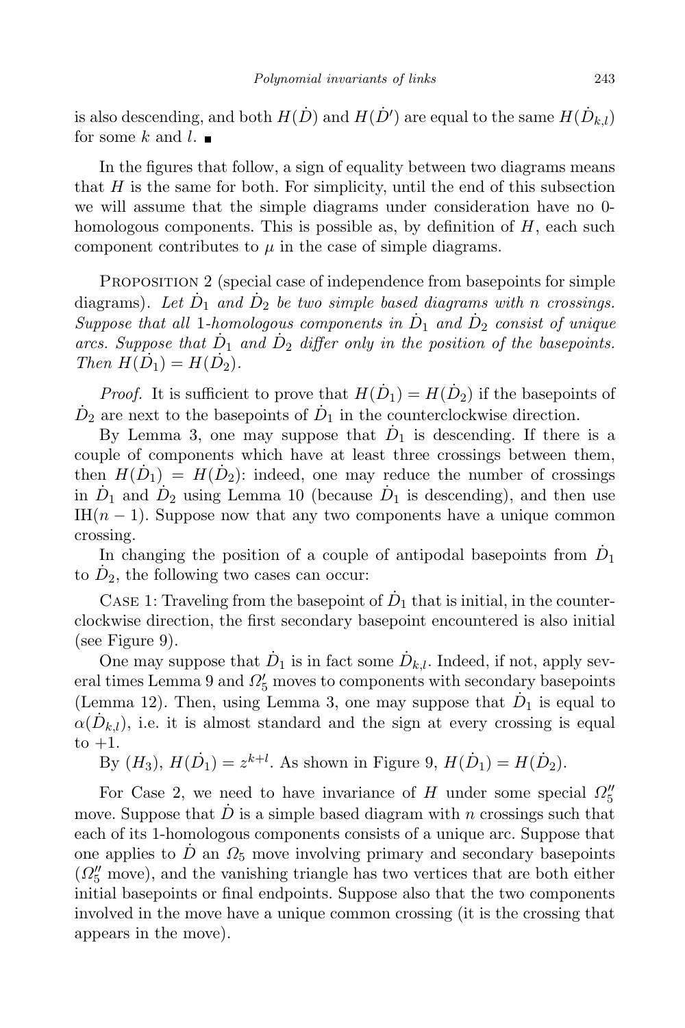is also descending, and both $H(\dot{D})$ and $H(\dot{D}')$ are equal to the same $H(\dot{D}_{k,l})$ for some $k$ and $l$. ■

In the figures that follow, a sign of equality between two diagrams means that $H$ is the same for both. For simplicity, until the end of this subsection we will assume that the simple diagrams under consideration have no 0-homologous components. This is possible as, by definition of $H$, each such component contributes to $\mu$ in the case of simple diagrams.

Proposition 2 (special case of independence from basepoints for simple diagrams). *Let $\dot{D}_1$ and $\dot{D}_2$ be two simple based diagrams with $n$ crossings. Suppose that all 1-homologous components in $\dot{D}_1$ and $\dot{D}_2$ consist of unique arcs. Suppose that $\dot{D}_1$ and $\dot{D}_2$ differ only in the position of the basepoints. Then $H(\dot{D}_1) = H(\dot{D}_2)$.*

*Proof.* It is sufficient to prove that $H(\dot{D}_1) = H(\dot{D}_2)$ if the basepoints of $\dot{D}_2$ are next to the basepoints of $\dot{D}_1$ in the counterclockwise direction.

By Lemma 3, one may suppose that $\dot{D}_1$ is descending. If there is a couple of components which have at least three crossings between them, then $H(\dot{D}_1) = H(\dot{D}_2)$: indeed, one may reduce the number of crossings in $\dot{D}_1$ and $\dot{D}_2$ using Lemma 10 (because $\dot{D}_1$ is descending), and then use IH$(n-1)$. Suppose now that any two components have a unique common crossing.

In changing the position of a couple of antipodal basepoints from $\dot{D}_1$ to $\dot{D}_2$, the following two cases can occur:

Case 1: Traveling from the basepoint of $\dot{D}_1$ that is initial, in the counterclockwise direction, the first secondary basepoint encountered is also initial (see Figure 9).

One may suppose that $\dot{D}_1$ is in fact some $\dot{D}_{k,l}$. Indeed, if not, apply several times Lemma 9 and $\Omega_5'$ moves to components with secondary basepoints (Lemma 12). Then, using Lemma 3, one may suppose that $\dot{D}_1$ is equal to $\alpha(\dot{D}_{k,l})$, i.e. it is almost standard and the sign at every crossing is equal to $+1$.

By $(H_3)$, $H(\dot{D}_1) = z^{k+l}$. As shown in Figure 9, $H(\dot{D}_1) = H(\dot{D}_2)$.

For Case 2, we need to have invariance of $H$ under some special $\Omega_5''$ move. Suppose that $\dot{D}$ is a simple based diagram with $n$ crossings such that each of its 1-homologous components consists of a unique arc. Suppose that one applies to $\dot{D}$ an $\Omega_5$ move involving primary and secondary basepoints ($\Omega_5''$ move), and the vanishing triangle has two vertices that are both either initial basepoints or final endpoints. Suppose also that the two components involved in the move have a unique common crossing (it is the crossing that appears in the move).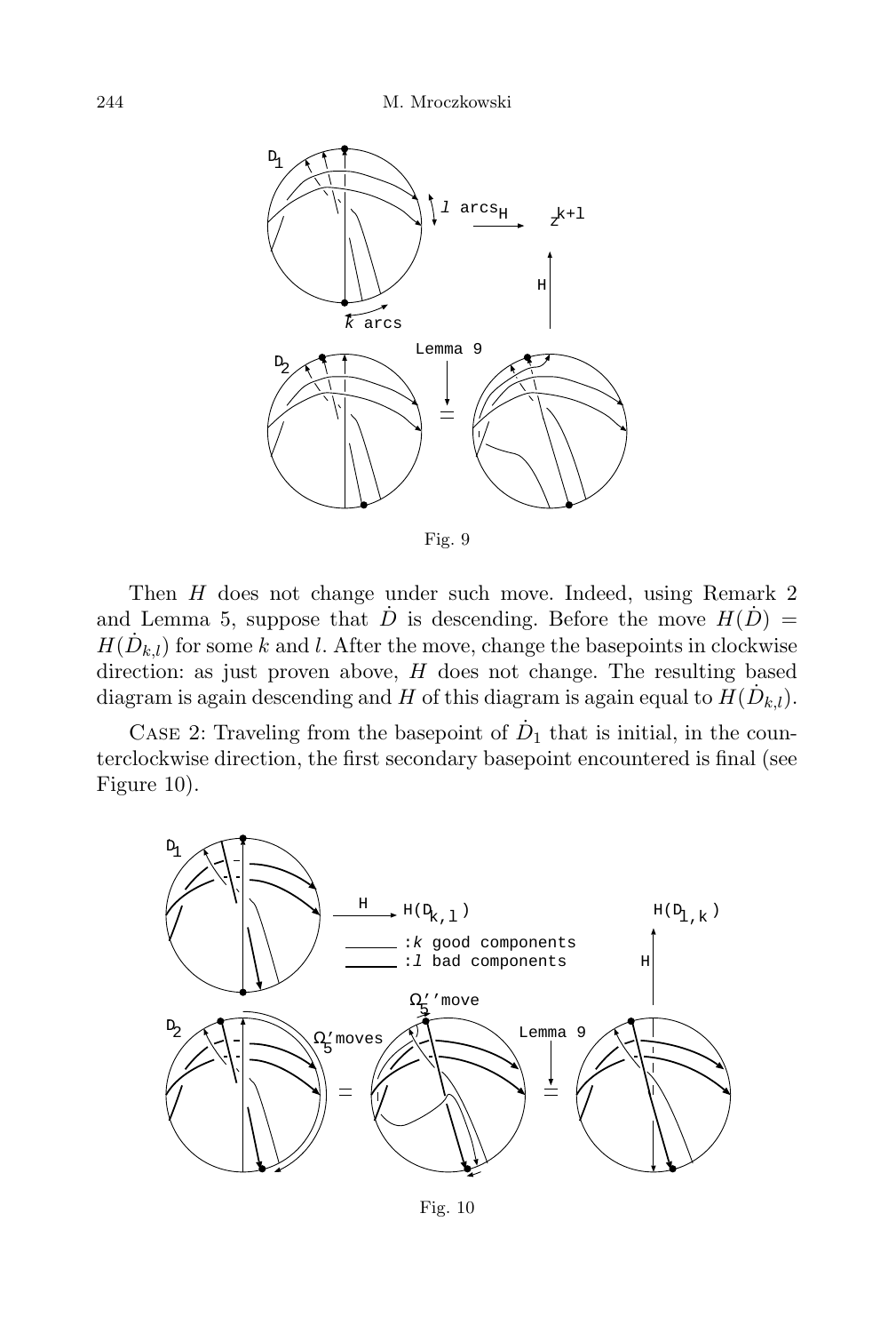Fig. 9

Then $H$ does not change under such move. Indeed, using Remark 2 and Lemma 5, suppose that $\dot{D}$ is descending. Before the move $H(\dot{D}) = H(\dot{D}_{k,l})$ for some $k$ and $l$. After the move, change the basepoints in clockwise direction: as just proven above, $H$ does not change. The resulting based diagram is again descending and $H$ of this diagram is again equal to $H(\dot{D}_{k,l})$.

CASE 2: Traveling from the basepoint of $\dot{D}_1$ that is initial, in the counterclockwise direction, the first secondary basepoint encountered is final (see Figure 10).

Fig. 10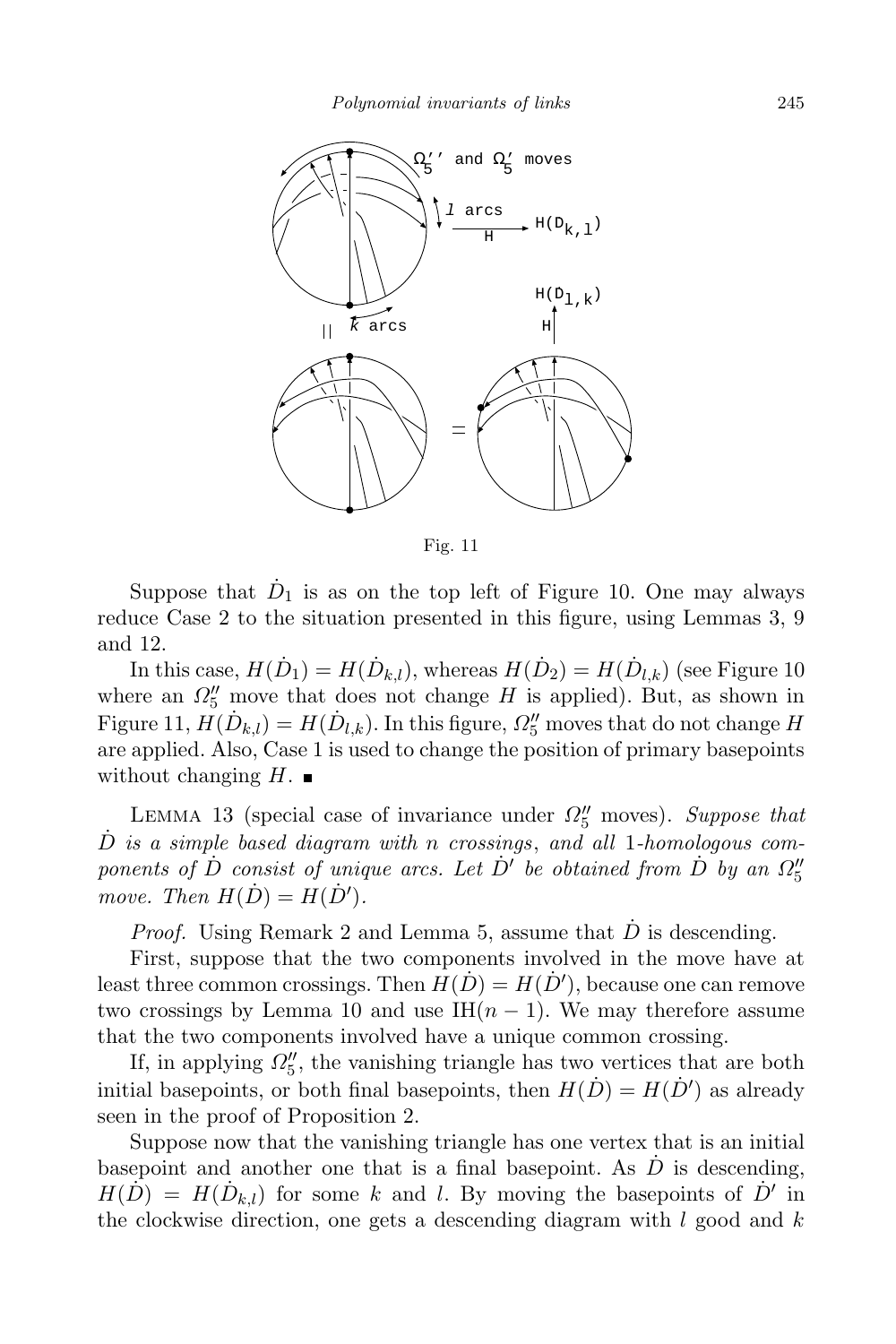Fig. 11

Suppose that $\dot{D}_1$ is as on the top left of Figure 10. One may always reduce Case 2 to the situation presented in this figure, using Lemmas 3, 9 and 12.

In this case, $H(\dot{D}_1) = H(\dot{D}_{k,l})$, whereas $H(\dot{D}_2) = H(\dot{D}_{l,k})$ (see Figure 10 where an $\Omega_5''$ move that does not change $H$ is applied). But, as shown in Figure 11, $H(\dot{D}_{k,l}) = H(\dot{D}_{l,k})$. In this figure, $\Omega_5''$ moves that do not change $H$ are applied. Also, Case 1 is used to change the position of primary basepoints without changing $H$. ■

LEMMA 13 (special case of invariance under $\Omega_5''$ moves). *Suppose that $\dot{D}$ is a simple based diagram with $n$ crossings, and all 1-homologous components of $\dot{D}$ consist of unique arcs. Let $\dot{D}'$ be obtained from $\dot{D}$ by an $\Omega_5''$ move. Then $H(\dot{D}) = H(\dot{D}')$.*

*Proof.* Using Remark 2 and Lemma 5, assume that $\dot{D}$ is descending.

First, suppose that the two components involved in the move have at least three common crossings. Then $H(\dot{D}) = H(\dot{D}')$, because one can remove two crossings by Lemma 10 and use IH$(n-1)$. We may therefore assume that the two components involved have a unique common crossing.

If, in applying $\Omega_5''$, the vanishing triangle has two vertices that are both initial basepoints, or both final basepoints, then $H(\dot{D}) = H(\dot{D}')$ as already seen in the proof of Proposition 2.

Suppose now that the vanishing triangle has one vertex that is an initial basepoint and another one that is a final basepoint. As $\dot{D}$ is descending, $H(\dot{D}) = H(\dot{D}_{k,l})$ for some $k$ and $l$. By moving the basepoints of $\dot{D}'$ in the clockwise direction, one gets a descending diagram with $l$ good and $k$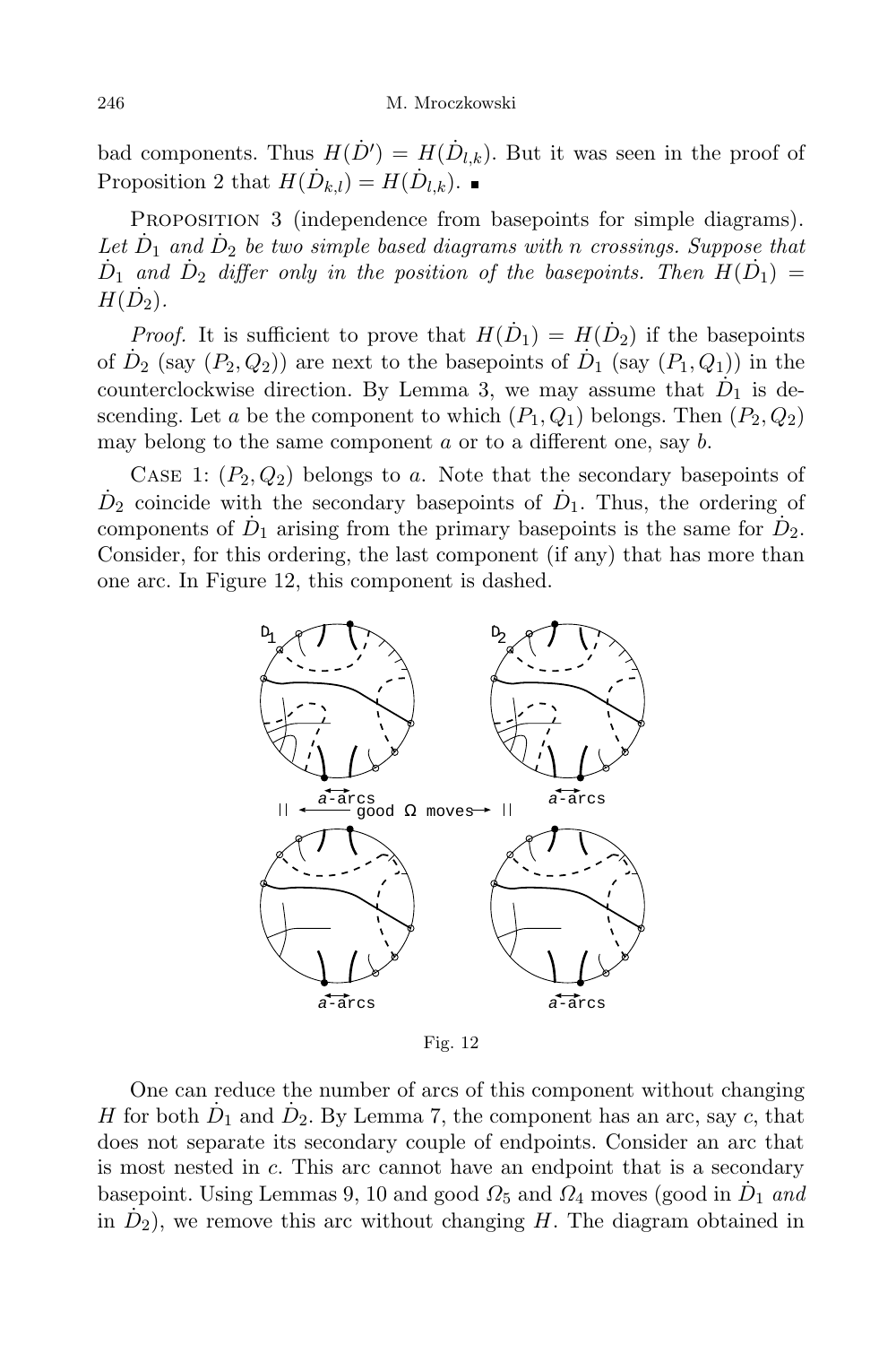bad components. Thus $H(\dot{D}') = H(\dot{D}_{l,k})$. But it was seen in the proof of Proposition 2 that $H(\dot{D}_{k,l}) = H(\dot{D}_{l,k})$. ∎

PROPOSITION 3 (independence from basepoints for simple diagrams). *Let $\dot{D}_1$ and $\dot{D}_2$ be two simple based diagrams with $n$ crossings. Suppose that $\dot{D}_1$ and $\dot{D}_2$ differ only in the position of the basepoints. Then $H(\dot{D}_1) = H(\dot{D}_2)$.*

*Proof.* It is sufficient to prove that $H(\dot{D}_1) = H(\dot{D}_2)$ if the basepoints of $\dot{D}_2$ (say $(P_2, Q_2)$) are next to the basepoints of $\dot{D}_1$ (say $(P_1, Q_1)$) in the counterclockwise direction. By Lemma 3, we may assume that $\dot{D}_1$ is descending. Let $a$ be the component to which $(P_1, Q_1)$ belongs. Then $(P_2, Q_2)$ may belong to the same component $a$ or to a different one, say $b$.

CASE 1: $(P_2, Q_2)$ belongs to $a$. Note that the secondary basepoints of $\dot{D}_2$ coincide with the secondary basepoints of $\dot{D}_1$. Thus, the ordering of components of $\dot{D}_1$ arising from the primary basepoints is the same for $\dot{D}_2$. Consider, for this ordering, the last component (if any) that has more than one arc. In Figure 12, this component is dashed.

Fig. 12

One can reduce the number of arcs of this component without changing $H$ for both $\dot{D}_1$ and $\dot{D}_2$. By Lemma 7, the component has an arc, say $c$, that does not separate its secondary couple of endpoints. Consider an arc that is most nested in $c$. This arc cannot have an endpoint that is a secondary basepoint. Using Lemmas 9, 10 and good $\Omega_5$ and $\Omega_4$ moves (good in $\dot{D}_1$ *and* in $\dot{D}_2$), we remove this arc without changing $H$. The diagram obtained in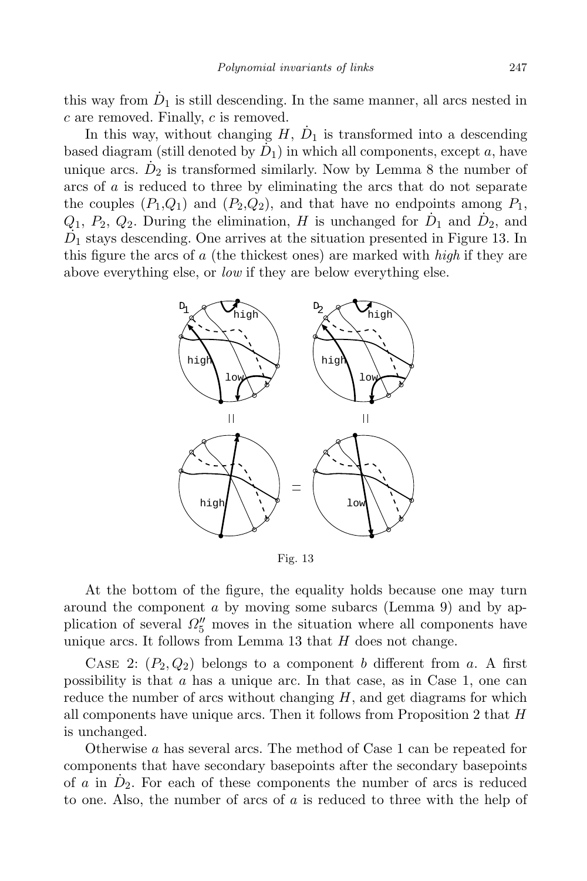this way from $\dot{D}_1$ is still descending. In the same manner, all arcs nested in $c$ are removed. Finally, $c$ is removed.

In this way, without changing $H$, $\dot{D}_1$ is transformed into a descending based diagram (still denoted by $\dot{D}_1$) in which all components, except $a$, have unique arcs. $\dot{D}_2$ is transformed similarly. Now by Lemma 8 the number of arcs of $a$ is reduced to three by eliminating the arcs that do not separate the couples $(P_1,Q_1)$ and $(P_2,Q_2)$, and that have no endpoints among $P_1$, $Q_1$, $P_2$, $Q_2$. During the elimination, $H$ is unchanged for $\dot{D}_1$ and $\dot{D}_2$, and $\dot{D}_1$ stays descending. One arrives at the situation presented in Figure 13. In this figure the arcs of $a$ (the thickest ones) are marked with *high* if they are above everything else, or *low* if they are below everything else.

Fig. 13

At the bottom of the figure, the equality holds because one may turn around the component $a$ by moving some subarcs (Lemma 9) and by application of several $\Omega_5''$ moves in the situation where all components have unique arcs. It follows from Lemma 13 that $H$ does not change.

CASE 2: $(P_2, Q_2)$ belongs to a component $b$ different from $a$. A first possibility is that $a$ has a unique arc. In that case, as in Case 1, one can reduce the number of arcs without changing $H$, and get diagrams for which all components have unique arcs. Then it follows from Proposition 2 that $H$ is unchanged.

Otherwise $a$ has several arcs. The method of Case 1 can be repeated for components that have secondary basepoints after the secondary basepoints of $a$ in $\dot{D}_2$. For each of these components the number of arcs is reduced to one. Also, the number of arcs of $a$ is reduced to three with the help of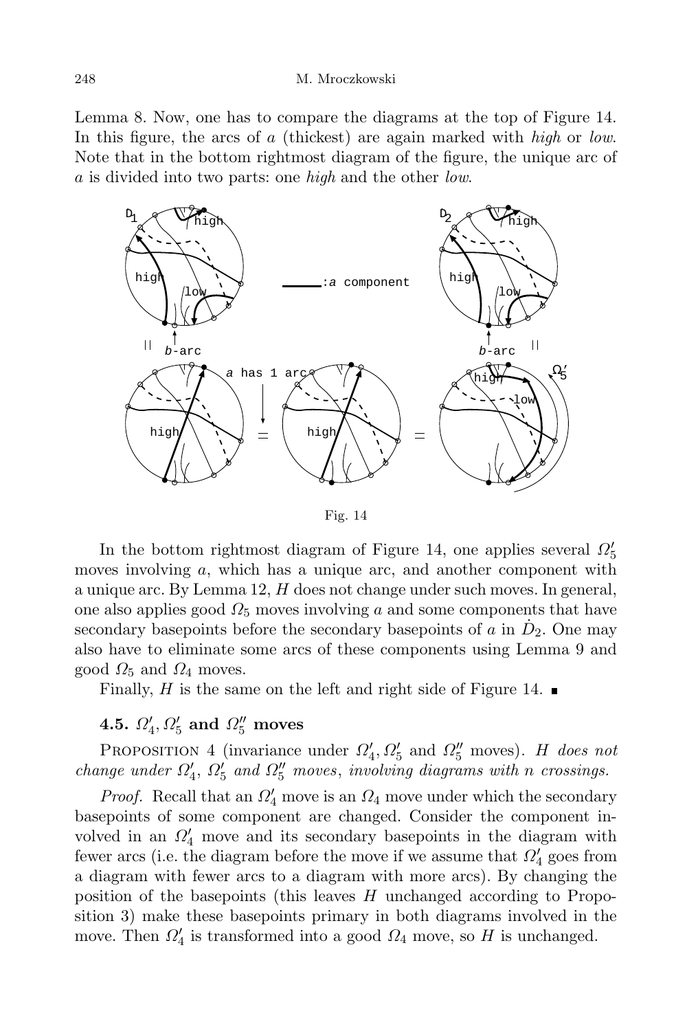Lemma 8. Now, one has to compare the diagrams at the top of Figure 14. In this figure, the arcs of $a$ (thickest) are again marked with *high* or *low*. Note that in the bottom rightmost diagram of the figure, the unique arc of $a$ is divided into two parts: one *high* and the other *low*.

Fig. 14

In the bottom rightmost diagram of Figure 14, one applies several $\Omega_5'$ moves involving $a$, which has a unique arc, and another component with a unique arc. By Lemma 12, $H$ does not change under such moves. In general, one also applies good $\Omega_5$ moves involving $a$ and some components that have secondary basepoints before the secondary basepoints of $a$ in $\dot{D}_2$. One may also have to eliminate some arcs of these components using Lemma 9 and good $\Omega_5$ and $\Omega_4$ moves.

Finally, $H$ is the same on the left and right side of Figure 14. ∎

### 4.5. $\Omega_4'$, $\Omega_5'$ and $\Omega_5''$ moves

PROPOSITION 4 (invariance under $\Omega_4'$, $\Omega_5'$ and $\Omega_5''$ moves). *$H$ does not change under $\Omega_4'$, $\Omega_5'$ and $\Omega_5''$ moves, involving diagrams with $n$ crossings.*

*Proof.* Recall that an $\Omega_4'$ move is an $\Omega_4$ move under which the secondary basepoints of some component are changed. Consider the component involved in an $\Omega_4'$ move and its secondary basepoints in the diagram with fewer arcs (i.e. the diagram before the move if we assume that $\Omega_4'$ goes from a diagram with fewer arcs to a diagram with more arcs). By changing the position of the basepoints (this leaves $H$ unchanged according to Proposition 3) make these basepoints primary in both diagrams involved in the move. Then $\Omega_4'$ is transformed into a good $\Omega_4$ move, so $H$ is unchanged.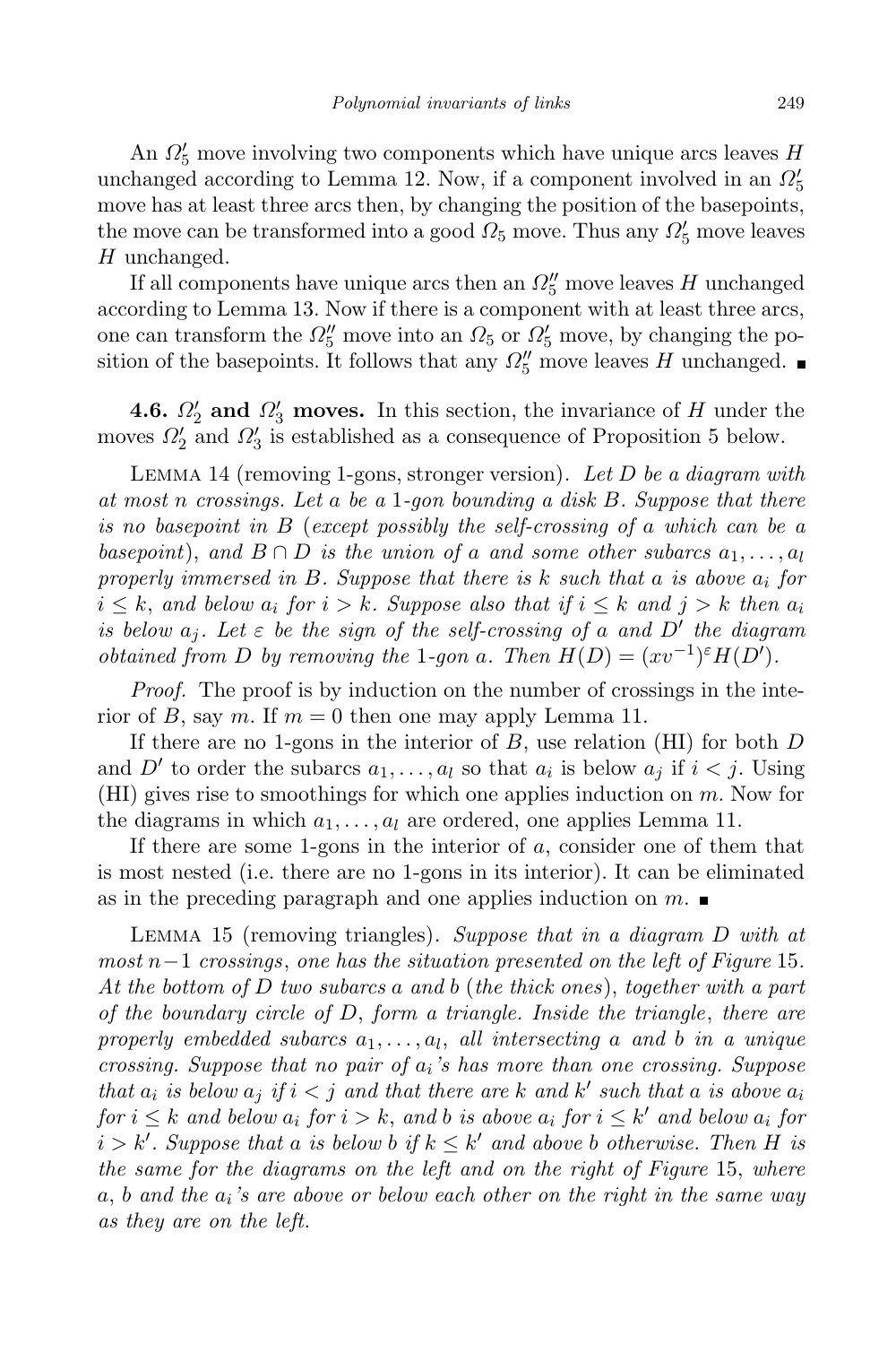An $\Omega_5'$ move involving two components which have unique arcs leaves $H$ unchanged according to Lemma 12. Now, if a component involved in an $\Omega_5'$ move has at least three arcs then, by changing the position of the basepoints, the move can be transformed into a good $\Omega_5$ move. Thus any $\Omega_5'$ move leaves $H$ unchanged.

If all components have unique arcs then an $\Omega_5''$ move leaves $H$ unchanged according to Lemma 13. Now if there is a component with at least three arcs, one can transform the $\Omega_5''$ move into an $\Omega_5$ or $\Omega_5'$ move, by changing the position of the basepoints. It follows that any $\Omega_5''$ move leaves $H$ unchanged. ∎

**4.6. $\Omega_2'$ and $\Omega_3'$ moves.** In this section, the invariance of $H$ under the moves $\Omega_2'$ and $\Omega_3'$ is established as a consequence of Proposition 5 below.

Lemma 14 (removing 1-gons, stronger version). *Let $D$ be a diagram with at most $n$ crossings. Let $a$ be a 1-gon bounding a disk $B$. Suppose that there is no basepoint in $B$ (except possibly the self-crossing of $a$ which can be a basepoint), and $B \cap D$ is the union of $a$ and some other subarcs $a_1, \ldots, a_l$ properly immersed in $B$. Suppose that there is $k$ such that $a$ is above $a_i$ for $i \leq k$, and below $a_i$ for $i > k$. Suppose also that if $i \leq k$ and $j > k$ then $a_i$ is below $a_j$. Let $\varepsilon$ be the sign of the self-crossing of $a$ and $D'$ the diagram obtained from $D$ by removing the 1-gon $a$. Then $H(D) = (xv^{-1})^{\varepsilon} H(D')$.*

*Proof.* The proof is by induction on the number of crossings in the interior of $B$, say $m$. If $m = 0$ then one may apply Lemma 11.

If there are no 1-gons in the interior of $B$, use relation (HI) for both $D$ and $D'$ to order the subarcs $a_1, \ldots, a_l$ so that $a_i$ is below $a_j$ if $i < j$. Using (HI) gives rise to smoothings for which one applies induction on $m$. Now for the diagrams in which $a_1, \ldots, a_l$ are ordered, one applies Lemma 11.

If there are some 1-gons in the interior of $a$, consider one of them that is most nested (i.e. there are no 1-gons in its interior). It can be eliminated as in the preceding paragraph and one applies induction on $m$. ∎

Lemma 15 (removing triangles). *Suppose that in a diagram $D$ with at most $n-1$ crossings, one has the situation presented on the left of Figure 15. At the bottom of $D$ two subarcs $a$ and $b$ (the thick ones), together with a part of the boundary circle of $D$, form a triangle. Inside the triangle, there are properly embedded subarcs $a_1, \ldots, a_l$, all intersecting $a$ and $b$ in a unique crossing. Suppose that no pair of $a_i$'s has more than one crossing. Suppose that $a_i$ is below $a_j$ if $i < j$ and that there are $k$ and $k'$ such that $a$ is above $a_i$ for $i \leq k$ and below $a_i$ for $i > k$, and $b$ is above $a_i$ for $i \leq k'$ and below $a_i$ for $i > k'$. Suppose that $a$ is below $b$ if $k \leq k'$ and above $b$ otherwise. Then $H$ is the same for the diagrams on the left and on the right of Figure 15, where $a$, $b$ and the $a_i$'s are above or below each other on the right in the same way as they are on the left.*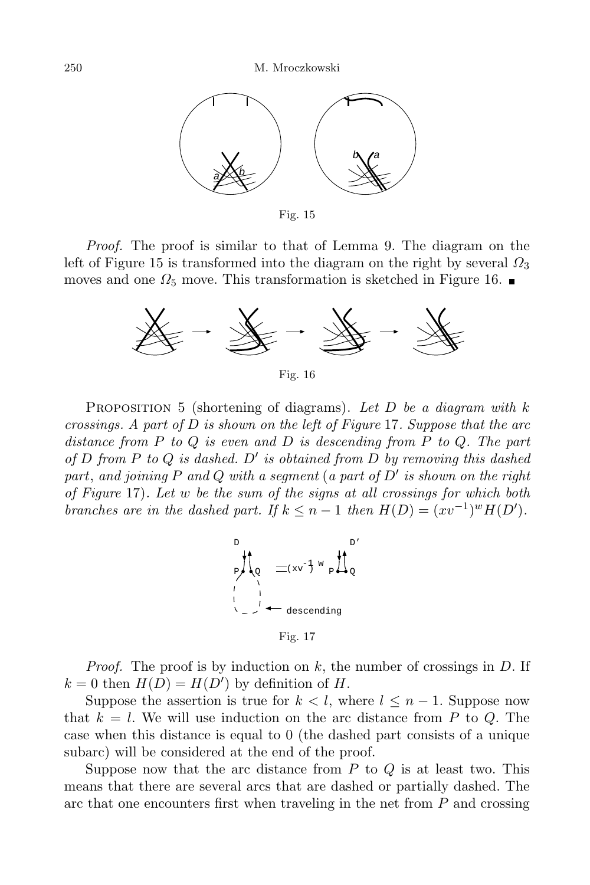Fig. 15

*Proof.* The proof is similar to that of Lemma 9. The diagram on the left of Figure 15 is transformed into the diagram on the right by several $\Omega_3$ moves and one $\Omega_5$ move. This transformation is sketched in Figure 16. ∎

Fig. 16

PROPOSITION 5 (shortening of diagrams). *Let $D$ be a diagram with $k$ crossings. A part of $D$ is shown on the left of Figure 17. Suppose that the arc distance from $P$ to $Q$ is even and $D$ is descending from $P$ to $Q$. The part of $D$ from $P$ to $Q$ is dashed. $D'$ is obtained from $D$ by removing this dashed part, and joining $P$ and $Q$ with a segment (a part of $D'$ is shown on the right of Figure 17). Let $w$ be the sum of the signs at all crossings for which both branches are in the dashed part. If $k \leq n-1$ then $H(D) = (xv^{-1})^w H(D')$.*

Fig. 17

*Proof.* The proof is by induction on $k$, the number of crossings in $D$. If $k = 0$ then $H(D) = H(D')$ by definition of $H$.

Suppose the assertion is true for $k < l$, where $l \leq n-1$. Suppose now that $k = l$. We will use induction on the arc distance from $P$ to $Q$. The case when this distance is equal to 0 (the dashed part consists of a unique subarc) will be considered at the end of the proof.

Suppose now that the arc distance from $P$ to $Q$ is at least two. This means that there are several arcs that are dashed or partially dashed. The arc that one encounters first when traveling in the net from $P$ and crossing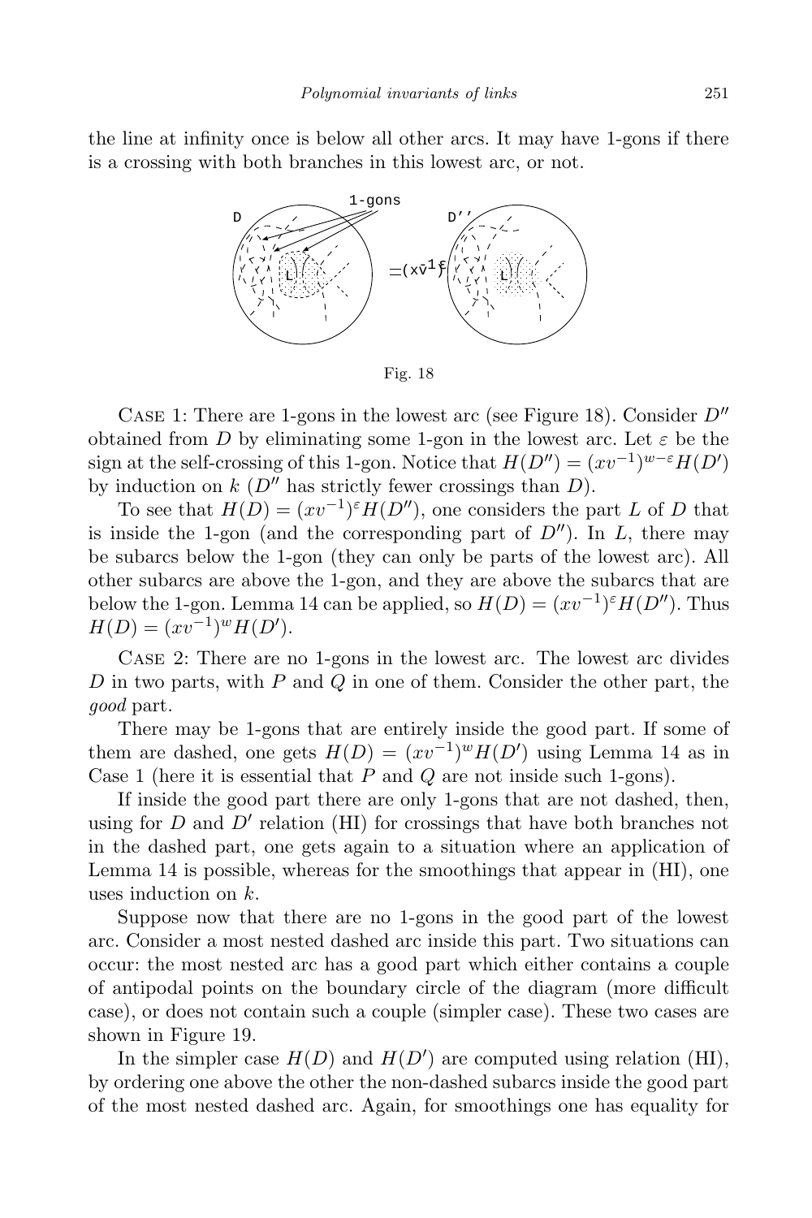the line at infinity once is below all other arcs. It may have 1-gons if there is a crossing with both branches in this lowest arc, or not.

Fig. 18

Case 1: There are 1-gons in the lowest arc (see Figure 18). Consider $D''$ obtained from $D$ by eliminating some 1-gon in the lowest arc. Let $\varepsilon$ be the sign at the self-crossing of this 1-gon. Notice that $H(D'') = (xv^{-1})^{w-\varepsilon}H(D')$ by induction on $k$ ($D''$ has strictly fewer crossings than $D$).

To see that $H(D) = (xv^{-1})^{\varepsilon}H(D'')$, one considers the part $L$ of $D$ that is inside the 1-gon (and the corresponding part of $D''$). In $L$, there may be subarcs below the 1-gon (they can only be parts of the lowest arc). All other subarcs are above the 1-gon, and they are above the subarcs that are below the 1-gon. Lemma 14 can be applied, so $H(D) = (xv^{-1})^{\varepsilon}H(D'')$. Thus $H(D) = (xv^{-1})^{w}H(D')$.

Case 2: There are no 1-gons in the lowest arc. The lowest arc divides $D$ in two parts, with $P$ and $Q$ in one of them. Consider the other part, the *good* part.

There may be 1-gons that are entirely inside the good part. If some of them are dashed, one gets $H(D) = (xv^{-1})^{w}H(D')$ using Lemma 14 as in Case 1 (here it is essential that $P$ and $Q$ are not inside such 1-gons).

If inside the good part there are only 1-gons that are not dashed, then, using for $D$ and $D'$ relation (HI) for crossings that have both branches not in the dashed part, one gets again to a situation where an application of Lemma 14 is possible, whereas for the smoothings that appear in (HI), one uses induction on $k$.

Suppose now that there are no 1-gons in the good part of the lowest arc. Consider a most nested dashed arc inside this part. Two situations can occur: the most nested arc has a good part which either contains a couple of antipodal points on the boundary circle of the diagram (more difficult case), or does not contain such a couple (simpler case). These two cases are shown in Figure 19.

In the simpler case $H(D)$ and $H(D')$ are computed using relation (HI), by ordering one above the other the non-dashed subarcs inside the good part of the most nested dashed arc. Again, for smoothings one has equality for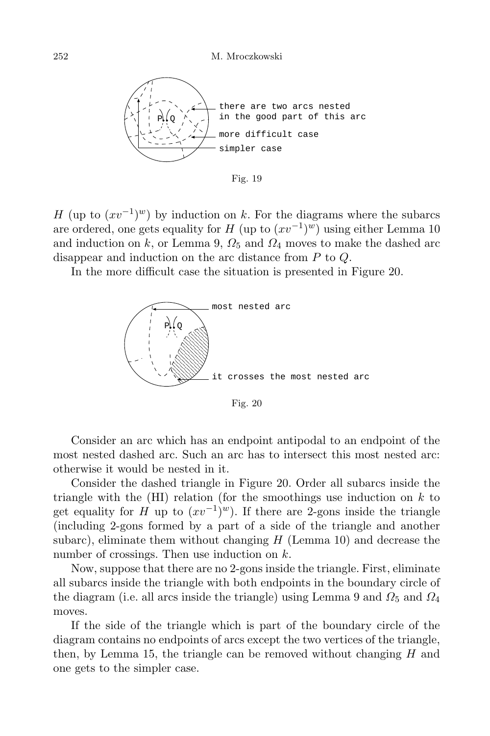there are two arcs nested in the good part of this arc

more difficult case

simpler case

Fig. 19

$H$ (up to $(xv^{-1})^w$) by induction on $k$. For the diagrams where the subarcs are ordered, one gets equality for $H$ (up to $(xv^{-1})^w$) using either Lemma 10 and induction on $k$, or Lemma 9, $\Omega_5$ and $\Omega_4$ moves to make the dashed arc disappear and induction on the arc distance from $P$ to $Q$.

In the more difficult case the situation is presented in Figure 20.

most nested arc

it crosses the most nested arc

Fig. 20

Consider an arc which has an endpoint antipodal to an endpoint of the most nested dashed arc. Such an arc has to intersect this most nested arc: otherwise it would be nested in it.

Consider the dashed triangle in Figure 20. Order all subarcs inside the triangle with the (HI) relation (for the smoothings use induction on $k$ to get equality for $H$ up to $(xv^{-1})^w$). If there are 2-gons inside the triangle (including 2-gons formed by a part of a side of the triangle and another subarc), eliminate them without changing $H$ (Lemma 10) and decrease the number of crossings. Then use induction on $k$.

Now, suppose that there are no 2-gons inside the triangle. First, eliminate all subarcs inside the triangle with both endpoints in the boundary circle of the diagram (i.e. all arcs inside the triangle) using Lemma 9 and $\Omega_5$ and $\Omega_4$ moves.

If the side of the triangle which is part of the boundary circle of the diagram contains no endpoints of arcs except the two vertices of the triangle, then, by Lemma 15, the triangle can be removed without changing $H$ and one gets to the simpler case.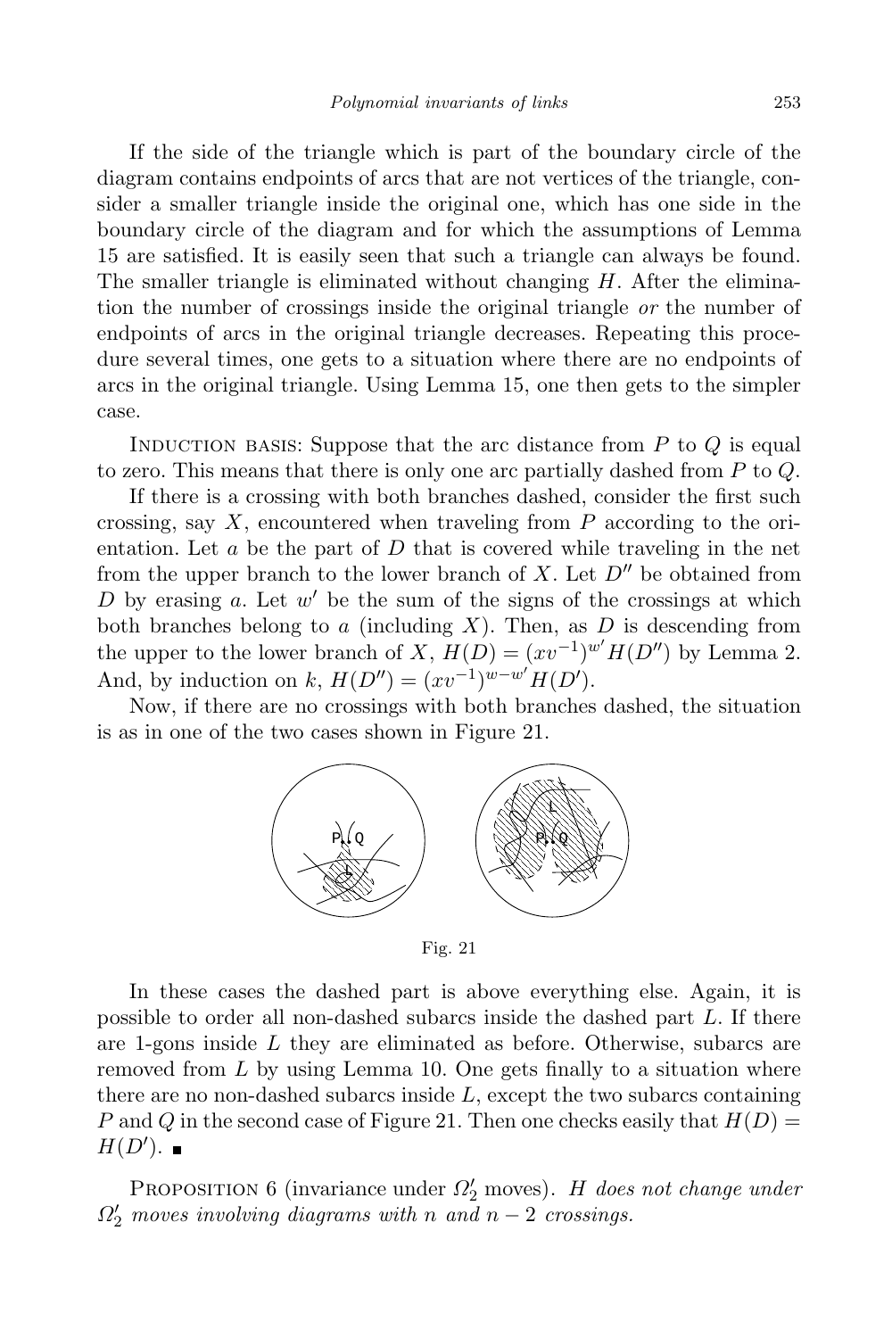If the side of the triangle which is part of the boundary circle of the diagram contains endpoints of arcs that are not vertices of the triangle, consider a smaller triangle inside the original one, which has one side in the boundary circle of the diagram and for which the assumptions of Lemma 15 are satisfied. It is easily seen that such a triangle can always be found. The smaller triangle is eliminated without changing $H$. After the elimination the number of crossings inside the original triangle *or* the number of endpoints of arcs in the original triangle decreases. Repeating this procedure several times, one gets to a situation where there are no endpoints of arcs in the original triangle. Using Lemma 15, one then gets to the simpler case.

INDUCTION BASIS: Suppose that the arc distance from $P$ to $Q$ is equal to zero. This means that there is only one arc partially dashed from $P$ to $Q$.

If there is a crossing with both branches dashed, consider the first such crossing, say $X$, encountered when traveling from $P$ according to the orientation. Let $a$ be the part of $D$ that is covered while traveling in the net from the upper branch to the lower branch of $X$. Let $D''$ be obtained from $D$ by erasing $a$. Let $w'$ be the sum of the signs of the crossings at which both branches belong to $a$ (including $X$). Then, as $D$ is descending from the upper to the lower branch of $X$, $H(D) = (xv^{-1})^{w'} H(D'')$ by Lemma 2. And, by induction on $k$, $H(D'') = (xv^{-1})^{w-w'} H(D')$.

Now, if there are no crossings with both branches dashed, the situation is as in one of the two cases shown in Figure 21.

Fig. 21

In these cases the dashed part is above everything else. Again, it is possible to order all non-dashed subarcs inside the dashed part $L$. If there are 1-gons inside $L$ they are eliminated as before. Otherwise, subarcs are removed from $L$ by using Lemma 10. One gets finally to a situation where there are no non-dashed subarcs inside $L$, except the two subarcs containing $P$ and $Q$ in the second case of Figure 21. Then one checks easily that $H(D) = H(D')$. ■

PROPOSITION 6 (invariance under $\Omega_2'$ moves). *$H$ does not change under $\Omega_2'$ moves involving diagrams with $n$ and $n-2$ crossings.*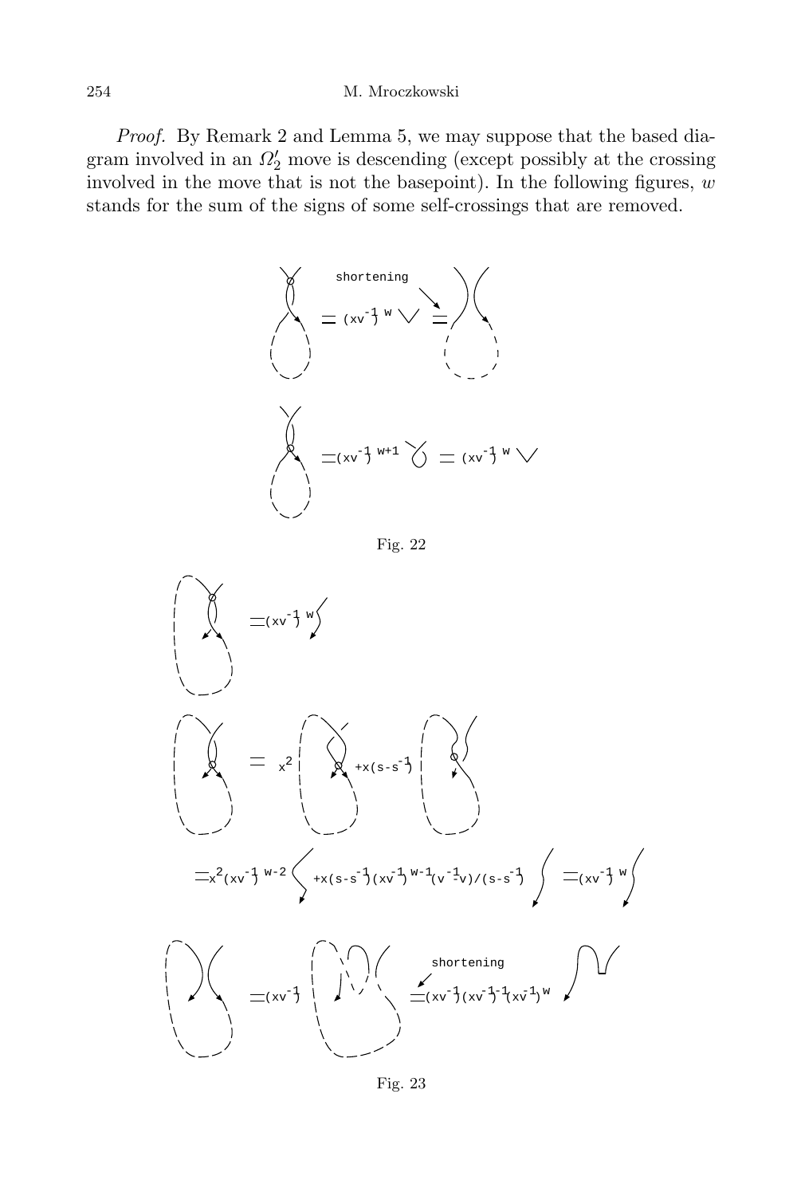*Proof.* By Remark 2 and Lemma 5, we may suppose that the based diagram involved in an $\Omega_2'$ move is descending (except possibly at the crossing involved in the move that is not the basepoint). In the following figures, $w$ stands for the sum of the signs of some self-crossings that are removed.

Fig. 22

Fig. 23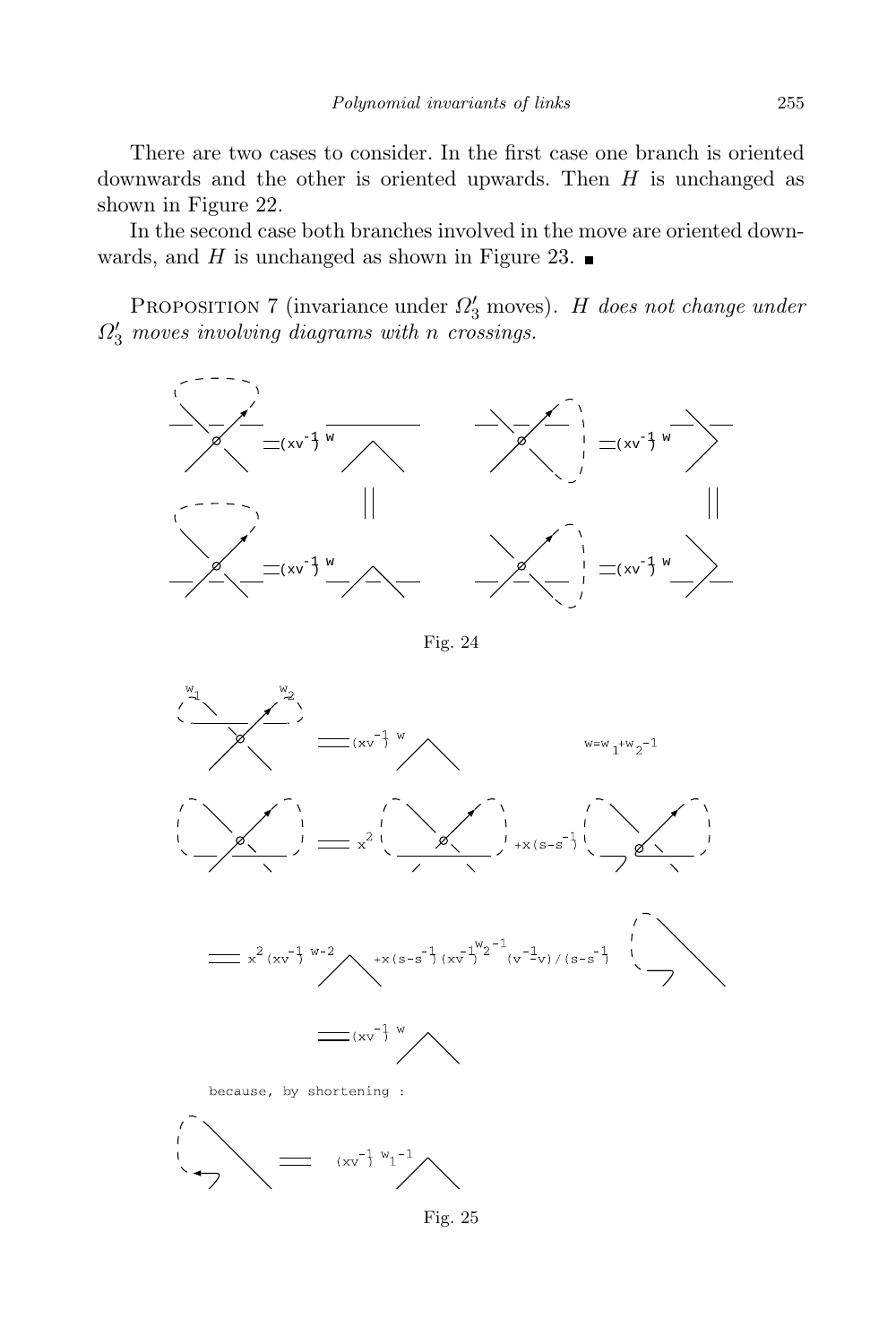There are two cases to consider. In the first case one branch is oriented downwards and the other is oriented upwards. Then $H$ is unchanged as shown in Figure 22.

In the second case both branches involved in the move are oriented downwards, and $H$ is unchanged as shown in Figure 23. ■

PROPOSITION 7 (invariance under $\Omega_3'$ moves). *$H$ does not change under $\Omega_3'$ moves involving diagrams with $n$ crossings.*

Fig. 24

Fig. 25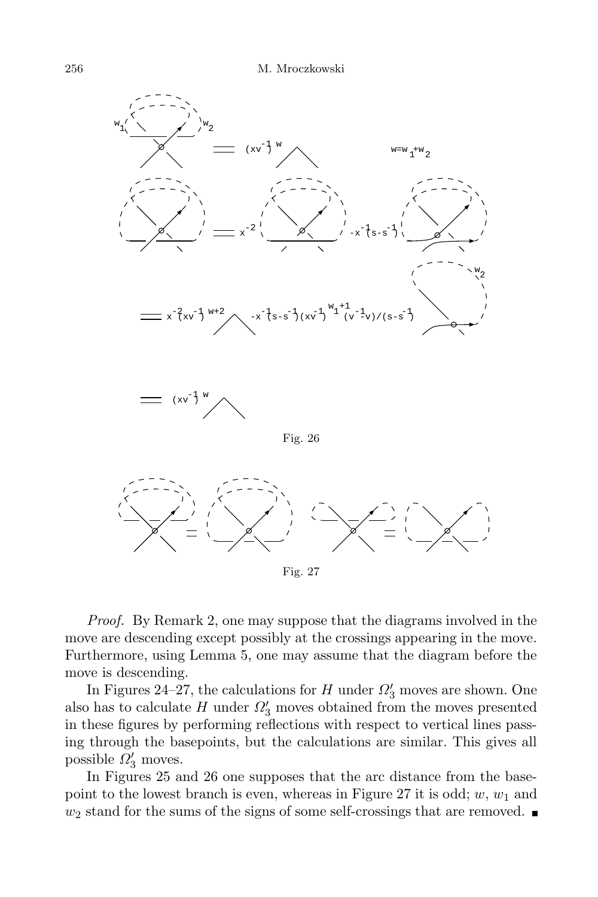$$= (xv^{-1})^w \qquad w = w_1 + w_2$$

$$= x^{-2} \; - x^{-1}(s - s^{-1})$$

$$= x^{-2}(xv^{-1})^{w+2} \; - x^{-1}(s - s^{-1})(xv^{-1})^{w_1+1}(v^{-1} - v)/(s - s^{-1})$$

$$= (xv^{-1})^w$$

Fig. 26

Fig. 27

*Proof.* By Remark 2, one may suppose that the diagrams involved in the move are descending except possibly at the crossings appearing in the move. Furthermore, using Lemma 5, one may assume that the diagram before the move is descending.

In Figures 24–27, the calculations for $H$ under $\Omega_3'$ moves are shown. One also has to calculate $H$ under $\Omega_3'$ moves obtained from the moves presented in these figures by performing reflections with respect to vertical lines passing through the basepoints, but the calculations are similar. This gives all possible $\Omega_3'$ moves.

In Figures 25 and 26 one supposes that the arc distance from the basepoint to the lowest branch is even, whereas in Figure 27 it is odd; $w$, $w_1$ and $w_2$ stand for the sums of the signs of some self-crossings that are removed. ∎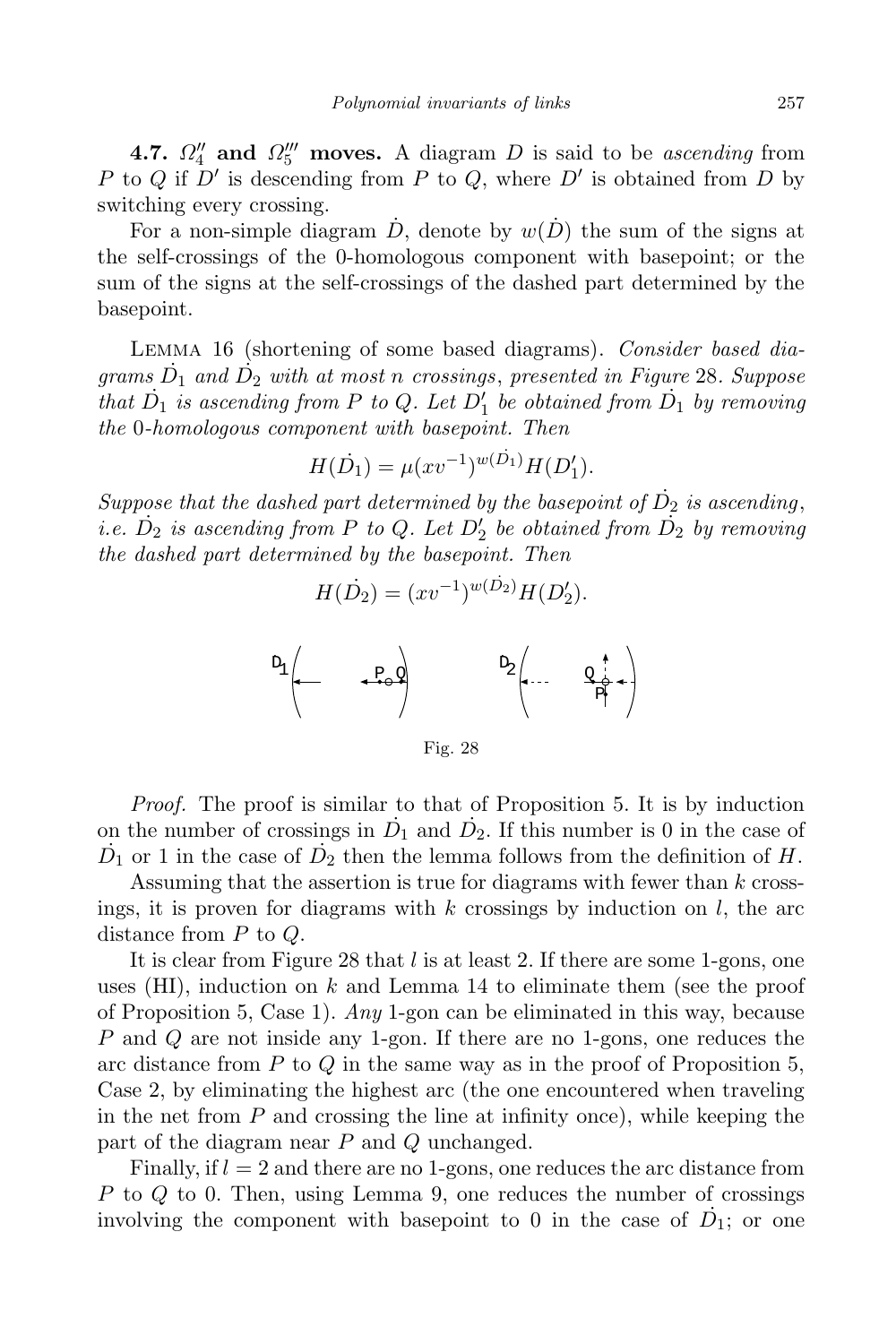**4.7. $\Omega_4''$ and $\Omega_5'''$ moves.** A diagram $D$ is said to be *ascending* from $P$ to $Q$ if $D'$ is descending from $P$ to $Q$, where $D'$ is obtained from $D$ by switching every crossing.

For a non-simple diagram $\dot{D}$, denote by $w(\dot{D})$ the sum of the signs at the self-crossings of the 0-homologous component with basepoint; or the sum of the signs at the self-crossings of the dashed part determined by the basepoint.

LEMMA 16 (shortening of some based diagrams). *Consider based diagrams $\dot{D}_1$ and $\dot{D}_2$ with at most $n$ crossings, presented in Figure 28. Suppose that $\dot{D}_1$ is ascending from $P$ to $Q$. Let $D_1'$ be obtained from $\dot{D}_1$ by removing the 0-homologous component with basepoint. Then*

$$H(\dot{D}_1) = \mu(xv^{-1})^{w(\dot{D}_1)} H(D_1').$$

*Suppose that the dashed part determined by the basepoint of $\dot{D}_2$ is ascending, i.e. $\dot{D}_2$ is ascending from $P$ to $Q$. Let $D_2'$ be obtained from $\dot{D}_2$ by removing the dashed part determined by the basepoint. Then*

$$H(\dot{D}_2) = (xv^{-1})^{w(\dot{D}_2)} H(D_2').$$

Fig. 28

*Proof.* The proof is similar to that of Proposition 5. It is by induction on the number of crossings in $\dot{D}_1$ and $\dot{D}_2$. If this number is 0 in the case of $\dot{D}_1$ or 1 in the case of $\dot{D}_2$ then the lemma follows from the definition of $H$.

Assuming that the assertion is true for diagrams with fewer than $k$ crossings, it is proven for diagrams with $k$ crossings by induction on $l$, the arc distance from $P$ to $Q$.

It is clear from Figure 28 that $l$ is at least 2. If there are some 1-gons, one uses (HI), induction on $k$ and Lemma 14 to eliminate them (see the proof of Proposition 5, Case 1). *Any* 1-gon can be eliminated in this way, because $P$ and $Q$ are not inside any 1-gon. If there are no 1-gons, one reduces the arc distance from $P$ to $Q$ in the same way as in the proof of Proposition 5, Case 2, by eliminating the highest arc (the one encountered when traveling in the net from $P$ and crossing the line at infinity once), while keeping the part of the diagram near $P$ and $Q$ unchanged.

Finally, if $l = 2$ and there are no 1-gons, one reduces the arc distance from $P$ to $Q$ to 0. Then, using Lemma 9, one reduces the number of crossings involving the component with basepoint to 0 in the case of $\dot{D}_1$; or one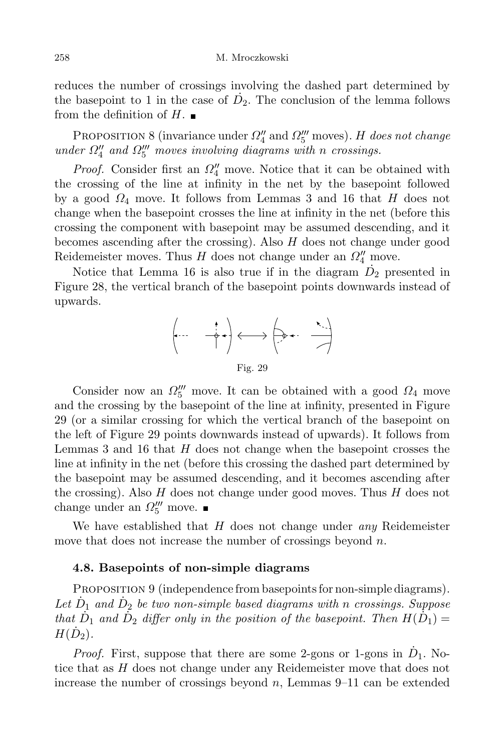reduces the number of crossings involving the dashed part determined by the basepoint to 1 in the case of $\dot{D}_2$. The conclusion of the lemma follows from the definition of $H$. ∎

PROPOSITION 8 (invariance under $\Omega_4''$ and $\Omega_5'''$ moves). *$H$ does not change under $\Omega_4''$ and $\Omega_5'''$ moves involving diagrams with $n$ crossings.*

*Proof.* Consider first an $\Omega_4''$ move. Notice that it can be obtained with the crossing of the line at infinity in the net by the basepoint followed by a good $\Omega_4$ move. It follows from Lemmas 3 and 16 that $H$ does not change when the basepoint crosses the line at infinity in the net (before this crossing the component with basepoint may be assumed descending, and it becomes ascending after the crossing). Also $H$ does not change under good Reidemeister moves. Thus $H$ does not change under an $\Omega_4''$ move.

Notice that Lemma 16 is also true if in the diagram $\dot{D}_2$ presented in Figure 28, the vertical branch of the basepoint points downwards instead of upwards.

Fig. 29

Consider now an $\Omega_5'''$ move. It can be obtained with a good $\Omega_4$ move and the crossing by the basepoint of the line at infinity, presented in Figure 29 (or a similar crossing for which the vertical branch of the basepoint on the left of Figure 29 points downwards instead of upwards). It follows from Lemmas 3 and 16 that $H$ does not change when the basepoint crosses the line at infinity in the net (before this crossing the dashed part determined by the basepoint may be assumed descending, and it becomes ascending after the crossing). Also $H$ does not change under good moves. Thus $H$ does not change under an $\Omega_5'''$ move. ∎

We have established that $H$ does not change under *any* Reidemeister move that does not increase the number of crossings beyond $n$.

### 4.8. Basepoints of non-simple diagrams

PROPOSITION 9 (independence from basepoints for non-simple diagrams). *Let $\dot{D}_1$ and $\dot{D}_2$ be two non-simple based diagrams with $n$ crossings. Suppose that $\dot{D}_1$ and $\dot{D}_2$ differ only in the position of the basepoint. Then $H(\dot{D}_1) = H(\dot{D}_2)$.*

*Proof.* First, suppose that there are some 2-gons or 1-gons in $\dot{D}_1$. Notice that as $H$ does not change under any Reidemeister move that does not increase the number of crossings beyond $n$, Lemmas 9–11 can be extended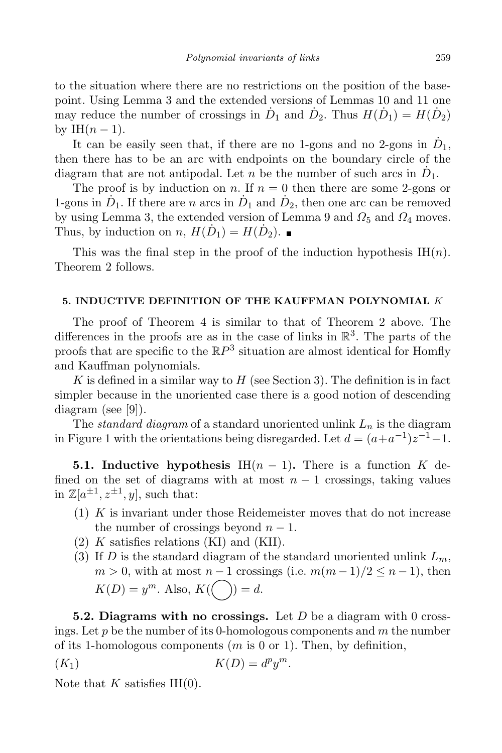to the situation where there are no restrictions on the position of the basepoint. Using Lemma 3 and the extended versions of Lemmas 10 and 11 one may reduce the number of crossings in $\dot{D}_1$ and $\dot{D}_2$. Thus $H(\dot{D}_1) = H(\dot{D}_2)$ by IH$(n-1)$.

It can be easily seen that, if there are no 1-gons and no 2-gons in $\dot{D}_1$, then there has to be an arc with endpoints on the boundary circle of the diagram that are not antipodal. Let $n$ be the number of such arcs in $\dot{D}_1$.

The proof is by induction on $n$. If $n = 0$ then there are some 2-gons or 1-gons in $\dot{D}_1$. If there are $n$ arcs in $\dot{D}_1$ and $\dot{D}_2$, then one arc can be removed by using Lemma 3, the extended version of Lemma 9 and $\Omega_5$ and $\Omega_4$ moves. Thus, by induction on $n$, $H(\dot{D}_1) = H(\dot{D}_2)$. ∎

This was the final step in the proof of the induction hypothesis IH$(n)$. Theorem 2 follows.

## 5. INDUCTIVE DEFINITION OF THE KAUFFMAN POLYNOMIAL $K$

The proof of Theorem 4 is similar to that of Theorem 2 above. The differences in the proofs are as in the case of links in $\mathbb{R}^3$. The parts of the proofs that are specific to the $\mathbb{R}P^3$ situation are almost identical for Homfly and Kauffman polynomials.

$K$ is defined in a similar way to $H$ (see Section 3). The definition is in fact simpler because in the unoriented case there is a good notion of descending diagram (see [9]).

The *standard diagram* of a standard unoriented unlink $L_n$ is the diagram in Figure 1 with the orientations being disregarded. Let $d = (a+a^{-1})z^{-1}-1$.

**5.1. Inductive hypothesis** IH$(n-1)$**.** There is a function $K$ defined on the set of diagrams with at most $n-1$ crossings, taking values in $\mathbb{Z}[a^{\pm 1}, z^{\pm 1}, y]$, such that:

1. $K$ is invariant under those Reidemeister moves that do not increase the number of crossings beyond $n-1$.
2. $K$ satisfies relations (KI) and (KII).
3. If $D$ is the standard diagram of the standard unoriented unlink $L_m$, $m > 0$, with at most $n-1$ crossings (i.e. $m(m-1)/2 \le n-1$), then $K(D) = y^m$. Also, $K(\bigcirc) = d$.

**5.2. Diagrams with no crossings.** Let $D$ be a diagram with 0 crossings. Let $p$ be the number of its 0-homologous components and $m$ the number of its 1-homologous components ($m$ is 0 or 1). Then, by definition,

$$(K_1) \qquad K(D) = d^p y^m.$$

Note that $K$ satisfies IH(0).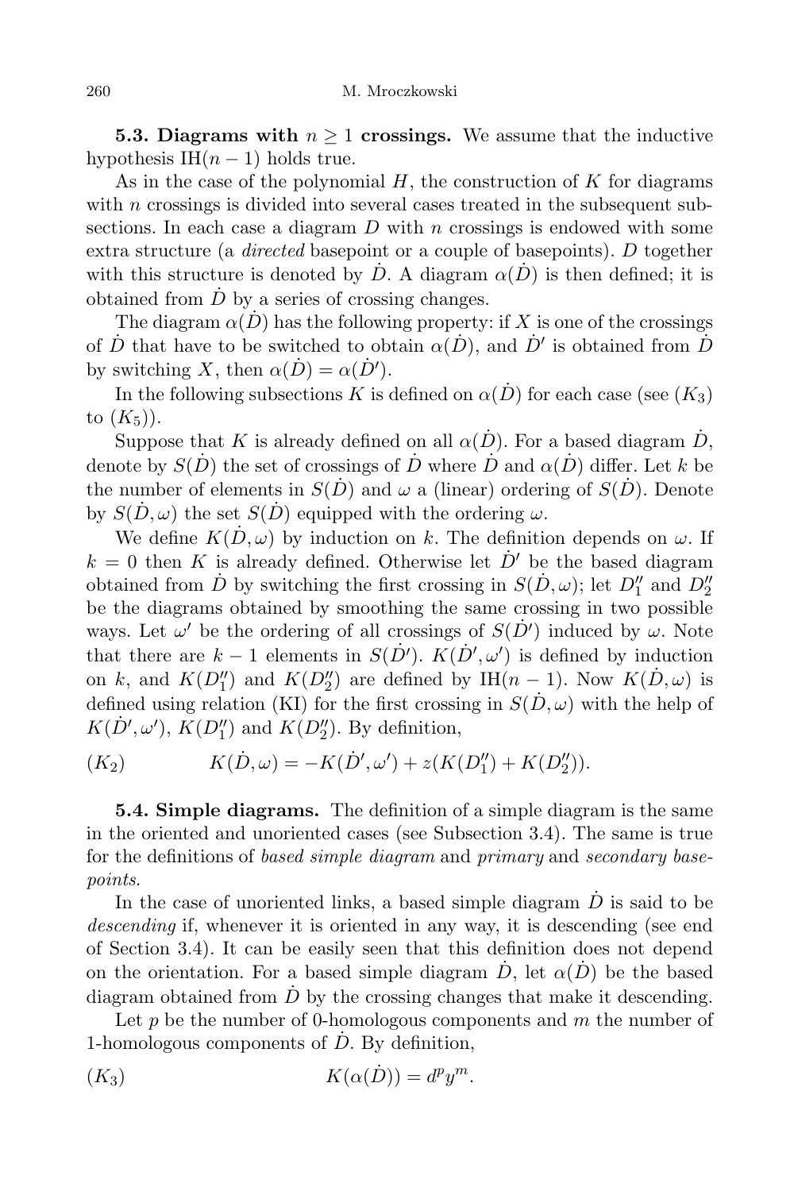**5.3. Diagrams with $n \geq 1$ crossings.** We assume that the inductive hypothesis IH$(n-1)$ holds true.

As in the case of the polynomial $H$, the construction of $K$ for diagrams with $n$ crossings is divided into several cases treated in the subsequent subsections. In each case a diagram $D$ with $n$ crossings is endowed with some extra structure (a *directed* basepoint or a couple of basepoints). $D$ together with this structure is denoted by $\dot{D}$. A diagram $\alpha(\dot{D})$ is then defined; it is obtained from $\dot{D}$ by a series of crossing changes.

The diagram $\alpha(\dot{D})$ has the following property: if $X$ is one of the crossings of $\dot{D}$ that have to be switched to obtain $\alpha(\dot{D})$, and $\dot{D}'$ is obtained from $\dot{D}$ by switching $X$, then $\alpha(\dot{D}) = \alpha(\dot{D}')$.

In the following subsections $K$ is defined on $\alpha(\dot{D})$ for each case (see $(K_3)$ to $(K_5)$).

Suppose that $K$ is already defined on all $\alpha(\dot{D})$. For a based diagram $\dot{D}$, denote by $S(\dot{D})$ the set of crossings of $\dot{D}$ where $\dot{D}$ and $\alpha(\dot{D})$ differ. Let $k$ be the number of elements in $S(\dot{D})$ and $\omega$ a (linear) ordering of $S(\dot{D})$. Denote by $S(\dot{D}, \omega)$ the set $S(\dot{D})$ equipped with the ordering $\omega$.

We define $K(\dot{D}, \omega)$ by induction on $k$. The definition depends on $\omega$. If $k = 0$ then $K$ is already defined. Otherwise let $\dot{D}'$ be the based diagram obtained from $\dot{D}$ by switching the first crossing in $S(\dot{D}, \omega)$; let $D_1''$ and $D_2''$ be the diagrams obtained by smoothing the same crossing in two possible ways. Let $\omega'$ be the ordering of all crossings of $S(\dot{D}')$ induced by $\omega$. Note that there are $k-1$ elements in $S(\dot{D}')$. $K(\dot{D}', \omega')$ is defined by induction on $k$, and $K(D_1'')$ and $K(D_2'')$ are defined by IH$(n-1)$. Now $K(\dot{D}, \omega)$ is defined using relation (KI) for the first crossing in $S(\dot{D}, \omega)$ with the help of $K(\dot{D}', \omega')$, $K(D_1'')$ and $K(D_2'')$. By definition,

$$(K_2) \qquad K(\dot{D}, \omega) = -K(\dot{D}', \omega') + z(K(D_1'') + K(D_2'')).$$

**5.4. Simple diagrams.** The definition of a simple diagram is the same in the oriented and unoriented cases (see Subsection 3.4). The same is true for the definitions of *based simple diagram* and *primary* and *secondary basepoints*.

In the case of unoriented links, a based simple diagram $\dot{D}$ is said to be *descending* if, whenever it is oriented in any way, it is descending (see end of Section 3.4). It can be easily seen that this definition does not depend on the orientation. For a based simple diagram $\dot{D}$, let $\alpha(\dot{D})$ be the based diagram obtained from $\dot{D}$ by the crossing changes that make it descending.

Let $p$ be the number of 0-homologous components and $m$ the number of 1-homologous components of $\dot{D}$. By definition,

$$(K_3) \qquad K(\alpha(\dot{D})) = d^p y^m.$$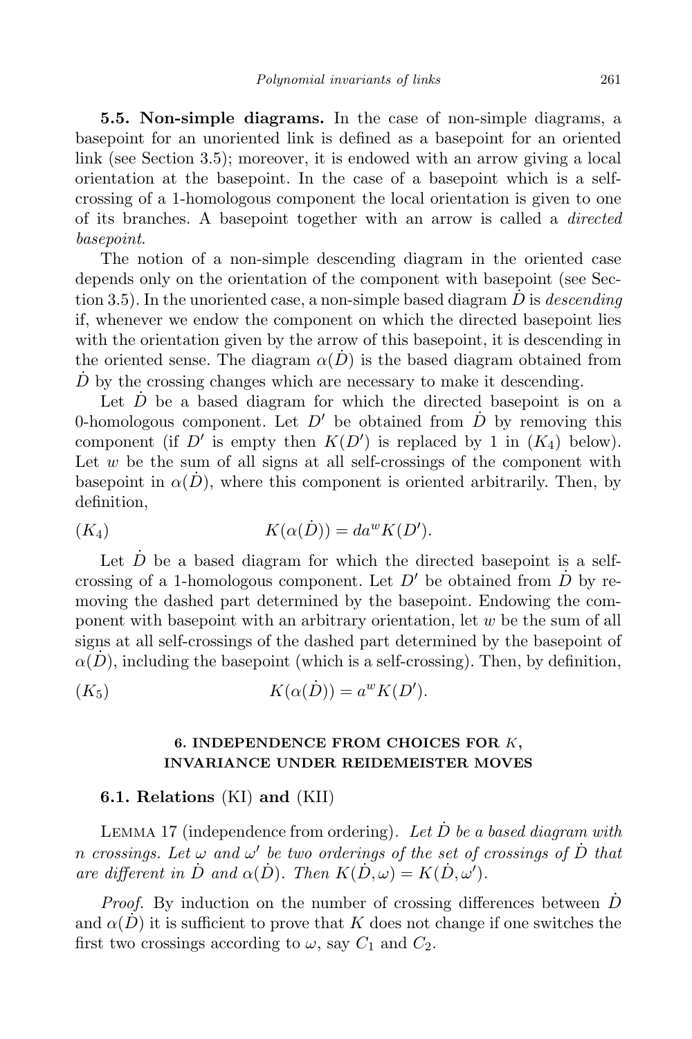**5.5. Non-simple diagrams.** In the case of non-simple diagrams, a basepoint for an unoriented link is defined as a basepoint for an oriented link (see Section 3.5); moreover, it is endowed with an arrow giving a local orientation at the basepoint. In the case of a basepoint which is a self-crossing of a 1-homologous component the local orientation is given to one of its branches. A basepoint together with an arrow is called a *directed basepoint*.

The notion of a non-simple descending diagram in the oriented case depends only on the orientation of the component with basepoint (see Section 3.5). In the unoriented case, a non-simple based diagram $\dot{D}$ is *descending* if, whenever we endow the component on which the directed basepoint lies with the orientation given by the arrow of this basepoint, it is descending in the oriented sense. The diagram $\alpha(\dot{D})$ is the based diagram obtained from $\dot{D}$ by the crossing changes which are necessary to make it descending.

Let $\dot{D}$ be a based diagram for which the directed basepoint is on a 0-homologous component. Let $D'$ be obtained from $\dot{D}$ by removing this component (if $D'$ is empty then $K(D')$ is replaced by 1 in ($K_4$) below). Let $w$ be the sum of all signs at all self-crossings of the component with basepoint in $\alpha(\dot{D})$, where this component is oriented arbitrarily. Then, by definition,

$$(K_4) \qquad\qquad K(\alpha(\dot{D})) = da^w K(D').$$

Let $\dot{D}$ be a based diagram for which the directed basepoint is a self-crossing of a 1-homologous component. Let $D'$ be obtained from $\dot{D}$ by removing the dashed part determined by the basepoint. Endowing the component with basepoint with an arbitrary orientation, let $w$ be the sum of all signs at all self-crossings of the dashed part determined by the basepoint of $\alpha(\dot{D})$, including the basepoint (which is a self-crossing). Then, by definition,

$$(K_5) \qquad\qquad K(\alpha(\dot{D})) = a^w K(D').$$

## 6. INDEPENDENCE FROM CHOICES FOR $K$, INVARIANCE UNDER REIDEMEISTER MOVES

### 6.1. Relations (KI) and (KII)

LEMMA 17 (independence from ordering). *Let $\dot{D}$ be a based diagram with $n$ crossings. Let $\omega$ and $\omega'$ be two orderings of the set of crossings of $\dot{D}$ that are different in $\dot{D}$ and $\alpha(\dot{D})$. Then $K(\dot{D}, \omega) = K(\dot{D}, \omega')$.*

*Proof.* By induction on the number of crossing differences between $\dot{D}$ and $\alpha(\dot{D})$ it is sufficient to prove that $K$ does not change if one switches the first two crossings according to $\omega$, say $C_1$ and $C_2$.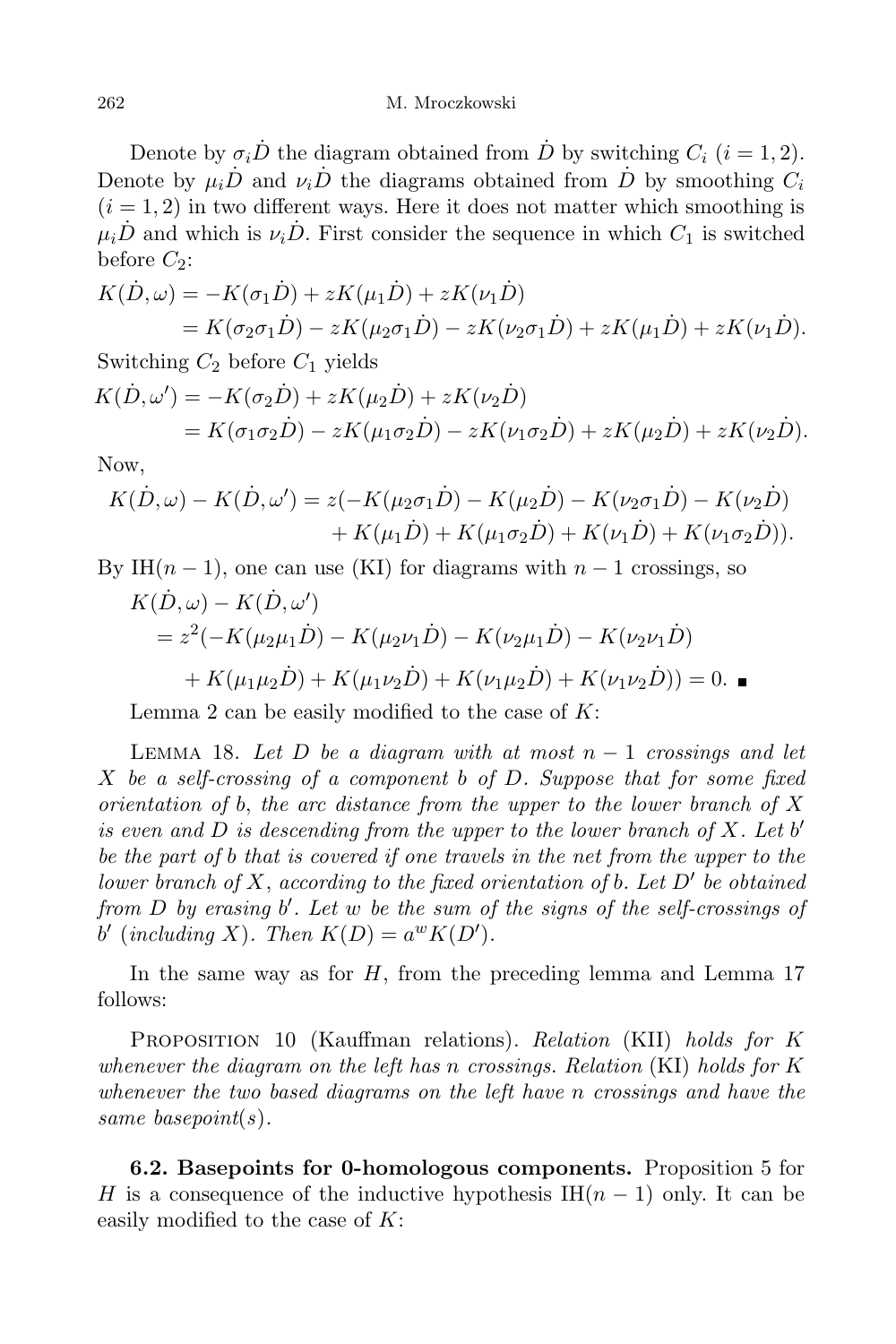Denote by $\sigma_i\dot{D}$ the diagram obtained from $\dot{D}$ by switching $C_i$ ($i = 1, 2$). Denote by $\mu_i\dot{D}$ and $\nu_i\dot{D}$ the diagrams obtained from $\dot{D}$ by smoothing $C_i$ ($i = 1, 2$) in two different ways. Here it does not matter which smoothing is $\mu_i\dot{D}$ and which is $\nu_i\dot{D}$. First consider the sequence in which $C_1$ is switched before $C_2$:

$$\begin{aligned}
K(\dot{D},\omega) &= -K(\sigma_1\dot{D}) + zK(\mu_1\dot{D}) + zK(\nu_1\dot{D}) \\
&= K(\sigma_2\sigma_1\dot{D}) - zK(\mu_2\sigma_1\dot{D}) - zK(\nu_2\sigma_1\dot{D}) + zK(\mu_1\dot{D}) + zK(\nu_1\dot{D}).
\end{aligned}$$

Switching $C_2$ before $C_1$ yields

$$\begin{aligned}
K(\dot{D},\omega') &= -K(\sigma_2\dot{D}) + zK(\mu_2\dot{D}) + zK(\nu_2\dot{D}) \\
&= K(\sigma_1\sigma_2\dot{D}) - zK(\mu_1\sigma_2\dot{D}) - zK(\nu_1\sigma_2\dot{D}) + zK(\mu_2\dot{D}) + zK(\nu_2\dot{D}).
\end{aligned}$$

Now,

$$\begin{aligned}
K(\dot{D},\omega) - K(\dot{D},\omega') = z(&-K(\mu_2\sigma_1\dot{D}) - K(\mu_2\dot{D}) - K(\nu_2\sigma_1\dot{D}) - K(\nu_2\dot{D}) \\
&+ K(\mu_1\dot{D}) + K(\mu_1\sigma_2\dot{D}) + K(\nu_1\dot{D}) + K(\nu_1\sigma_2\dot{D})).
\end{aligned}$$

By IH($n-1$), one can use (KI) for diagrams with $n-1$ crossings, so

$$\begin{aligned}
&K(\dot{D},\omega) - K(\dot{D},\omega') \\
&\quad = z^2(-K(\mu_2\mu_1\dot{D}) - K(\mu_2\nu_1\dot{D}) - K(\nu_2\mu_1\dot{D}) - K(\nu_2\nu_1\dot{D}) \\
&\qquad + K(\mu_1\mu_2\dot{D}) + K(\mu_1\nu_2\dot{D}) + K(\nu_1\mu_2\dot{D}) + K(\nu_1\nu_2\dot{D})) = 0. \blacksquare
\end{aligned}$$

Lemma 2 can be easily modified to the case of $K$:

Lemma 18. *Let $D$ be a diagram with at most $n-1$ crossings and let $X$ be a self-crossing of a component $b$ of $D$. Suppose that for some fixed orientation of $b$, the arc distance from the upper to the lower branch of $X$ is even and $D$ is descending from the upper to the lower branch of $X$. Let $b'$ be the part of $b$ that is covered if one travels in the net from the upper to the lower branch of $X$, according to the fixed orientation of $b$. Let $D'$ be obtained from $D$ by erasing $b'$. Let $w$ be the sum of the signs of the self-crossings of $b'$ (including $X$). Then $K(D) = a^w K(D')$.*

In the same way as for $H$, from the preceding lemma and Lemma 17 follows:

Proposition 10 (Kauffman relations). *Relation* (KII) *holds for $K$ whenever the diagram on the left has $n$ crossings. Relation* (KI) *holds for $K$ whenever the two based diagrams on the left have $n$ crossings and have the same basepoint(s).*

**6.2. Basepoints for 0-homologous components.** Proposition 5 for $H$ is a consequence of the inductive hypothesis IH($n-1$) only. It can be easily modified to the case of $K$: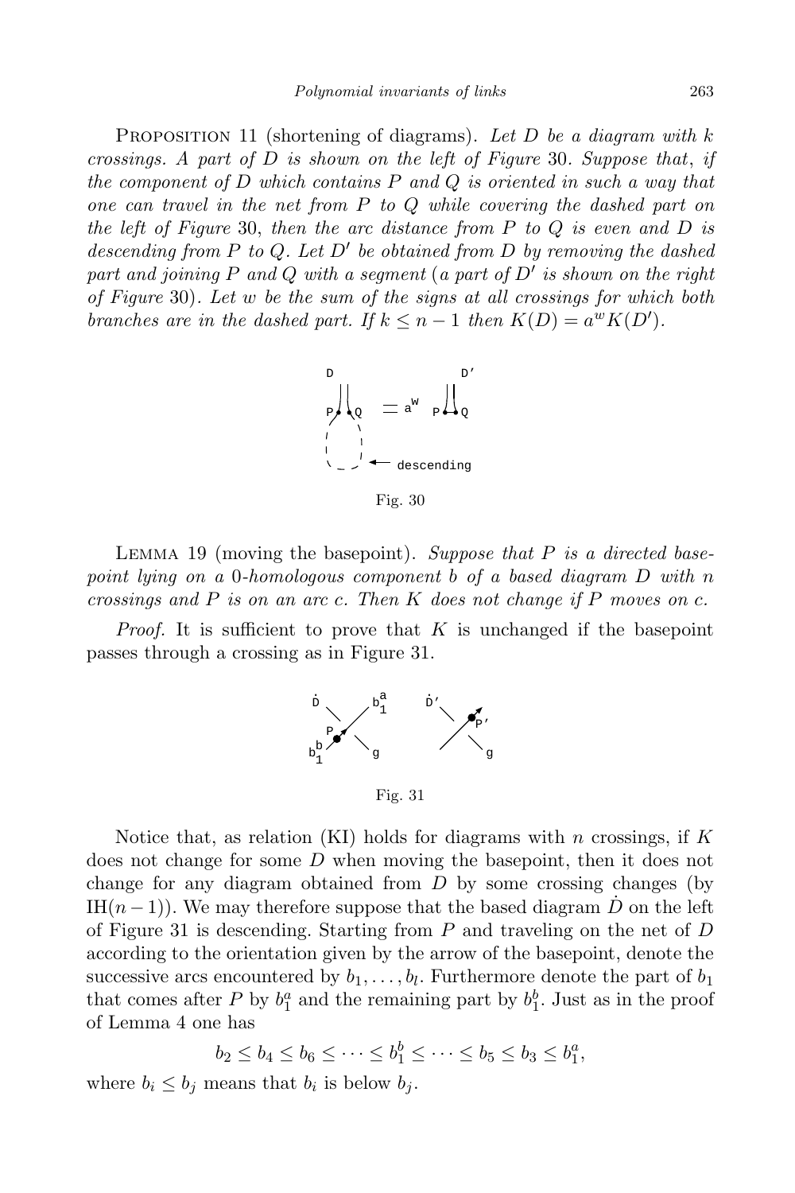PROPOSITION 11 (shortening of diagrams). *Let $D$ be a diagram with $k$ crossings. A part of $D$ is shown on the left of Figure* 30. *Suppose that*, *if the component of $D$ which contains $P$ and $Q$ is oriented in such a way that one can travel in the net from $P$ to $Q$ while covering the dashed part on the left of Figure* 30, *then the arc distance from $P$ to $Q$ is even and $D$ is descending from $P$ to $Q$. Let $D'$ be obtained from $D$ by removing the dashed part and joining $P$ and $Q$ with a segment* (*a part of $D'$ is shown on the right of Figure* 30). *Let $w$ be the sum of the signs at all crossings for which both branches are in the dashed part. If $k \le n-1$ then $K(D) = a^w K(D')$.*

Fig. 30

LEMMA 19 (moving the basepoint). *Suppose that $P$ is a directed basepoint lying on a* 0*-homologous component $b$ of a based diagram $D$ with $n$ crossings and $P$ is on an arc $c$. Then $K$ does not change if $P$ moves on $c$.*

*Proof.* It is sufficient to prove that $K$ is unchanged if the basepoint passes through a crossing as in Figure 31.

Fig. 31

Notice that, as relation (KI) holds for diagrams with $n$ crossings, if $K$ does not change for some $D$ when moving the basepoint, then it does not change for any diagram obtained from $D$ by some crossing changes (by $\mathrm{IH}(n-1)$). We may therefore suppose that the based diagram $\dot{D}$ on the left of Figure 31 is descending. Starting from $P$ and traveling on the net of $D$ according to the orientation given by the arrow of the basepoint, denote the successive arcs encountered by $b_1, \ldots, b_l$. Furthermore denote the part of $b_1$ that comes after $P$ by $b_1^a$ and the remaining part by $b_1^b$. Just as in the proof of Lemma 4 one has

$$b_2 \le b_4 \le b_6 \le \cdots \le b_1^b \le \cdots \le b_5 \le b_3 \le b_1^a,$$

where $b_i \le b_j$ means that $b_i$ is below $b_j$.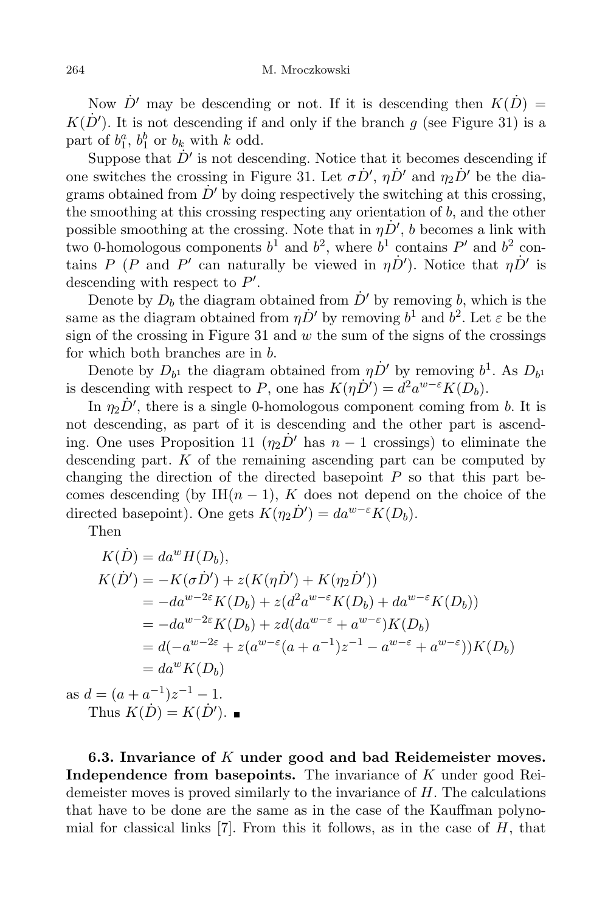Now $\dot{D}'$ may be descending or not. If it is descending then $K(\dot{D}) = K(\dot{D}')$. It is not descending if and only if the branch $g$ (see Figure 31) is a part of $b_1^a$, $b_1^b$ or $b_k$ with $k$ odd.

Suppose that $\dot{D}'$ is not descending. Notice that it becomes descending if one switches the crossing in Figure 31. Let $\sigma\dot{D}'$, $\eta\dot{D}'$ and $\eta_2\dot{D}'$ be the diagrams obtained from $\dot{D}'$ by doing respectively the switching at this crossing, the smoothing at this crossing respecting any orientation of $b$, and the other possible smoothing at the crossing. Note that in $\eta\dot{D}'$, $b$ becomes a link with two 0-homologous components $b^1$ and $b^2$, where $b^1$ contains $P'$ and $b^2$ contains $P$ ($P$ and $P'$ can naturally be viewed in $\eta\dot{D}'$). Notice that $\eta\dot{D}'$ is descending with respect to $P'$.

Denote by $D_b$ the diagram obtained from $\dot{D}'$ by removing $b$, which is the same as the diagram obtained from $\eta\dot{D}'$ by removing $b^1$ and $b^2$. Let $\varepsilon$ be the sign of the crossing in Figure 31 and $w$ the sum of the signs of the crossings for which both branches are in $b$.

Denote by $D_{b^1}$ the diagram obtained from $\eta\dot{D}'$ by removing $b^1$. As $D_{b^1}$ is descending with respect to $P$, one has $K(\eta\dot{D}') = d^2a^{w-\varepsilon}K(D_b)$.

In $\eta_2\dot{D}'$, there is a single 0-homologous component coming from $b$. It is not descending, as part of it is descending and the other part is ascending. One uses Proposition 11 ($\eta_2\dot{D}'$ has $n-1$ crossings) to eliminate the descending part. $K$ of the remaining ascending part can be computed by changing the direction of the directed basepoint $P$ so that this part becomes descending (by IH$(n-1)$, $K$ does not depend on the choice of the directed basepoint). One gets $K(\eta_2\dot{D}') = da^{w-\varepsilon}K(D_b)$.

Then

$$
\begin{aligned}
K(\dot{D}) &= da^w H(D_b),\\
K(\dot{D}') &= -K(\sigma\dot{D}') + z(K(\eta\dot{D}') + K(\eta_2\dot{D}'))\\
&= -da^{w-2\varepsilon}K(D_b) + z(d^2a^{w-\varepsilon}K(D_b) + da^{w-\varepsilon}K(D_b))\\
&= -da^{w-2\varepsilon}K(D_b) + zd(da^{w-\varepsilon} + a^{w-\varepsilon})K(D_b)\\
&= d(-a^{w-2\varepsilon} + z(a^{w-\varepsilon}(a+a^{-1})z^{-1} - a^{w-\varepsilon} + a^{w-\varepsilon}))K(D_b)\\
&= da^w K(D_b)
\end{aligned}
$$

as $d = (a+a^{-1})z^{-1} - 1$.

Thus $K(\dot{D}) = K(\dot{D}')$. ■

**6.3. Invariance of $K$ under good and bad Reidemeister moves. Independence from basepoints.** The invariance of $K$ under good Reidemeister moves is proved similarly to the invariance of $H$. The calculations that have to be done are the same as in the case of the Kauffman polynomial for classical links [7]. From this it follows, as in the case of $H$, that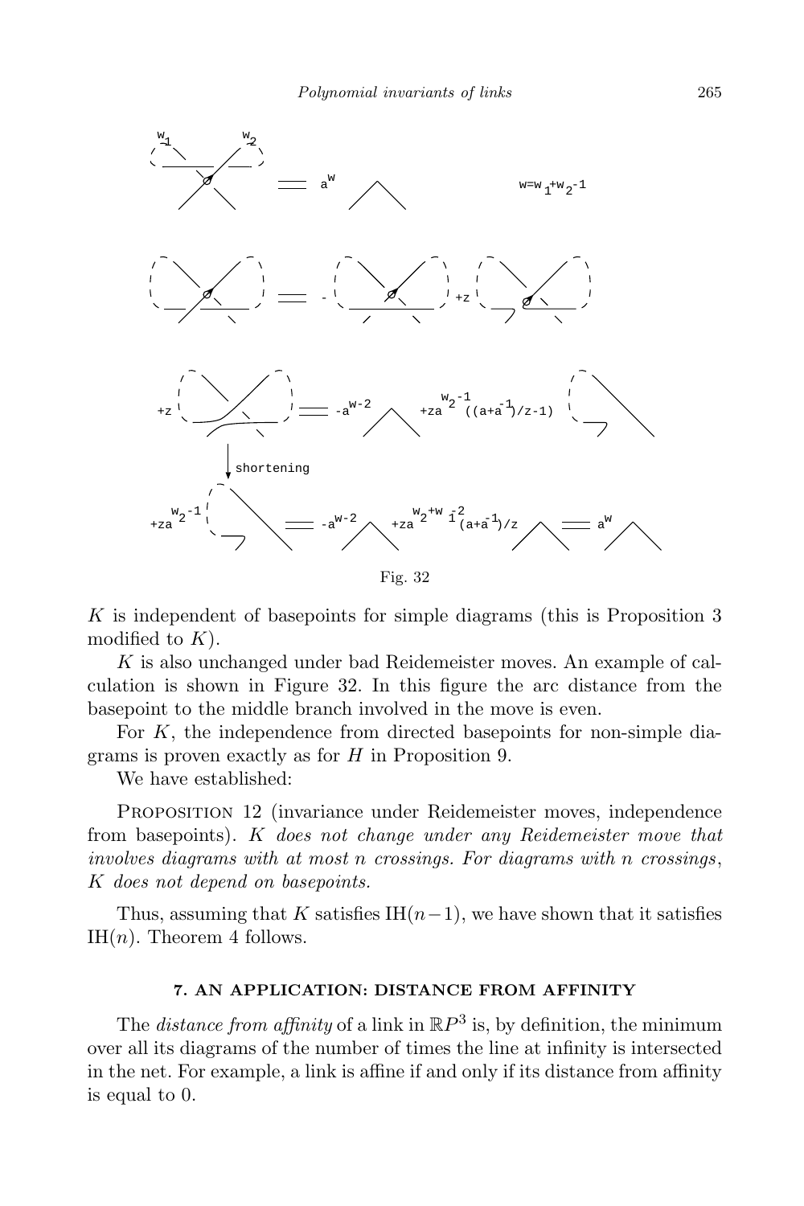Fig. 32

$K$ is independent of basepoints for simple diagrams (this is Proposition 3 modified to $K$).

$K$ is also unchanged under bad Reidemeister moves. An example of calculation is shown in Figure 32. In this figure the arc distance from the basepoint to the middle branch involved in the move is even.

For $K$, the independence from directed basepoints for non-simple diagrams is proven exactly as for $H$ in Proposition 9.

We have established:

Proposition 12 (invariance under Reidemeister moves, independence from basepoints). *$K$ does not change under any Reidemeister move that involves diagrams with at most $n$ crossings. For diagrams with $n$ crossings, $K$ does not depend on basepoints.*

Thus, assuming that $K$ satisfies $\mathrm{IH}(n-1)$, we have shown that it satisfies $\mathrm{IH}(n)$. Theorem 4 follows.

## 7. AN APPLICATION: DISTANCE FROM AFFINITY

The *distance from affinity* of a link in $\mathbb{R}P^3$ is, by definition, the minimum over all its diagrams of the number of times the line at infinity is intersected in the net. For example, a link is affine if and only if its distance from affinity is equal to 0.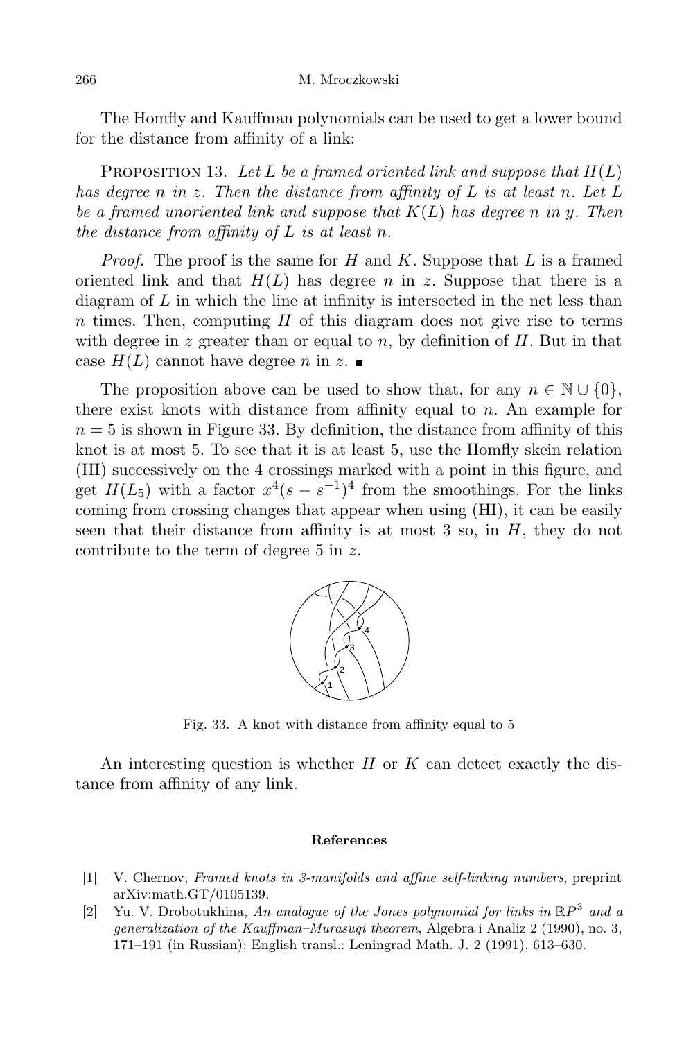The Homfly and Kauffman polynomials can be used to get a lower bound for the distance from affinity of a link:

Proposition 13. *Let $L$ be a framed oriented link and suppose that $H(L)$ has degree $n$ in $z$. Then the distance from affinity of $L$ is at least $n$. Let $L$ be a framed unoriented link and suppose that $K(L)$ has degree $n$ in $y$. Then the distance from affinity of $L$ is at least $n$.*

*Proof.* The proof is the same for $H$ and $K$. Suppose that $L$ is a framed oriented link and that $H(L)$ has degree $n$ in $z$. Suppose that there is a diagram of $L$ in which the line at infinity is intersected in the net less than $n$ times. Then, computing $H$ of this diagram does not give rise to terms with degree in $z$ greater than or equal to $n$, by definition of $H$. But in that case $H(L)$ cannot have degree $n$ in $z$. ∎

The proposition above can be used to show that, for any $n \in \mathbb{N} \cup \{0\}$, there exist knots with distance from affinity equal to $n$. An example for $n = 5$ is shown in Figure 33. By definition, the distance from affinity of this knot is at most 5. To see that it is at least 5, use the Homfly skein relation (HI) successively on the 4 crossings marked with a point in this figure, and get $H(L_5)$ with a factor $x^4(s - s^{-1})^4$ from the smoothings. For the links coming from crossing changes that appear when using (HI), it can be easily seen that their distance from affinity is at most 3 so, in $H$, they do not contribute to the term of degree 5 in $z$.

Fig. 33. A knot with distance from affinity equal to 5

An interesting question is whether $H$ or $K$ can detect exactly the distance from affinity of any link.

## References

[1] V. Chernov, *Framed knots in 3-manifolds and affine self-linking numbers*, preprint arXiv:math.GT/0105139.

[2] Yu. V. Drobotukhina, *An analogue of the Jones polynomial for links in $\mathbb{R}P^3$ and a generalization of the Kauffman–Murasugi theorem*, Algebra i Analiz 2 (1990), no. 3, 171–191 (in Russian); English transl.: Leningrad Math. J. 2 (1991), 613–630.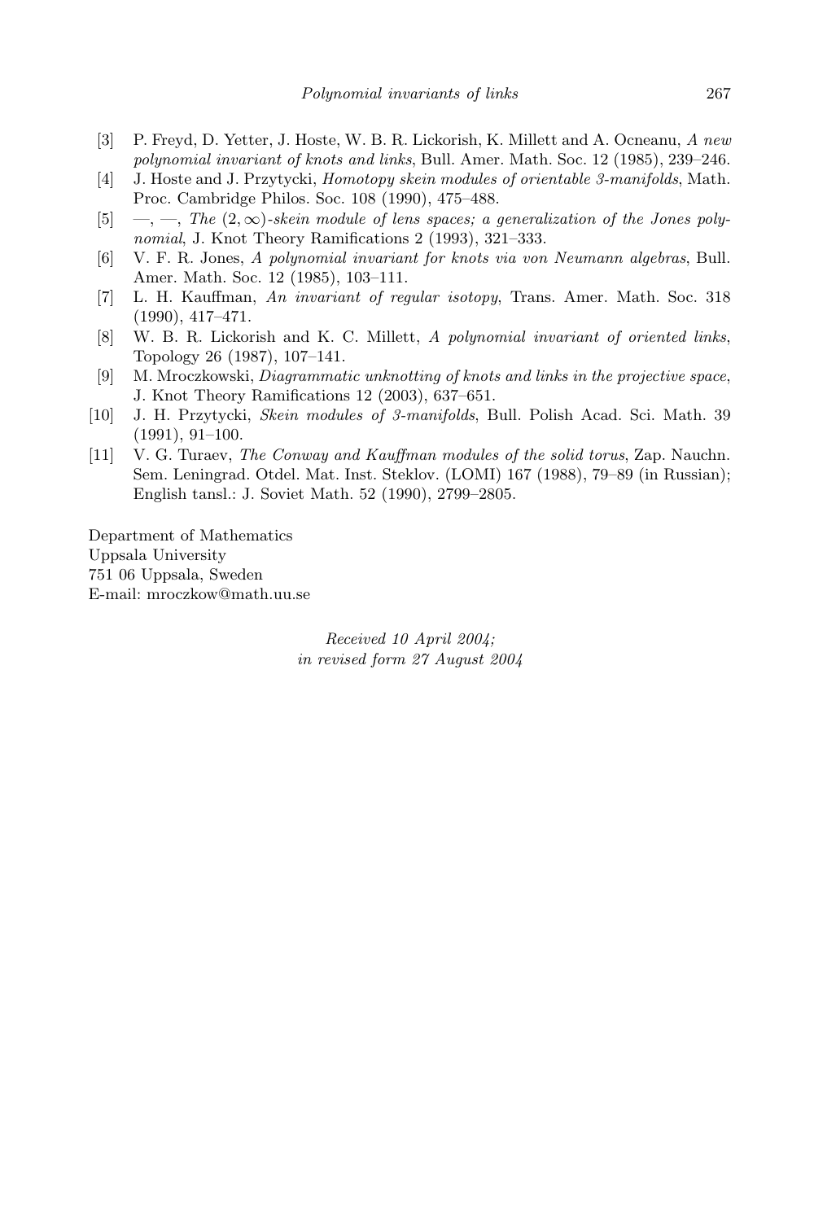[3] P. Freyd, D. Yetter, J. Hoste, W. B. R. Lickorish, K. Millett and A. Ocneanu, *A new polynomial invariant of knots and links*, Bull. Amer. Math. Soc. 12 (1985), 239–246.

[4] J. Hoste and J. Przytycki, *Homotopy skein modules of orientable 3-manifolds*, Math. Proc. Cambridge Philos. Soc. 108 (1990), 475–488.

[5] —, —, *The* $(2,\infty)$*-skein module of lens spaces; a generalization of the Jones polynomial*, J. Knot Theory Ramifications 2 (1993), 321–333.

[6] V. F. R. Jones, *A polynomial invariant for knots via von Neumann algebras*, Bull. Amer. Math. Soc. 12 (1985), 103–111.

[7] L. H. Kauffman, *An invariant of regular isotopy*, Trans. Amer. Math. Soc. 318 (1990), 417–471.

[8] W. B. R. Lickorish and K. C. Millett, *A polynomial invariant of oriented links*, Topology 26 (1987), 107–141.

[9] M. Mroczkowski, *Diagrammatic unknotting of knots and links in the projective space*, J. Knot Theory Ramifications 12 (2003), 637–651.

[10] J. H. Przytycki, *Skein modules of 3-manifolds*, Bull. Polish Acad. Sci. Math. 39 (1991), 91–100.

[11] V. G. Turaev, *The Conway and Kauffman modules of the solid torus*, Zap. Nauchn. Sem. Leningrad. Otdel. Mat. Inst. Steklov. (LOMI) 167 (1988), 79–89 (in Russian); English tansl.: J. Soviet Math. 52 (1990), 2799–2805.

Department of Mathematics
Uppsala University
751 06 Uppsala, Sweden
E-mail: mroczkow@math.uu.se

*Received 10 April 2004;*
*in revised form 27 August 2004*